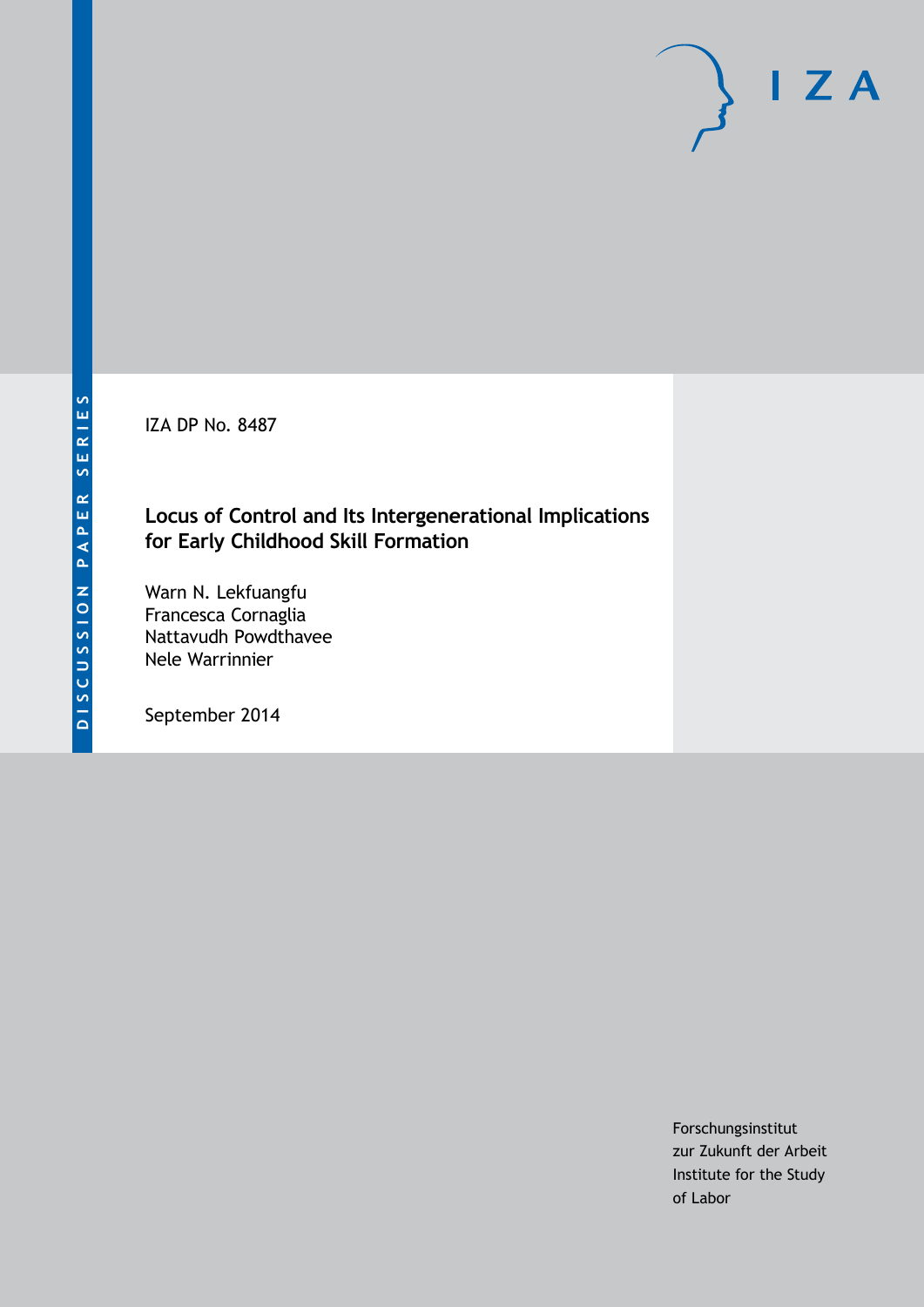DISCUSSION PAPER SERIES

IZA DP No. 8487

# Locus of Control and Its Intergenerational Implications for Early Childhood Skill Formation

Warn N. Lekfuangfu
Francesca Cornaglia
Nattavudh Powdthavee
Nele Warrinnier

September 2014

Forschungsinstitut
zur Zukunft der Arbeit
Institute for the Study
of Labor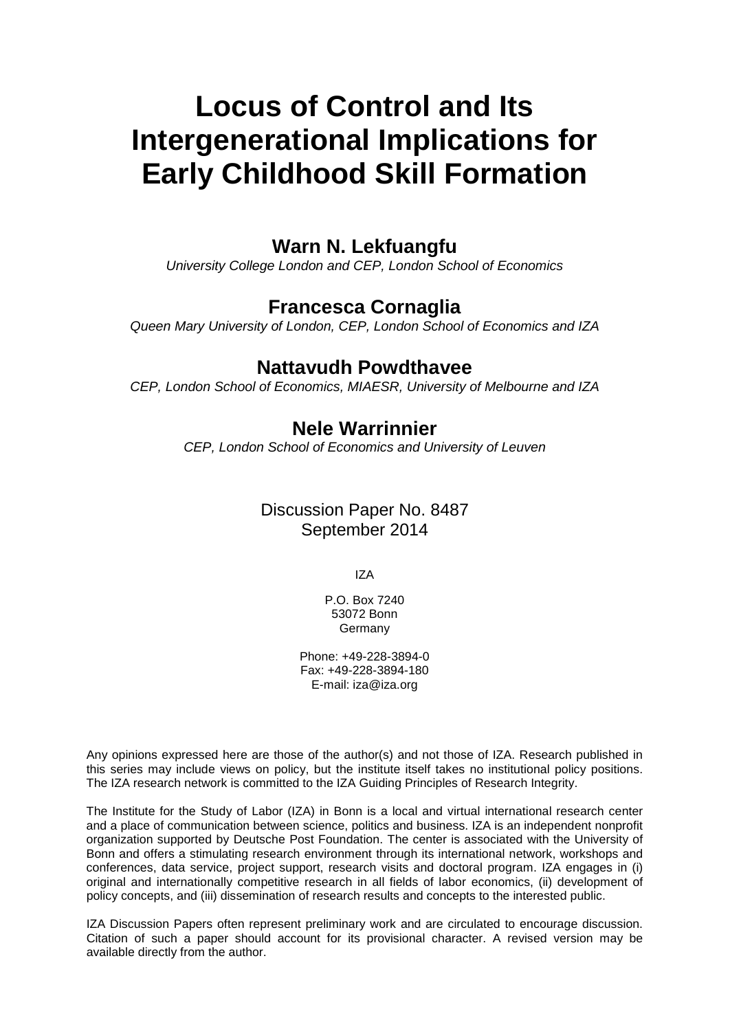# Locus of Control and Its Intergenerational Implications for Early Childhood Skill Formation

### Warn N. Lekfuangfu

*University College London and CEP, London School of Economics*

### Francesca Cornaglia

*Queen Mary University of London, CEP, London School of Economics and IZA*

### Nattavudh Powdthavee

*CEP, London School of Economics, MIAESR, University of Melbourne and IZA*

### Nele Warrinnier

*CEP, London School of Economics and University of Leuven*

Discussion Paper No. 8487
September 2014

IZA

P.O. Box 7240
53072 Bonn
Germany

Phone: +49-228-3894-0
Fax: +49-228-3894-180
E-mail: iza@iza.org

Any opinions expressed here are those of the author(s) and not those of IZA. Research published in this series may include views on policy, but the institute itself takes no institutional policy positions. The IZA research network is committed to the IZA Guiding Principles of Research Integrity.

The Institute for the Study of Labor (IZA) in Bonn is a local and virtual international research center and a place of communication between science, politics and business. IZA is an independent nonprofit organization supported by Deutsche Post Foundation. The center is associated with the University of Bonn and offers a stimulating research environment through its international network, workshops and conferences, data service, project support, research visits and doctoral program. IZA engages in (i) original and internationally competitive research in all fields of labor economics, (ii) development of policy concepts, and (iii) dissemination of research results and concepts to the interested public.

IZA Discussion Papers often represent preliminary work and are circulated to encourage discussion. Citation of such a paper should account for its provisional character. A revised version may be available directly from the author.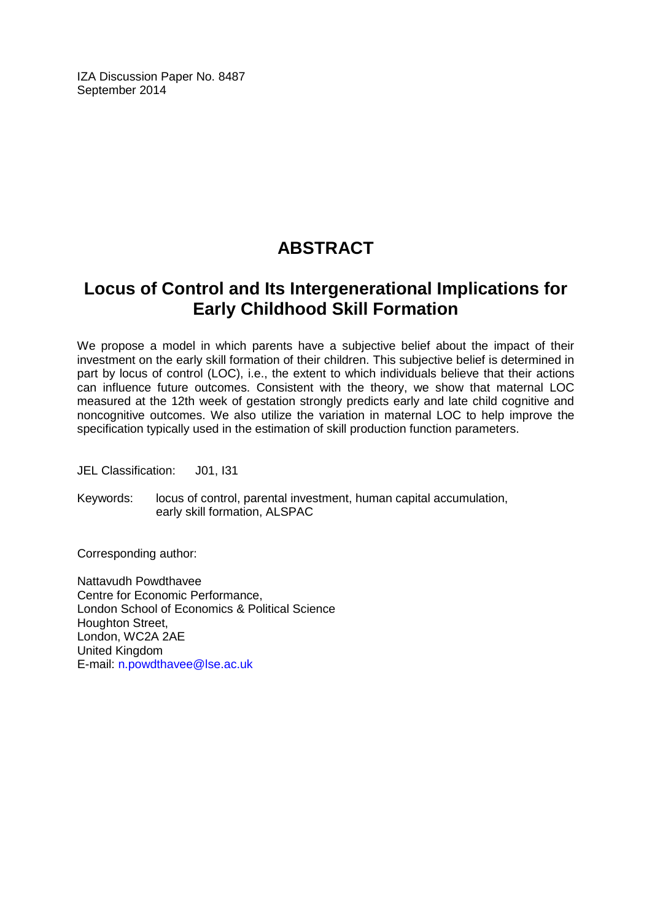IZA Discussion Paper No. 8487
September 2014

# ABSTRACT

## Locus of Control and Its Intergenerational Implications for Early Childhood Skill Formation

We propose a model in which parents have a subjective belief about the impact of their investment on the early skill formation of their children. This subjective belief is determined in part by locus of control (LOC), i.e., the extent to which individuals believe that their actions can influence future outcomes. Consistent with the theory, we show that maternal LOC measured at the 12th week of gestation strongly predicts early and late child cognitive and noncognitive outcomes. We also utilize the variation in maternal LOC to help improve the specification typically used in the estimation of skill production function parameters.

JEL Classification: J01, I31

Keywords: locus of control, parental investment, human capital accumulation, early skill formation, ALSPAC

Corresponding author:

Nattavudh Powdthavee
Centre for Economic Performance,
London School of Economics & Political Science
Houghton Street,
London, WC2A 2AE
United Kingdom
E-mail: n.powdthavee@lse.ac.uk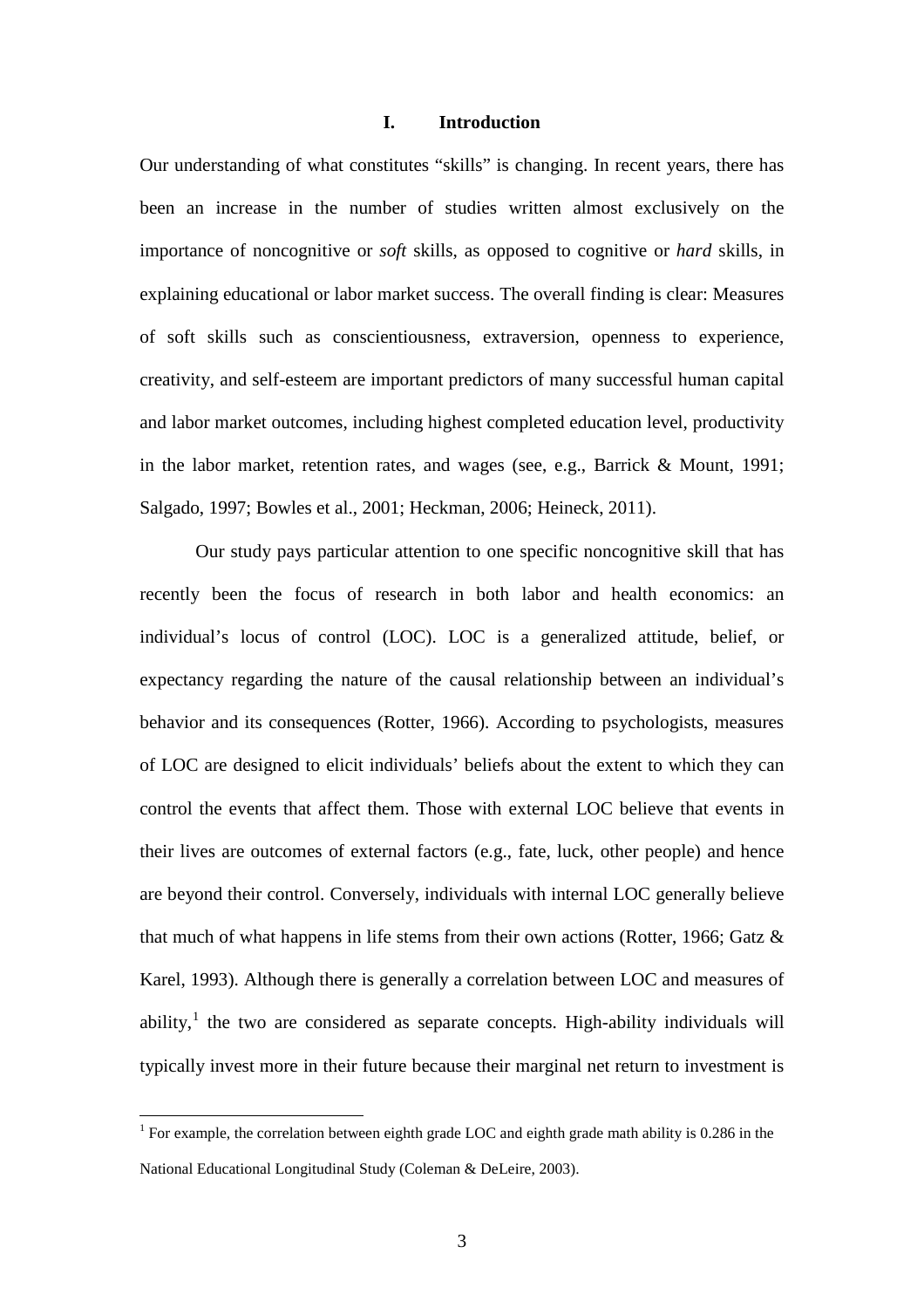# I. Introduction

Our understanding of what constitutes "skills" is changing. In recent years, there has been an increase in the number of studies written almost exclusively on the importance of noncognitive or *soft* skills, as opposed to cognitive or *hard* skills, in explaining educational or labor market success. The overall finding is clear: Measures of soft skills such as conscientiousness, extraversion, openness to experience, creativity, and self-esteem are important predictors of many successful human capital and labor market outcomes, including highest completed education level, productivity in the labor market, retention rates, and wages (see, e.g., Barrick & Mount, 1991; Salgado, 1997; Bowles et al., 2001; Heckman, 2006; Heineck, 2011).

Our study pays particular attention to one specific noncognitive skill that has recently been the focus of research in both labor and health economics: an individual's locus of control (LOC). LOC is a generalized attitude, belief, or expectancy regarding the nature of the causal relationship between an individual's behavior and its consequences (Rotter, 1966). According to psychologists, measures of LOC are designed to elicit individuals' beliefs about the extent to which they can control the events that affect them. Those with external LOC believe that events in their lives are outcomes of external factors (e.g., fate, luck, other people) and hence are beyond their control. Conversely, individuals with internal LOC generally believe that much of what happens in life stems from their own actions (Rotter, 1966; Gatz & Karel, 1993). Although there is generally a correlation between LOC and measures of ability,[1] the two are considered as separate concepts. High-ability individuals will typically invest more in their future because their marginal net return to investment is

[1] For example, the correlation between eighth grade LOC and eighth grade math ability is 0.286 in the National Educational Longitudinal Study (Coleman & DeLeire, 2003).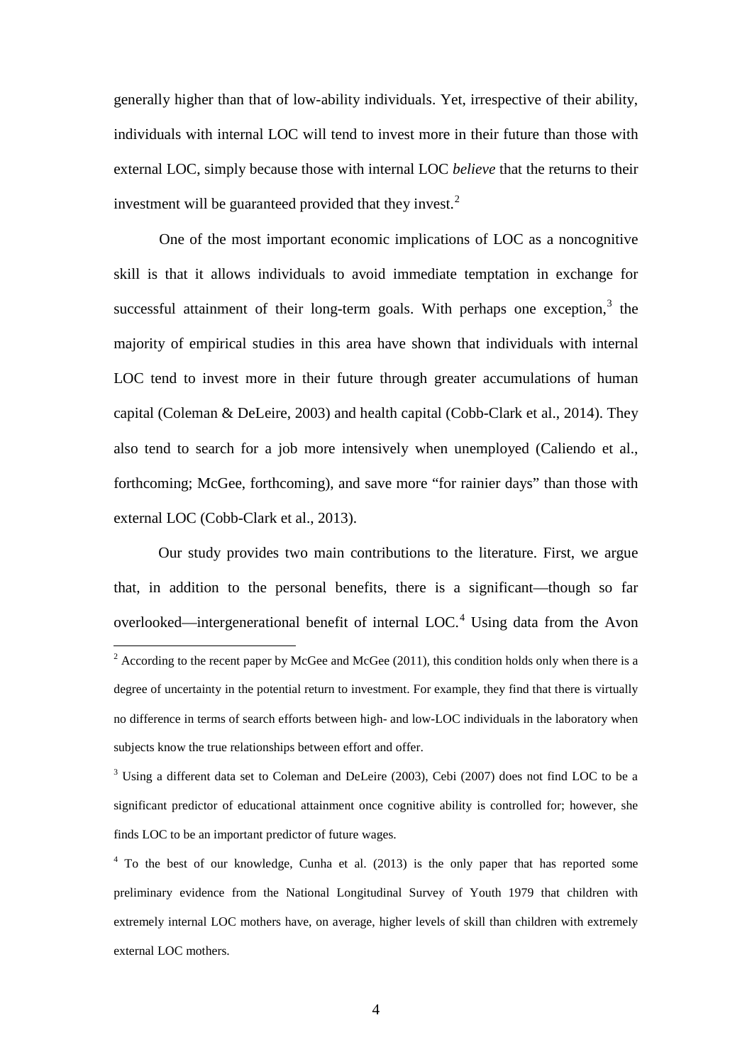generally higher than that of low-ability individuals. Yet, irrespective of their ability, individuals with internal LOC will tend to invest more in their future than those with external LOC, simply because those with internal LOC *believe* that the returns to their investment will be guaranteed provided that they invest.[2]

One of the most important economic implications of LOC as a noncognitive skill is that it allows individuals to avoid immediate temptation in exchange for successful attainment of their long-term goals. With perhaps one exception,[3] the majority of empirical studies in this area have shown that individuals with internal LOC tend to invest more in their future through greater accumulations of human capital (Coleman & DeLeire, 2003) and health capital (Cobb-Clark et al., 2014). They also tend to search for a job more intensively when unemployed (Caliendo et al., forthcoming; McGee, forthcoming), and save more "for rainier days" than those with external LOC (Cobb-Clark et al., 2013).

Our study provides two main contributions to the literature. First, we argue that, in addition to the personal benefits, there is a significant—though so far overlooked—intergenerational benefit of internal LOC.[4] Using data from the Avon

---

[2] According to the recent paper by McGee and McGee (2011), this condition holds only when there is a degree of uncertainty in the potential return to investment. For example, they find that there is virtually no difference in terms of search efforts between high- and low-LOC individuals in the laboratory when subjects know the true relationships between effort and offer.

[3] Using a different data set to Coleman and DeLeire (2003), Cebi (2007) does not find LOC to be a significant predictor of educational attainment once cognitive ability is controlled for; however, she finds LOC to be an important predictor of future wages.

[4] To the best of our knowledge, Cunha et al. (2013) is the only paper that has reported some preliminary evidence from the National Longitudinal Survey of Youth 1979 that children with extremely internal LOC mothers have, on average, higher levels of skill than children with extremely external LOC mothers.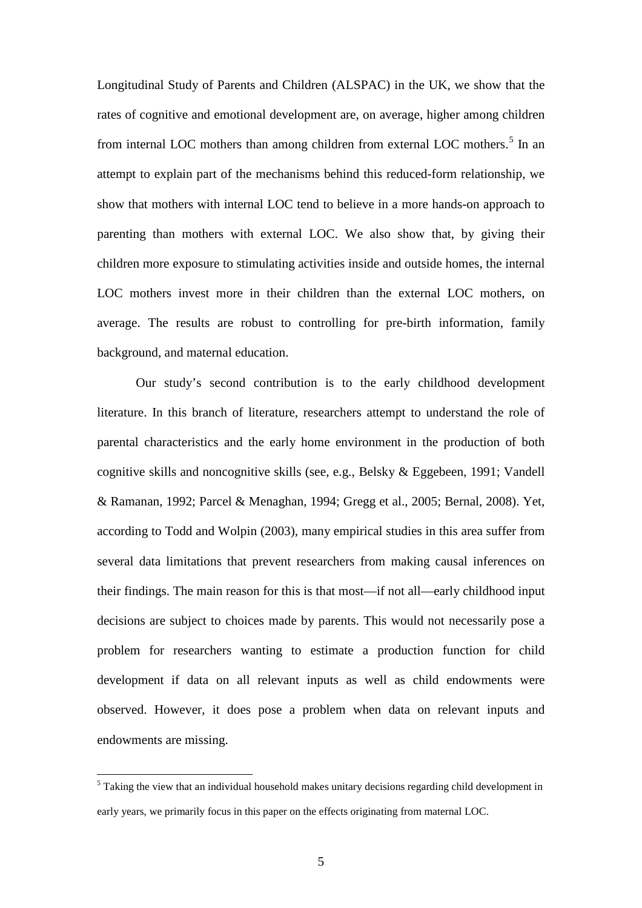Longitudinal Study of Parents and Children (ALSPAC) in the UK, we show that the rates of cognitive and emotional development are, on average, higher among children from internal LOC mothers than among children from external LOC mothers.[5] In an attempt to explain part of the mechanisms behind this reduced-form relationship, we show that mothers with internal LOC tend to believe in a more hands-on approach to parenting than mothers with external LOC. We also show that, by giving their children more exposure to stimulating activities inside and outside homes, the internal LOC mothers invest more in their children than the external LOC mothers, on average. The results are robust to controlling for pre-birth information, family background, and maternal education.

Our study's second contribution is to the early childhood development literature. In this branch of literature, researchers attempt to understand the role of parental characteristics and the early home environment in the production of both cognitive skills and noncognitive skills (see, e.g., Belsky & Eggebeen, 1991; Vandell & Ramanan, 1992; Parcel & Menaghan, 1994; Gregg et al., 2005; Bernal, 2008). Yet, according to Todd and Wolpin (2003), many empirical studies in this area suffer from several data limitations that prevent researchers from making causal inferences on their findings. The main reason for this is that most—if not all—early childhood input decisions are subject to choices made by parents. This would not necessarily pose a problem for researchers wanting to estimate a production function for child development if data on all relevant inputs as well as child endowments were observed. However, it does pose a problem when data on relevant inputs and endowments are missing.

[5] Taking the view that an individual household makes unitary decisions regarding child development in early years, we primarily focus in this paper on the effects originating from maternal LOC.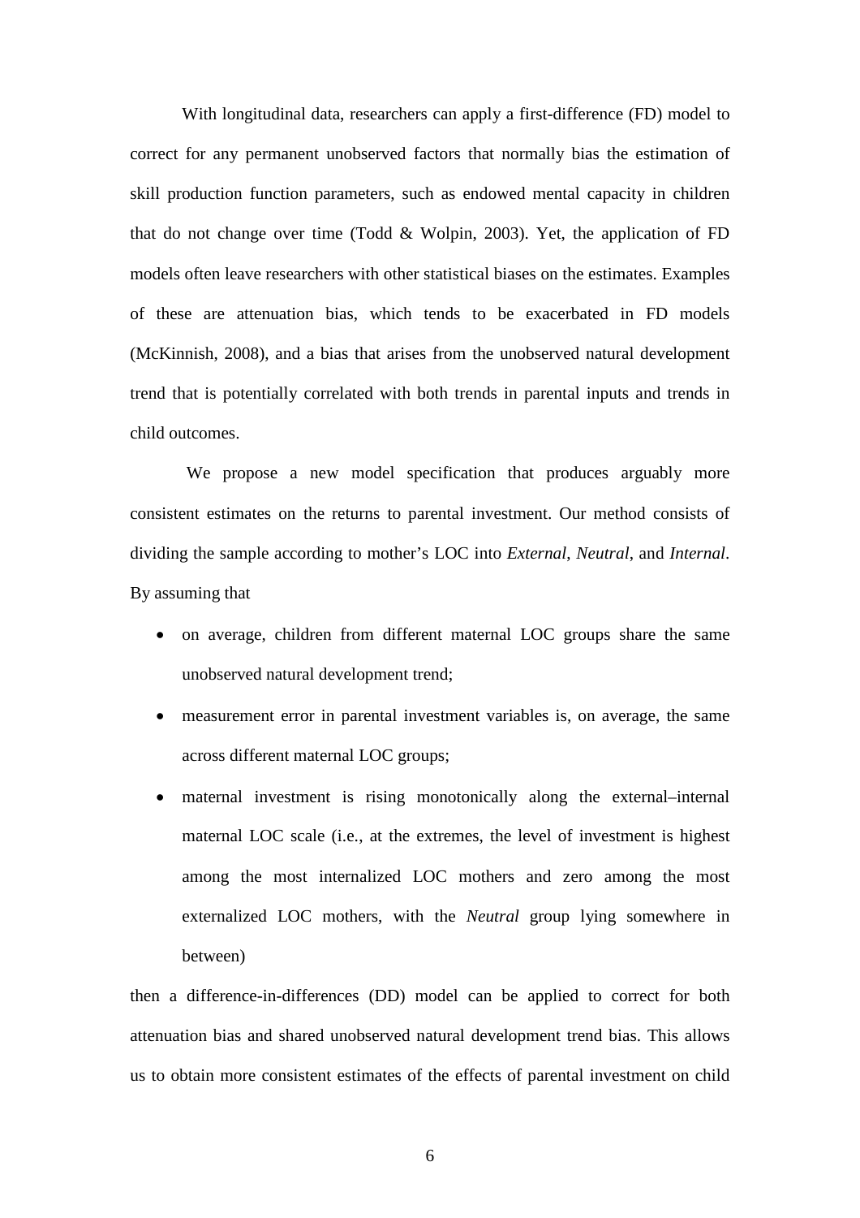With longitudinal data, researchers can apply a first-difference (FD) model to correct for any permanent unobserved factors that normally bias the estimation of skill production function parameters, such as endowed mental capacity in children that do not change over time (Todd & Wolpin, 2003). Yet, the application of FD models often leave researchers with other statistical biases on the estimates. Examples of these are attenuation bias, which tends to be exacerbated in FD models (McKinnish, 2008), and a bias that arises from the unobserved natural development trend that is potentially correlated with both trends in parental inputs and trends in child outcomes.

We propose a new model specification that produces arguably more consistent estimates on the returns to parental investment. Our method consists of dividing the sample according to mother's LOC into *External*, *Neutral*, and *Internal*. By assuming that

- on average, children from different maternal LOC groups share the same unobserved natural development trend;
- measurement error in parental investment variables is, on average, the same across different maternal LOC groups;
- maternal investment is rising monotonically along the external–internal maternal LOC scale (i.e., at the extremes, the level of investment is highest among the most internalized LOC mothers and zero among the most externalized LOC mothers, with the *Neutral* group lying somewhere in between)

then a difference-in-differences (DD) model can be applied to correct for both attenuation bias and shared unobserved natural development trend bias. This allows us to obtain more consistent estimates of the effects of parental investment on child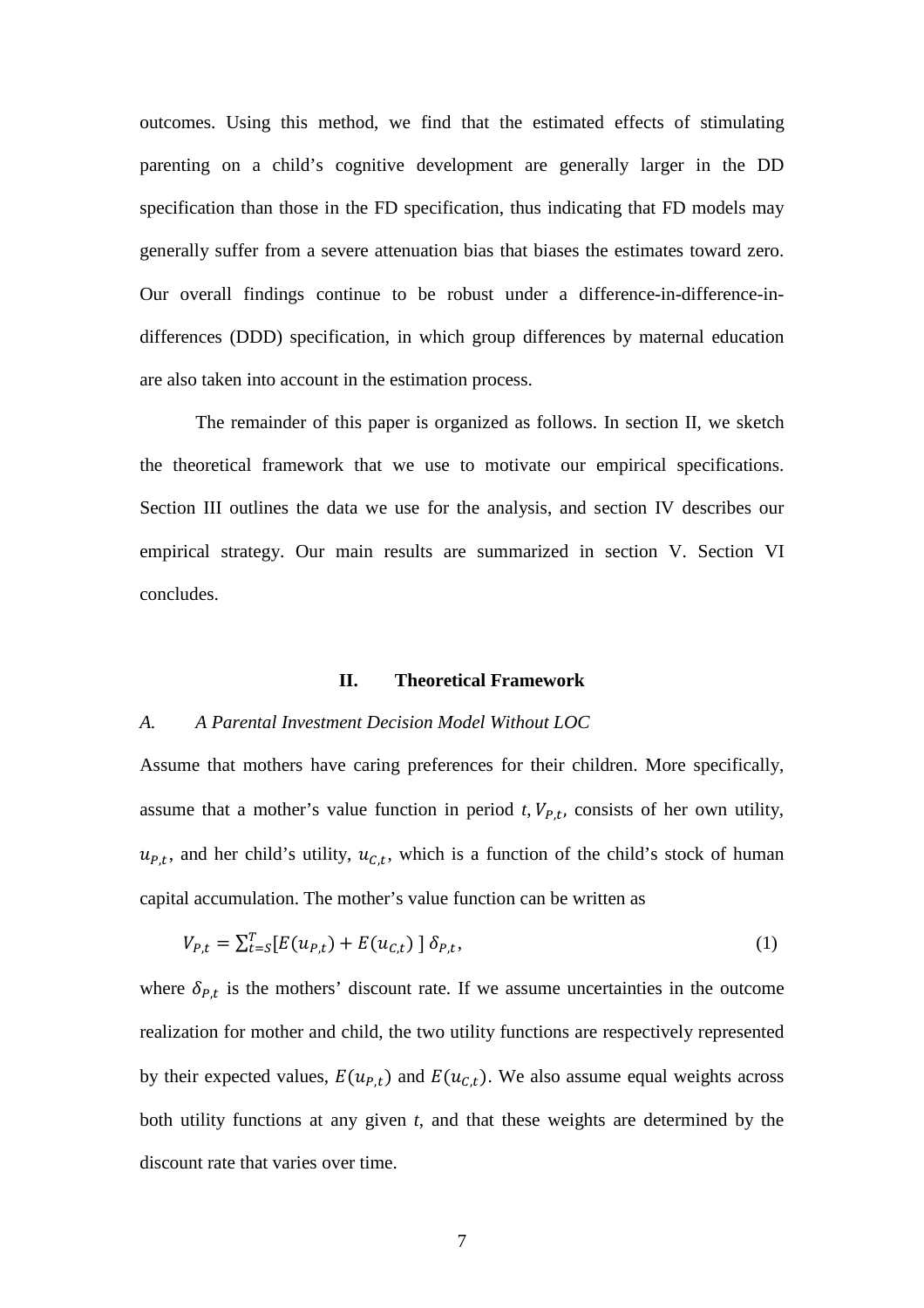outcomes. Using this method, we find that the estimated effects of stimulating parenting on a child's cognitive development are generally larger in the DD specification than those in the FD specification, thus indicating that FD models may generally suffer from a severe attenuation bias that biases the estimates toward zero. Our overall findings continue to be robust under a difference-in-difference-in-differences (DDD) specification, in which group differences by maternal education are also taken into account in the estimation process.

The remainder of this paper is organized as follows. In section II, we sketch the theoretical framework that we use to motivate our empirical specifications. Section III outlines the data we use for the analysis, and section IV describes our empirical strategy. Our main results are summarized in section V. Section VI concludes.

## II. Theoretical Framework

### *A. A Parental Investment Decision Model Without LOC*

Assume that mothers have caring preferences for their children. More specifically, assume that a mother's value function in period *t*, $V_{P,t}$, consists of her own utility, $u_{P,t}$, and her child's utility, $u_{C,t}$, which is a function of the child's stock of human capital accumulation. The mother's value function can be written as

$$V_{P,t} = \sum_{t=S}^{T}[E(u_{P,t}) + E(u_{C,t})]\,\delta_{P,t}, \tag{1}$$

where $\delta_{P,t}$ is the mothers' discount rate. If we assume uncertainties in the outcome realization for mother and child, the two utility functions are respectively represented by their expected values, $E(u_{P,t})$ and $E(u_{C,t})$. We also assume equal weights across both utility functions at any given *t*, and that these weights are determined by the discount rate that varies over time.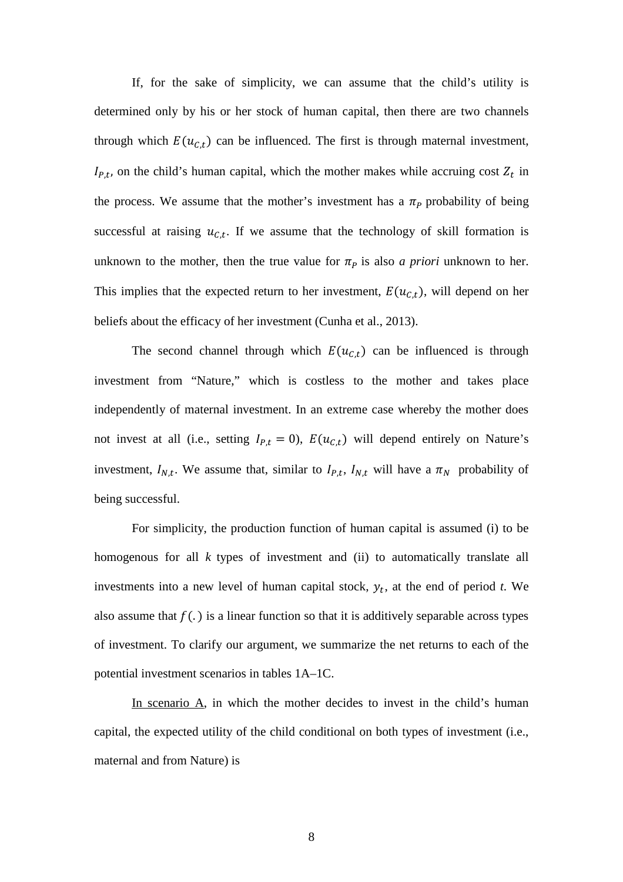If, for the sake of simplicity, we can assume that the child's utility is determined only by his or her stock of human capital, then there are two channels through which $E(u_{C,t})$ can be influenced. The first is through maternal investment, $I_{P,t}$, on the child's human capital, which the mother makes while accruing cost $Z_t$ in the process. We assume that the mother's investment has a $\pi_P$ probability of being successful at raising $u_{C,t}$. If we assume that the technology of skill formation is unknown to the mother, then the true value for $\pi_P$ is also *a priori* unknown to her. This implies that the expected return to her investment, $E(u_{C,t})$, will depend on her beliefs about the efficacy of her investment (Cunha et al., 2013).

The second channel through which $E(u_{C,t})$ can be influenced is through investment from "Nature," which is costless to the mother and takes place independently of maternal investment. In an extreme case whereby the mother does not invest at all (i.e., setting $I_{P,t} = 0$), $E(u_{C,t})$ will depend entirely on Nature's investment, $I_{N,t}$. We assume that, similar to $I_{P,t}$, $I_{N,t}$ will have a $\pi_N$ probability of being successful.

For simplicity, the production function of human capital is assumed (i) to be homogenous for all *k* types of investment and (ii) to automatically translate all investments into a new level of human capital stock, $y_t$, at the end of period *t*. We also assume that $f(.)$ is a linear function so that it is additively separable across types of investment. To clarify our argument, we summarize the net returns to each of the potential investment scenarios in tables 1A–1C.

<u>In scenario A</u>, in which the mother decides to invest in the child's human capital, the expected utility of the child conditional on both types of investment (i.e., maternal and from Nature) is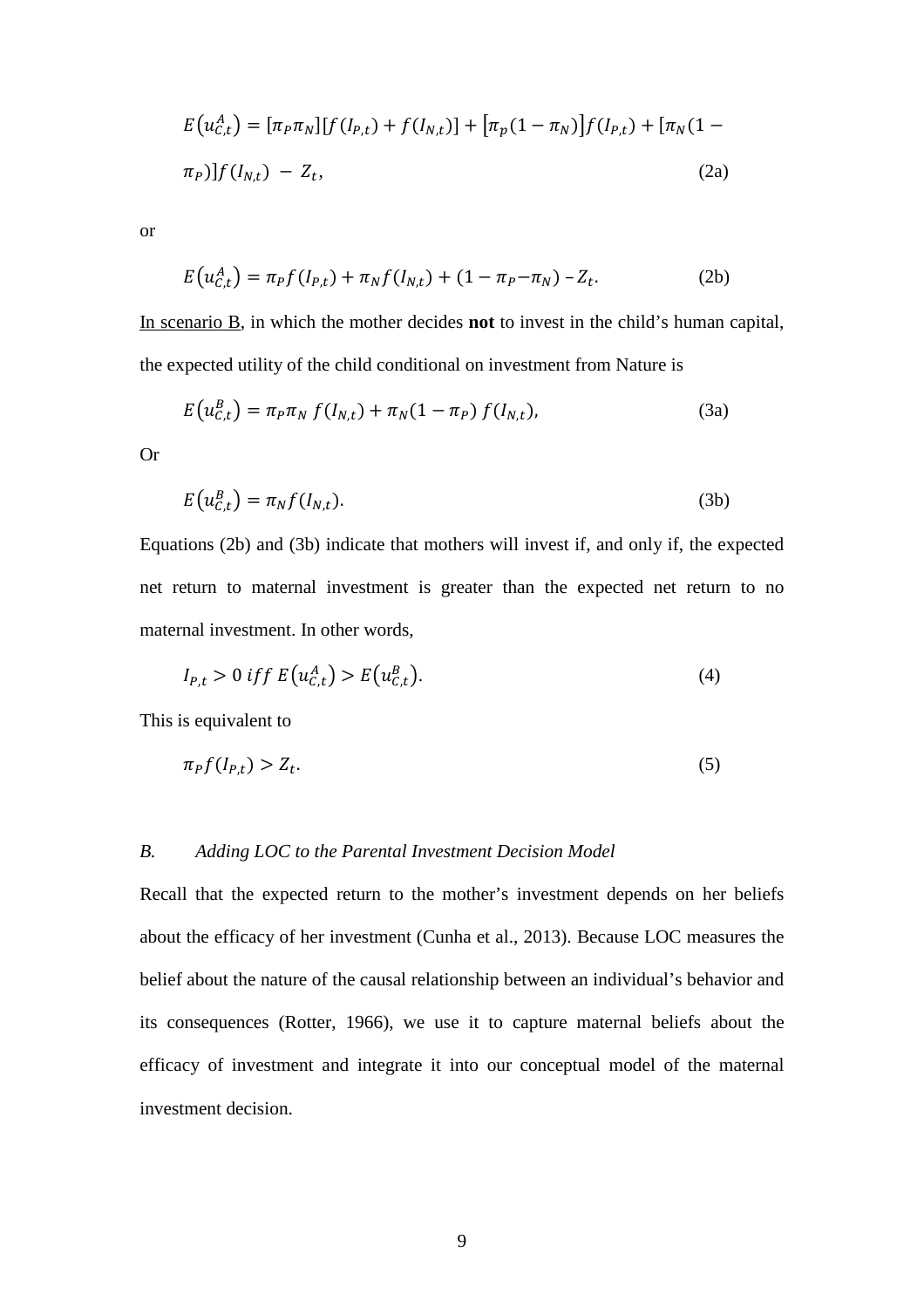$$E\left(u_{C,t}^{A}\right) = [\pi_P \pi_N][f(I_{P,t}) + f(I_{N,t})] + \left[\pi_p(1-\pi_N)\right] f(I_{P,t}) + [\pi_N(1-\pi_P)] f(I_{N,t}) \; - \; Z_t, \tag{2a}$$

or

$$E\left(u_{C,t}^{A}\right) = \pi_P f(I_{P,t}) + \pi_N f(I_{N,t}) + (1 - \pi_P - \pi_N) - Z_t. \tag{2b}$$

In scenario B, in which the mother decides **not** to invest in the child's human capital, the expected utility of the child conditional on investment from Nature is

$$E\left(u_{C,t}^{B}\right) = \pi_P \pi_N \; f(I_{N,t}) + \pi_N(1 - \pi_P) \; f(I_{N,t}), \tag{3a}$$

Or

$$E\left(u_{C,t}^{B}\right) = \pi_N f(I_{N,t}). \tag{3b}$$

Equations (2b) and (3b) indicate that mothers will invest if, and only if, the expected net return to maternal investment is greater than the expected net return to no maternal investment. In other words,

$$I_{P,t} > 0 \; iff \; E\left(u_{C,t}^{A}\right) > E\left(u_{C,t}^{B}\right). \tag{4}$$

This is equivalent to

$$\pi_P f(I_{P,t}) > Z_t. \tag{5}$$

### *B. Adding LOC to the Parental Investment Decision Model*

Recall that the expected return to the mother's investment depends on her beliefs about the efficacy of her investment (Cunha et al., 2013). Because LOC measures the belief about the nature of the causal relationship between an individual's behavior and its consequences (Rotter, 1966), we use it to capture maternal beliefs about the efficacy of investment and integrate it into our conceptual model of the maternal investment decision.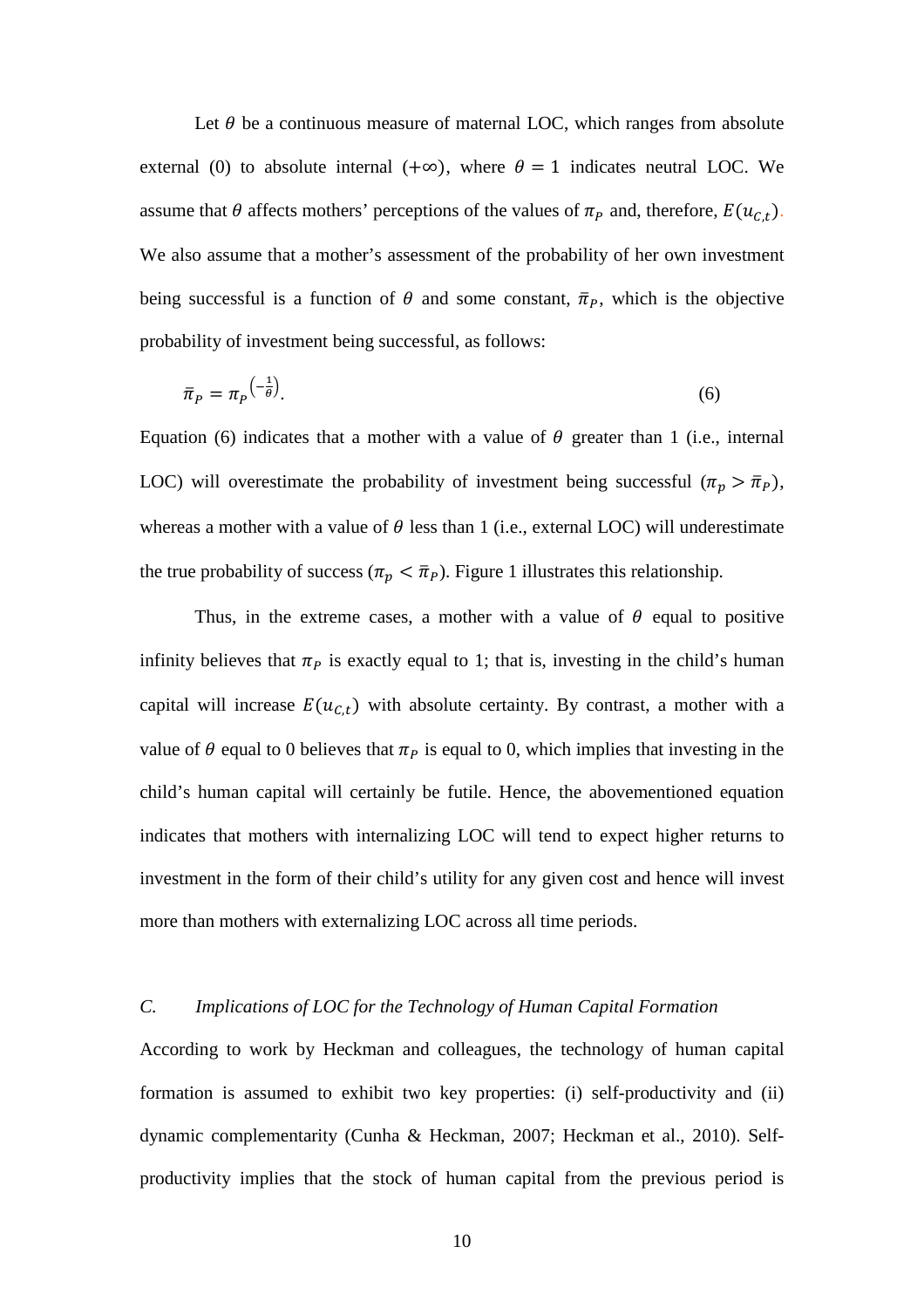Let $\theta$ be a continuous measure of maternal LOC, which ranges from absolute external (0) to absolute internal ($+\infty$), where $\theta = 1$ indicates neutral LOC. We assume that $\theta$ affects mothers' perceptions of the values of $\pi_P$ and, therefore, $E(u_{C,t})$. We also assume that a mother's assessment of the probability of her own investment being successful is a function of $\theta$ and some constant, $\bar{\pi}_P$, which is the objective probability of investment being successful, as follows:

$$\bar{\pi}_P = \pi_P^{\left(-\frac{1}{\theta}\right)}. \tag{6}$$

Equation (6) indicates that a mother with a value of $\theta$ greater than 1 (i.e., internal LOC) will overestimate the probability of investment being successful ($\pi_p > \bar{\pi}_P$), whereas a mother with a value of $\theta$ less than 1 (i.e., external LOC) will underestimate the true probability of success ($\pi_p < \bar{\pi}_P$). Figure 1 illustrates this relationship.

Thus, in the extreme cases, a mother with a value of $\theta$ equal to positive infinity believes that $\pi_P$ is exactly equal to 1; that is, investing in the child's human capital will increase $E(u_{C,t})$ with absolute certainty. By contrast, a mother with a value of $\theta$ equal to 0 believes that $\pi_P$ is equal to 0, which implies that investing in the child's human capital will certainly be futile. Hence, the abovementioned equation indicates that mothers with internalizing LOC will tend to expect higher returns to investment in the form of their child's utility for any given cost and hence will invest more than mothers with externalizing LOC across all time periods.

### *C. Implications of LOC for the Technology of Human Capital Formation*

According to work by Heckman and colleagues, the technology of human capital formation is assumed to exhibit two key properties: (i) self-productivity and (ii) dynamic complementarity (Cunha & Heckman, 2007; Heckman et al., 2010). Self-productivity implies that the stock of human capital from the previous period is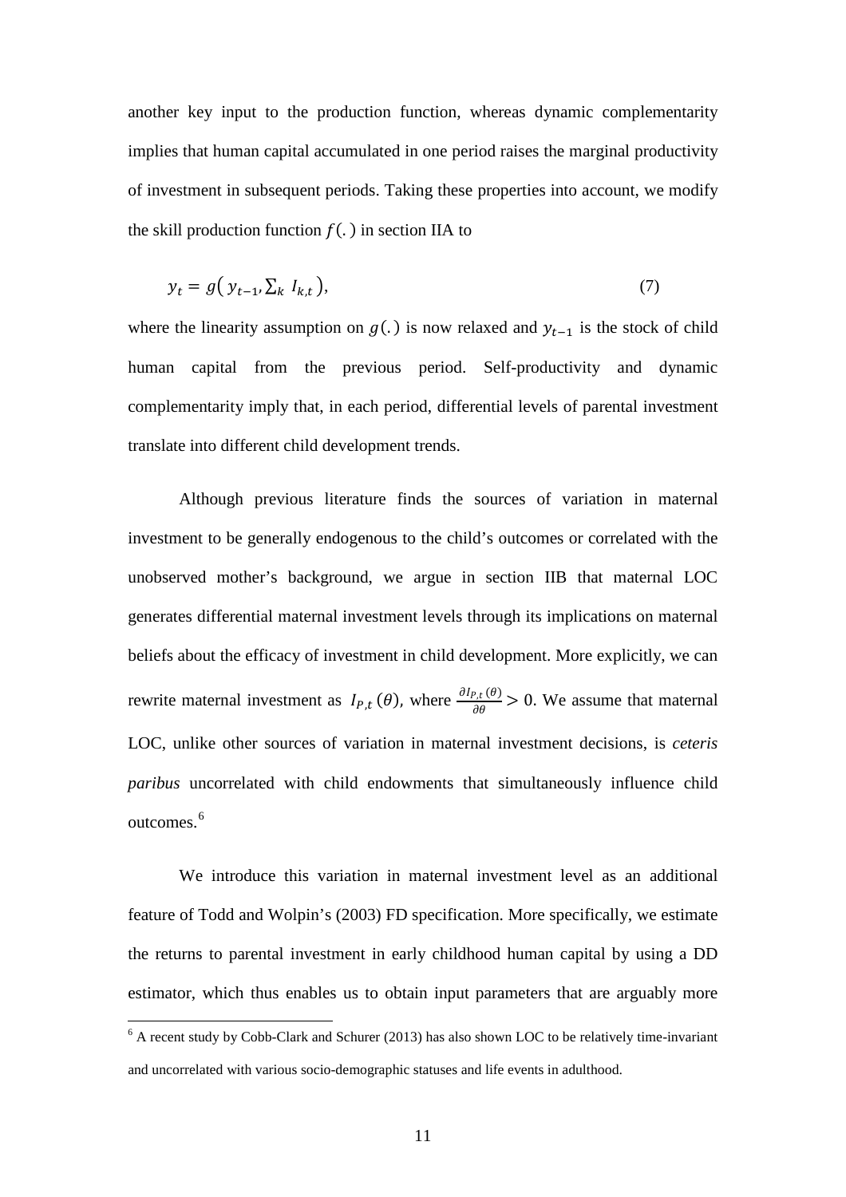another key input to the production function, whereas dynamic complementarity implies that human capital accumulated in one period raises the marginal productivity of investment in subsequent periods. Taking these properties into account, we modify the skill production function $f(.)$ in section IIA to

$$y_t = g\big( y_{t-1}, \sum_k I_{k,t} \big), \tag{7}$$

where the linearity assumption on $g(.)$ is now relaxed and $y_{t-1}$ is the stock of child human capital from the previous period. Self-productivity and dynamic complementarity imply that, in each period, differential levels of parental investment translate into different child development trends.

Although previous literature finds the sources of variation in maternal investment to be generally endogenous to the child's outcomes or correlated with the unobserved mother's background, we argue in section IIB that maternal LOC generates differential maternal investment levels through its implications on maternal beliefs about the efficacy of investment in child development. More explicitly, we can rewrite maternal investment as $I_{P,t}(\theta)$, where $\frac{\partial I_{P,t}(\theta)}{\partial \theta} > 0$. We assume that maternal LOC, unlike other sources of variation in maternal investment decisions, is *ceteris paribus* uncorrelated with child endowments that simultaneously influence child outcomes.[6]

We introduce this variation in maternal investment level as an additional feature of Todd and Wolpin's (2003) FD specification. More specifically, we estimate the returns to parental investment in early childhood human capital by using a DD estimator, which thus enables us to obtain input parameters that are arguably more

[6] A recent study by Cobb-Clark and Schurer (2013) has also shown LOC to be relatively time-invariant and uncorrelated with various socio-demographic statuses and life events in adulthood.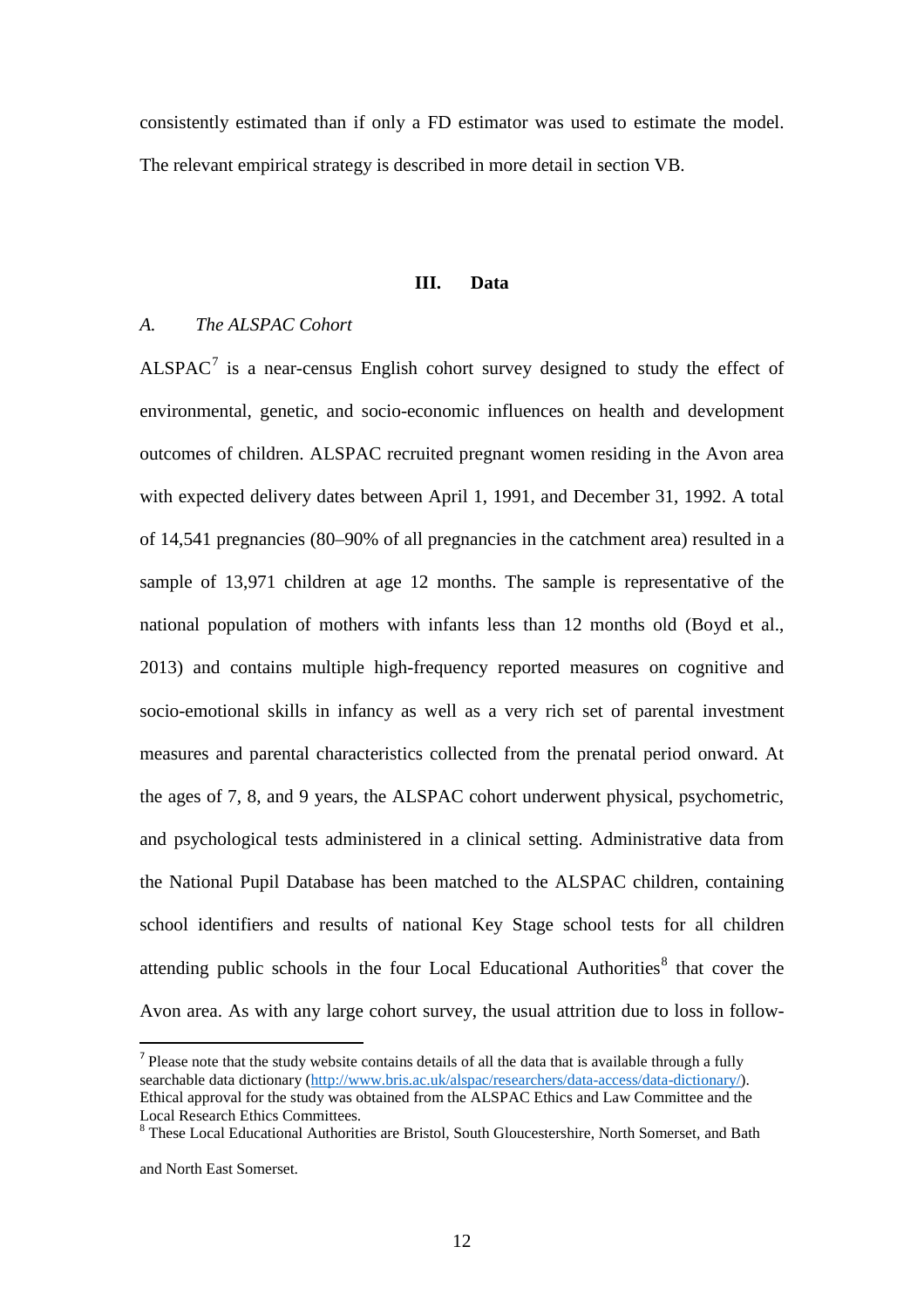consistently estimated than if only a FD estimator was used to estimate the model. The relevant empirical strategy is described in more detail in section VB.

## III. Data

### *A. The ALSPAC Cohort*

ALSPAC[7] is a near-census English cohort survey designed to study the effect of environmental, genetic, and socio-economic influences on health and development outcomes of children. ALSPAC recruited pregnant women residing in the Avon area with expected delivery dates between April 1, 1991, and December 31, 1992. A total of 14,541 pregnancies (80–90% of all pregnancies in the catchment area) resulted in a sample of 13,971 children at age 12 months. The sample is representative of the national population of mothers with infants less than 12 months old (Boyd et al., 2013) and contains multiple high-frequency reported measures on cognitive and socio-emotional skills in infancy as well as a very rich set of parental investment measures and parental characteristics collected from the prenatal period onward. At the ages of 7, 8, and 9 years, the ALSPAC cohort underwent physical, psychometric, and psychological tests administered in a clinical setting. Administrative data from the National Pupil Database has been matched to the ALSPAC children, containing school identifiers and results of national Key Stage school tests for all children attending public schools in the four Local Educational Authorities[8] that cover the Avon area. As with any large cohort survey, the usual attrition due to loss in follow-

---

[7] Please note that the study website contains details of all the data that is available through a fully searchable data dictionary (http://www.bris.ac.uk/alspac/researchers/data-access/data-dictionary/). Ethical approval for the study was obtained from the ALSPAC Ethics and Law Committee and the Local Research Ethics Committees.

[8] These Local Educational Authorities are Bristol, South Gloucestershire, North Somerset, and Bath and North East Somerset.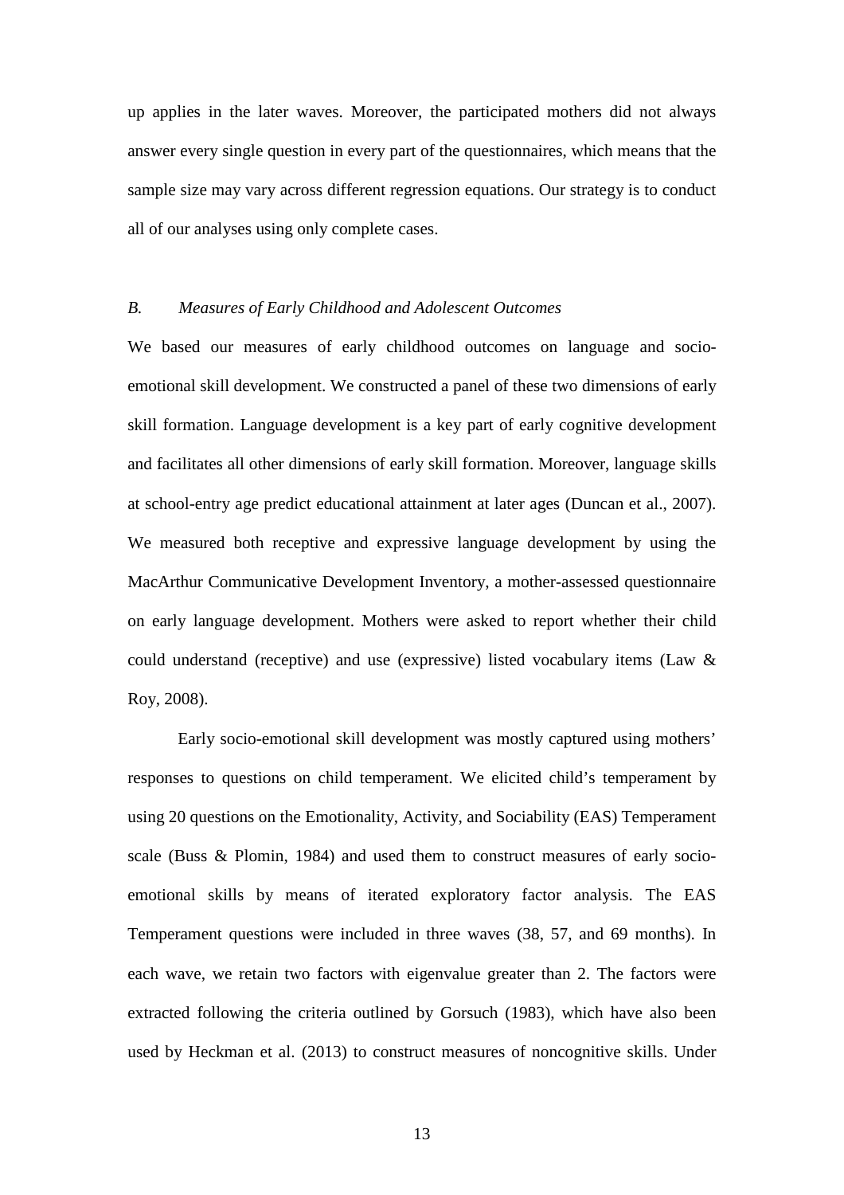up applies in the later waves. Moreover, the participated mothers did not always answer every single question in every part of the questionnaires, which means that the sample size may vary across different regression equations. Our strategy is to conduct all of our analyses using only complete cases.

### *B. Measures of Early Childhood and Adolescent Outcomes*

We based our measures of early childhood outcomes on language and socio-emotional skill development. We constructed a panel of these two dimensions of early skill formation. Language development is a key part of early cognitive development and facilitates all other dimensions of early skill formation. Moreover, language skills at school-entry age predict educational attainment at later ages (Duncan et al., 2007). We measured both receptive and expressive language development by using the MacArthur Communicative Development Inventory, a mother-assessed questionnaire on early language development. Mothers were asked to report whether their child could understand (receptive) and use (expressive) listed vocabulary items (Law & Roy, 2008).

Early socio-emotional skill development was mostly captured using mothers' responses to questions on child temperament. We elicited child's temperament by using 20 questions on the Emotionality, Activity, and Sociability (EAS) Temperament scale (Buss & Plomin, 1984) and used them to construct measures of early socio-emotional skills by means of iterated exploratory factor analysis. The EAS Temperament questions were included in three waves (38, 57, and 69 months). In each wave, we retain two factors with eigenvalue greater than 2. The factors were extracted following the criteria outlined by Gorsuch (1983), which have also been used by Heckman et al. (2013) to construct measures of noncognitive skills. Under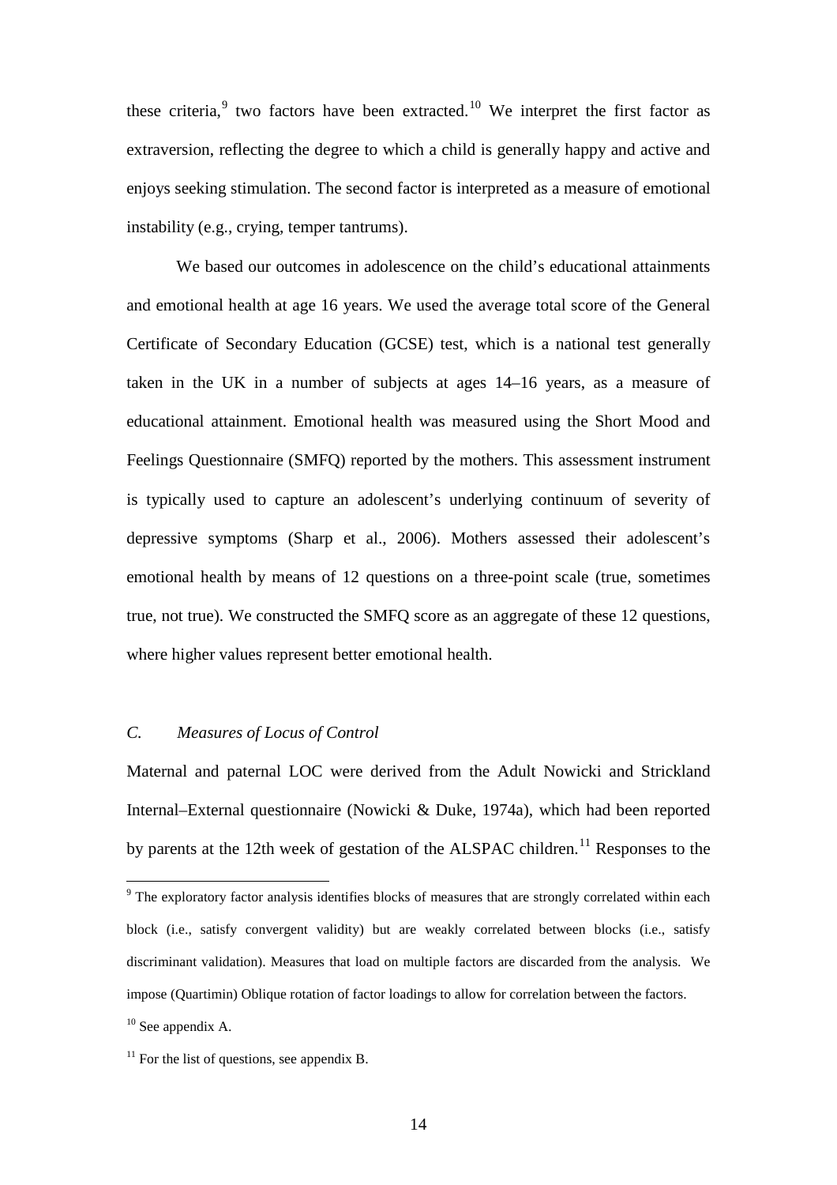these criteria,[9] two factors have been extracted.[10] We interpret the first factor as extraversion, reflecting the degree to which a child is generally happy and active and enjoys seeking stimulation. The second factor is interpreted as a measure of emotional instability (e.g., crying, temper tantrums).

We based our outcomes in adolescence on the child's educational attainments and emotional health at age 16 years. We used the average total score of the General Certificate of Secondary Education (GCSE) test, which is a national test generally taken in the UK in a number of subjects at ages 14–16 years, as a measure of educational attainment. Emotional health was measured using the Short Mood and Feelings Questionnaire (SMFQ) reported by the mothers. This assessment instrument is typically used to capture an adolescent's underlying continuum of severity of depressive symptoms (Sharp et al., 2006). Mothers assessed their adolescent's emotional health by means of 12 questions on a three-point scale (true, sometimes true, not true). We constructed the SMFQ score as an aggregate of these 12 questions, where higher values represent better emotional health.

### *C. Measures of Locus of Control*

Maternal and paternal LOC were derived from the Adult Nowicki and Strickland Internal–External questionnaire (Nowicki & Duke, 1974a), which had been reported by parents at the 12th week of gestation of the ALSPAC children.[11] Responses to the

---

[9] The exploratory factor analysis identifies blocks of measures that are strongly correlated within each block (i.e., satisfy convergent validity) but are weakly correlated between blocks (i.e., satisfy discriminant validation). Measures that load on multiple factors are discarded from the analysis. We impose (Quartimin) Oblique rotation of factor loadings to allow for correlation between the factors.

[10] See appendix A.

[11] For the list of questions, see appendix B.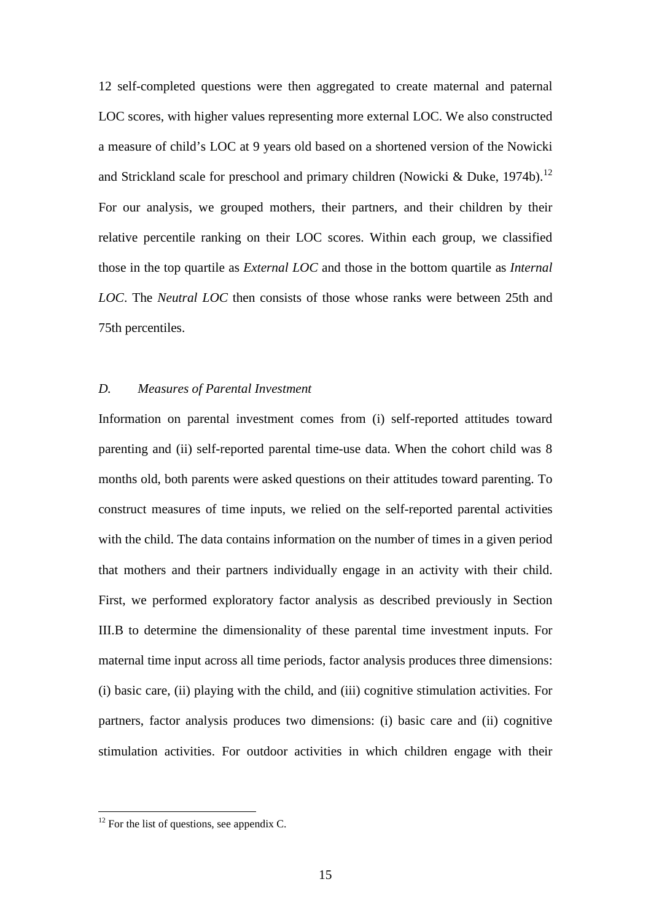12 self-completed questions were then aggregated to create maternal and paternal LOC scores, with higher values representing more external LOC. We also constructed a measure of child's LOC at 9 years old based on a shortened version of the Nowicki and Strickland scale for preschool and primary children (Nowicki & Duke, 1974b).[12] For our analysis, we grouped mothers, their partners, and their children by their relative percentile ranking on their LOC scores. Within each group, we classified those in the top quartile as *External LOC* and those in the bottom quartile as *Internal LOC*. The *Neutral LOC* then consists of those whose ranks were between 25th and 75th percentiles.

### *D. Measures of Parental Investment*

Information on parental investment comes from (i) self-reported attitudes toward parenting and (ii) self-reported parental time-use data. When the cohort child was 8 months old, both parents were asked questions on their attitudes toward parenting. To construct measures of time inputs, we relied on the self-reported parental activities with the child. The data contains information on the number of times in a given period that mothers and their partners individually engage in an activity with their child. First, we performed exploratory factor analysis as described previously in Section III.B to determine the dimensionality of these parental time investment inputs. For maternal time input across all time periods, factor analysis produces three dimensions: (i) basic care, (ii) playing with the child, and (iii) cognitive stimulation activities. For partners, factor analysis produces two dimensions: (i) basic care and (ii) cognitive stimulation activities. For outdoor activities in which children engage with their

[12] For the list of questions, see appendix C.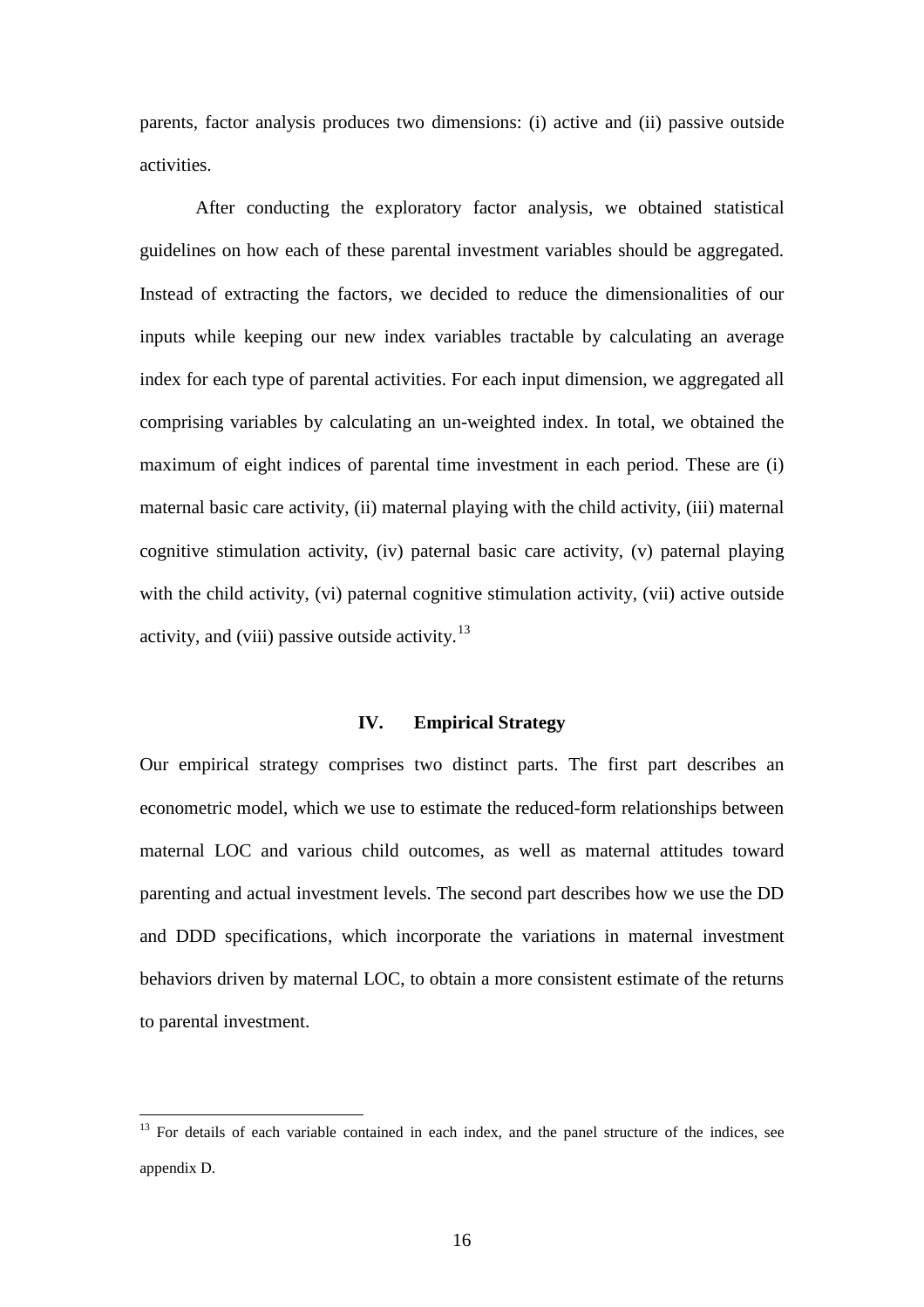parents, factor analysis produces two dimensions: (i) active and (ii) passive outside activities.

After conducting the exploratory factor analysis, we obtained statistical guidelines on how each of these parental investment variables should be aggregated. Instead of extracting the factors, we decided to reduce the dimensionalities of our inputs while keeping our new index variables tractable by calculating an average index for each type of parental activities. For each input dimension, we aggregated all comprising variables by calculating an un-weighted index. In total, we obtained the maximum of eight indices of parental time investment in each period. These are (i) maternal basic care activity, (ii) maternal playing with the child activity, (iii) maternal cognitive stimulation activity, (iv) paternal basic care activity, (v) paternal playing with the child activity, (vi) paternal cognitive stimulation activity, (vii) active outside activity, and (viii) passive outside activity.[13]

## IV. Empirical Strategy

Our empirical strategy comprises two distinct parts. The first part describes an econometric model, which we use to estimate the reduced-form relationships between maternal LOC and various child outcomes, as well as maternal attitudes toward parenting and actual investment levels. The second part describes how we use the DD and DDD specifications, which incorporate the variations in maternal investment behaviors driven by maternal LOC, to obtain a more consistent estimate of the returns to parental investment.

---

[13] For details of each variable contained in each index, and the panel structure of the indices, see appendix D.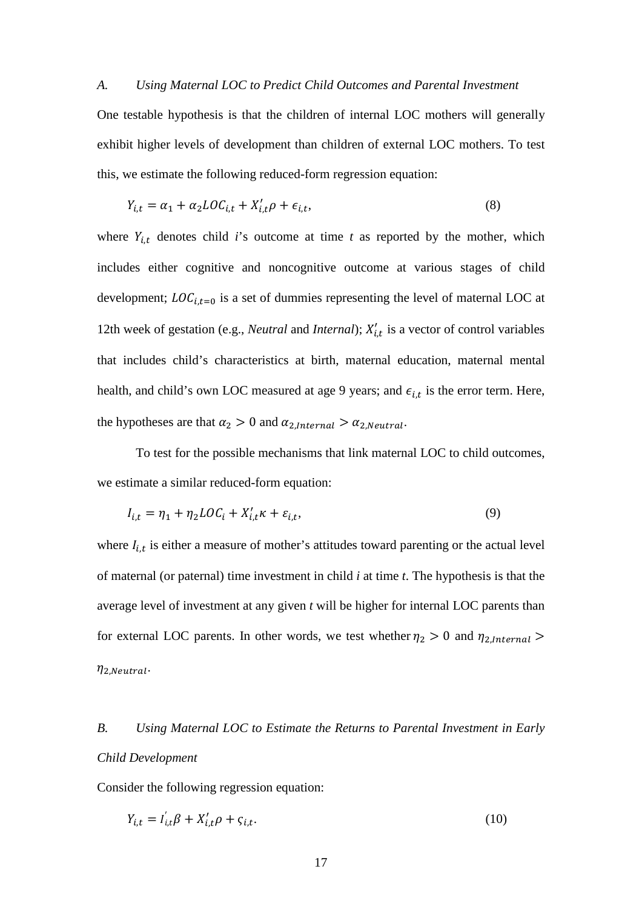### *A. Using Maternal LOC to Predict Child Outcomes and Parental Investment*

One testable hypothesis is that the children of internal LOC mothers will generally exhibit higher levels of development than children of external LOC mothers. To test this, we estimate the following reduced-form regression equation:

$$Y_{i,t} = \alpha_1 + \alpha_2 LOC_{i,t} + X'_{i,t}\rho + \epsilon_{i,t}, \tag{8}$$

where $Y_{i,t}$ denotes child *i*'s outcome at time *t* as reported by the mother, which includes either cognitive and noncognitive outcome at various stages of child development; $LOC_{i,t=0}$ is a set of dummies representing the level of maternal LOC at 12th week of gestation (e.g., *Neutral* and *Internal*); $X'_{i,t}$ is a vector of control variables that includes child's characteristics at birth, maternal education, maternal mental health, and child's own LOC measured at age 9 years; and $\epsilon_{i,t}$ is the error term. Here, the hypotheses are that $\alpha_2 > 0$ and $\alpha_{2,Internal} > \alpha_{2,Neutral}$.

To test for the possible mechanisms that link maternal LOC to child outcomes, we estimate a similar reduced-form equation:

$$I_{i,t} = \eta_1 + \eta_2 LOC_i + X'_{i,t}\kappa + \varepsilon_{i,t}, \tag{9}$$

where $I_{i,t}$ is either a measure of mother's attitudes toward parenting or the actual level of maternal (or paternal) time investment in child *i* at time *t*. The hypothesis is that the average level of investment at any given *t* will be higher for internal LOC parents than for external LOC parents. In other words, we test whether $\eta_2 > 0$ and $\eta_{2,Internal} > \eta_{2,Neutral}$.

### *B. Using Maternal LOC to Estimate the Returns to Parental Investment in Early Child Development*

Consider the following regression equation:

$$Y_{i,t} = I'_{i,t}\beta + X'_{i,t}\rho + \varsigma_{i,t}. \tag{10}$$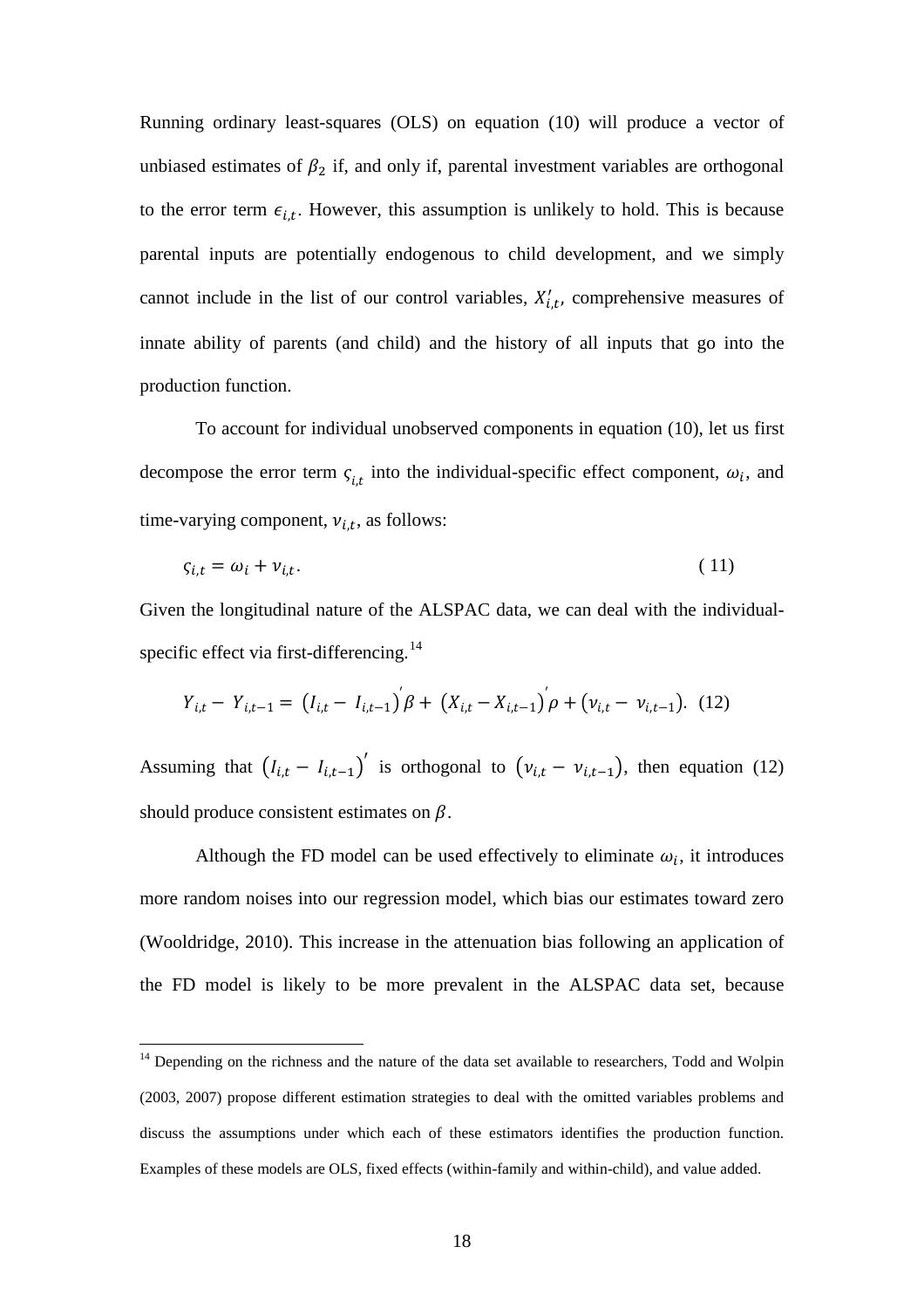Running ordinary least-squares (OLS) on equation (10) will produce a vector of unbiased estimates of $\beta_2$ if, and only if, parental investment variables are orthogonal to the error term $\epsilon_{i,t}$. However, this assumption is unlikely to hold. This is because parental inputs are potentially endogenous to child development, and we simply cannot include in the list of our control variables, $X'_{i,t}$, comprehensive measures of innate ability of parents (and child) and the history of all inputs that go into the production function.

To account for individual unobserved components in equation (10), let us first decompose the error term $\varsigma_{i,t}$ into the individual-specific effect component, $\omega_i$, and time-varying component, $\nu_{i,t}$, as follows:

$$\varsigma_{i,t} = \omega_i + \nu_{i,t}. \tag{11}$$

Given the longitudinal nature of the ALSPAC data, we can deal with the individual-specific effect via first-differencing.[14]

$$Y_{i,t} - Y_{i,t-1} = (I_{i,t} - I_{i,t-1})^{'}\beta + (X_{i,t} - X_{i,t-1})^{'}\rho + (\nu_{i,t} - \nu_{i,t-1}). \tag{12}$$

Assuming that $(I_{i,t} - I_{i,t-1})'$ is orthogonal to $(\nu_{i,t} - \nu_{i,t-1})$, then equation (12) should produce consistent estimates on $\beta$.

Although the FD model can be used effectively to eliminate $\omega_i$, it introduces more random noises into our regression model, which bias our estimates toward zero (Wooldridge, 2010). This increase in the attenuation bias following an application of the FD model is likely to be more prevalent in the ALSPAC data set, because

[14] Depending on the richness and the nature of the data set available to researchers, Todd and Wolpin (2003, 2007) propose different estimation strategies to deal with the omitted variables problems and discuss the assumptions under which each of these estimators identifies the production function. Examples of these models are OLS, fixed effects (within-family and within-child), and value added.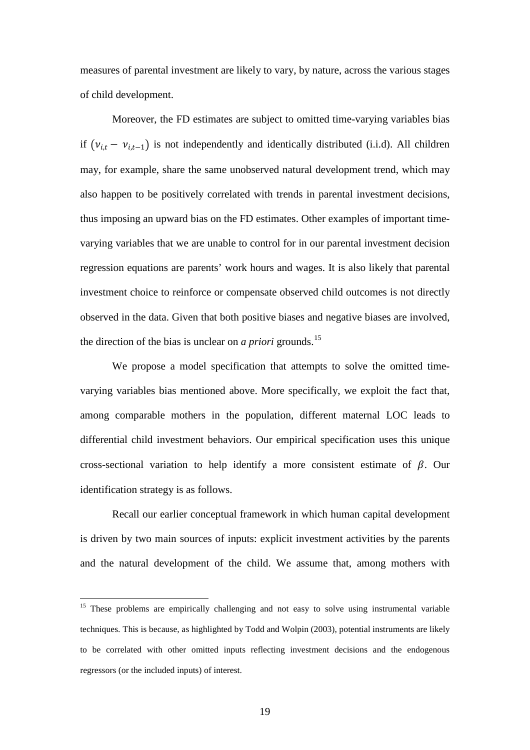measures of parental investment are likely to vary, by nature, across the various stages of child development.

Moreover, the FD estimates are subject to omitted time-varying variables bias if $(\nu_{i,t} - \nu_{i,t-1})$ is not independently and identically distributed (i.i.d). All children may, for example, share the same unobserved natural development trend, which may also happen to be positively correlated with trends in parental investment decisions, thus imposing an upward bias on the FD estimates. Other examples of important time-varying variables that we are unable to control for in our parental investment decision regression equations are parents' work hours and wages. It is also likely that parental investment choice to reinforce or compensate observed child outcomes is not directly observed in the data. Given that both positive biases and negative biases are involved, the direction of the bias is unclear on *a priori* grounds.[15]

We propose a model specification that attempts to solve the omitted time-varying variables bias mentioned above. More specifically, we exploit the fact that, among comparable mothers in the population, different maternal LOC leads to differential child investment behaviors. Our empirical specification uses this unique cross-sectional variation to help identify a more consistent estimate of $\beta$. Our identification strategy is as follows.

Recall our earlier conceptual framework in which human capital development is driven by two main sources of inputs: explicit investment activities by the parents and the natural development of the child. We assume that, among mothers with

---

[15] These problems are empirically challenging and not easy to solve using instrumental variable techniques. This is because, as highlighted by Todd and Wolpin (2003), potential instruments are likely to be correlated with other omitted inputs reflecting investment decisions and the endogenous regressors (or the included inputs) of interest.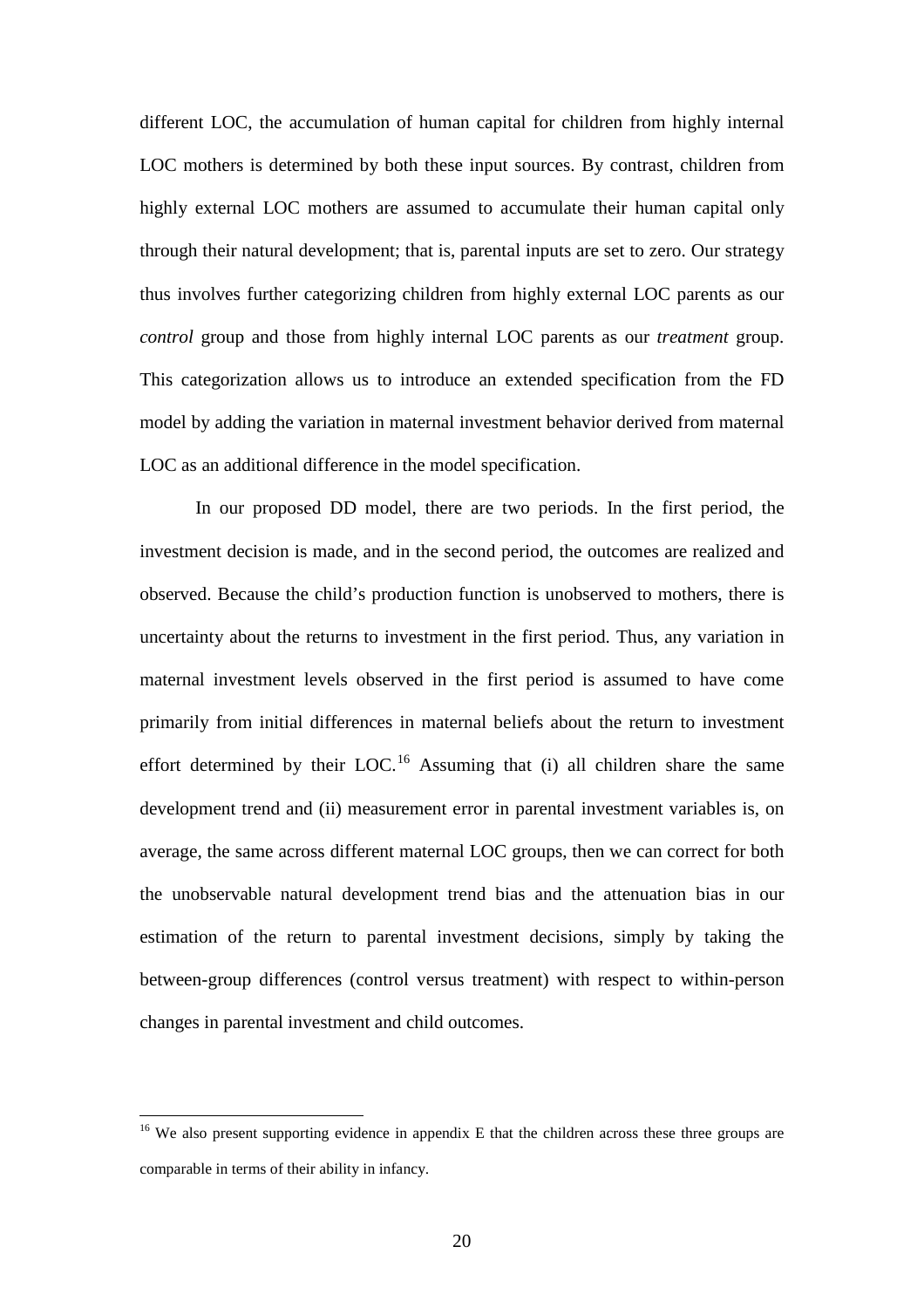different LOC, the accumulation of human capital for children from highly internal LOC mothers is determined by both these input sources. By contrast, children from highly external LOC mothers are assumed to accumulate their human capital only through their natural development; that is, parental inputs are set to zero. Our strategy thus involves further categorizing children from highly external LOC parents as our *control* group and those from highly internal LOC parents as our *treatment* group. This categorization allows us to introduce an extended specification from the FD model by adding the variation in maternal investment behavior derived from maternal LOC as an additional difference in the model specification.

In our proposed DD model, there are two periods. In the first period, the investment decision is made, and in the second period, the outcomes are realized and observed. Because the child's production function is unobserved to mothers, there is uncertainty about the returns to investment in the first period. Thus, any variation in maternal investment levels observed in the first period is assumed to have come primarily from initial differences in maternal beliefs about the return to investment effort determined by their LOC.[16] Assuming that (i) all children share the same development trend and (ii) measurement error in parental investment variables is, on average, the same across different maternal LOC groups, then we can correct for both the unobservable natural development trend bias and the attenuation bias in our estimation of the return to parental investment decisions, simply by taking the between-group differences (control versus treatment) with respect to within-person changes in parental investment and child outcomes.

[16] We also present supporting evidence in appendix E that the children across these three groups are comparable in terms of their ability in infancy.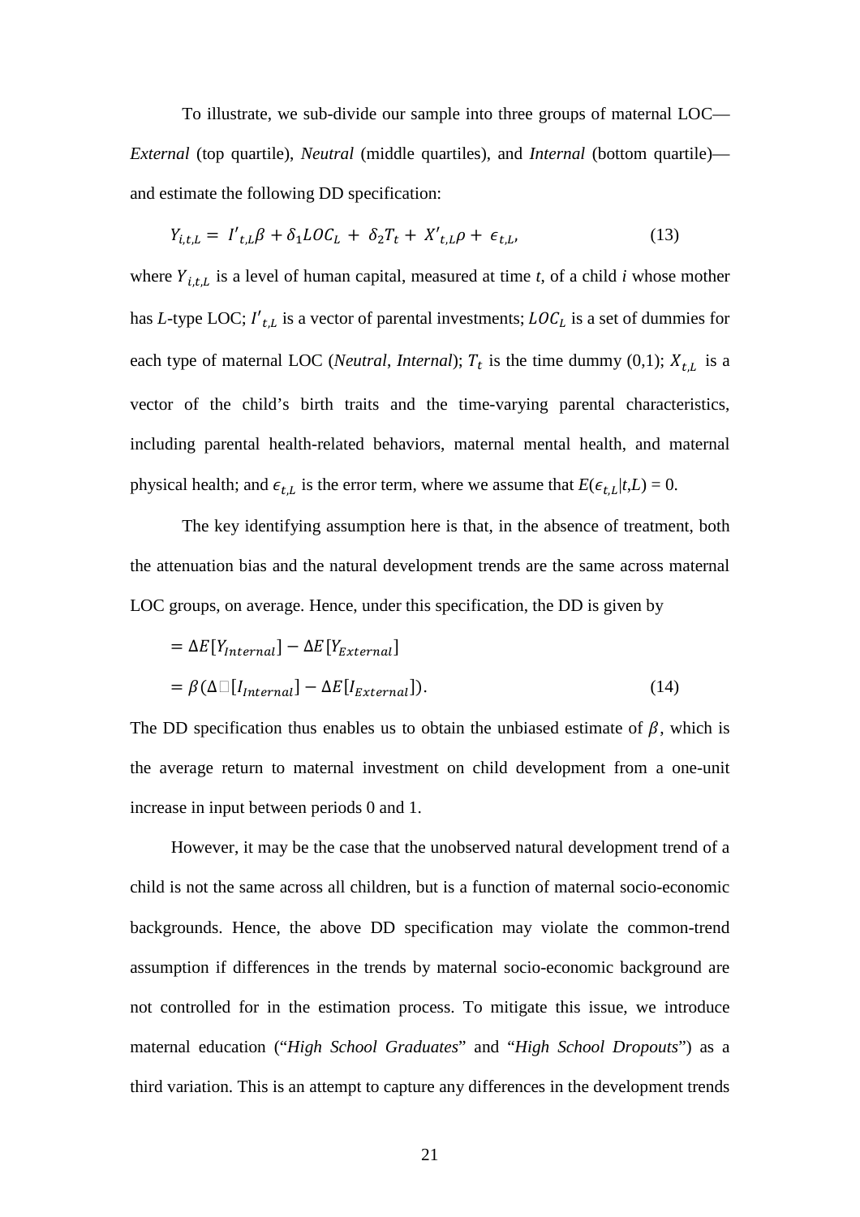To illustrate, we sub-divide our sample into three groups of maternal LOC—*External* (top quartile), *Neutral* (middle quartiles), and *Internal* (bottom quartile)—and estimate the following DD specification:

$$Y_{i,t,L} = I'_{t,L}\beta + \delta_1 LOC_L + \delta_2 T_t + X'_{t,L}\rho + \epsilon_{t,L}, \tag{13}$$

where $Y_{i,t,L}$ is a level of human capital, measured at time *t*, of a child *i* whose mother has *L*-type LOC; $I'_{t,L}$ is a vector of parental investments; $LOC_L$ is a set of dummies for each type of maternal LOC (*Neutral*, *Internal*); $T_t$ is the time dummy (0,1); $X_{t,L}$ is a vector of the child's birth traits and the time-varying parental characteristics, including parental health-related behaviors, maternal mental health, and maternal physical health; and $\epsilon_{t,L}$ is the error term, where we assume that $E(\epsilon_{t,L}|t,L) = 0$.

The key identifying assumption here is that, in the absence of treatment, both the attenuation bias and the natural development trends are the same across maternal LOC groups, on average. Hence, under this specification, the DD is given by

$$
\begin{aligned}
&= \Delta E[Y_{Internal}] - \Delta E[Y_{External}] \\
&= \beta(\Delta \square[I_{Internal}] - \Delta E[I_{External}]). \qquad (14)
\end{aligned}
$$

The DD specification thus enables us to obtain the unbiased estimate of $\beta$, which is the average return to maternal investment on child development from a one-unit increase in input between periods 0 and 1.

However, it may be the case that the unobserved natural development trend of a child is not the same across all children, but is a function of maternal socio-economic backgrounds. Hence, the above DD specification may violate the common-trend assumption if differences in the trends by maternal socio-economic background are not controlled for in the estimation process. To mitigate this issue, we introduce maternal education ("*High School Graduates*" and "*High School Dropouts*") as a third variation. This is an attempt to capture any differences in the development trends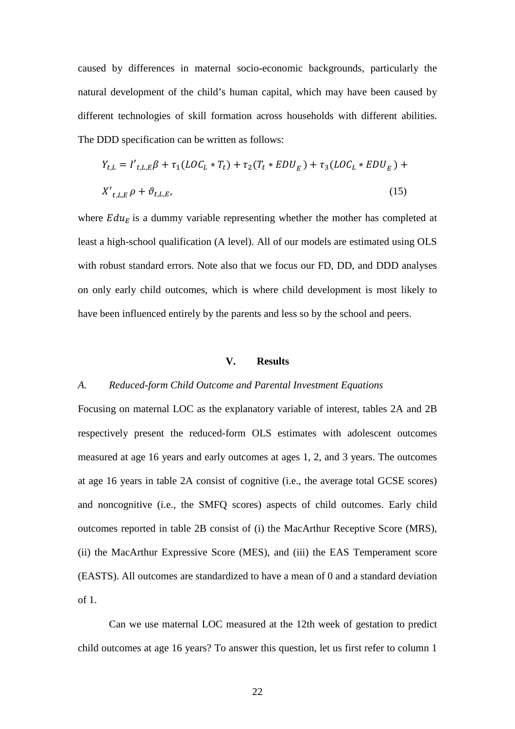caused by differences in maternal socio-economic backgrounds, particularly the natural development of the child's human capital, which may have been caused by different technologies of skill formation across households with different abilities. The DDD specification can be written as follows:

$$Y_{t,L} = I'_{t,L,E}\beta + \tau_1(LOC_L * T_t) + \tau_2(T_t * EDU_E) + \tau_3(LOC_L * EDU_E) + X'_{t,L,E}\,\rho + \vartheta_{t,L,E}, \tag{15}$$

where $Edu_E$ is a dummy variable representing whether the mother has completed at least a high-school qualification (A level). All of our models are estimated using OLS with robust standard errors. Note also that we focus our FD, DD, and DDD analyses on only early child outcomes, which is where child development is most likely to have been influenced entirely by the parents and less so by the school and peers.

## V. Results

### *A. Reduced-form Child Outcome and Parental Investment Equations*

Focusing on maternal LOC as the explanatory variable of interest, tables 2A and 2B respectively present the reduced-form OLS estimates with adolescent outcomes measured at age 16 years and early outcomes at ages 1, 2, and 3 years. The outcomes at age 16 years in table 2A consist of cognitive (i.e., the average total GCSE scores) and noncognitive (i.e., the SMFQ scores) aspects of child outcomes. Early child outcomes reported in table 2B consist of (i) the MacArthur Receptive Score (MRS), (ii) the MacArthur Expressive Score (MES), and (iii) the EAS Temperament score (EASTS). All outcomes are standardized to have a mean of 0 and a standard deviation of 1.

Can we use maternal LOC measured at the 12th week of gestation to predict child outcomes at age 16 years? To answer this question, let us first refer to column 1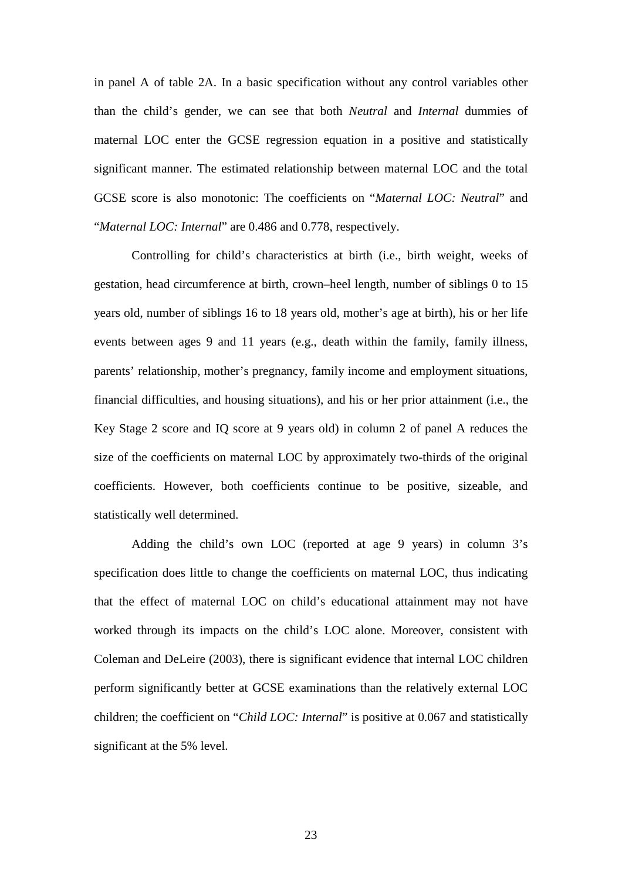in panel A of table 2A. In a basic specification without any control variables other than the child's gender, we can see that both *Neutral* and *Internal* dummies of maternal LOC enter the GCSE regression equation in a positive and statistically significant manner. The estimated relationship between maternal LOC and the total GCSE score is also monotonic: The coefficients on "*Maternal LOC: Neutral*" and "*Maternal LOC: Internal*" are 0.486 and 0.778, respectively.

Controlling for child's characteristics at birth (i.e., birth weight, weeks of gestation, head circumference at birth, crown–heel length, number of siblings 0 to 15 years old, number of siblings 16 to 18 years old, mother's age at birth), his or her life events between ages 9 and 11 years (e.g., death within the family, family illness, parents' relationship, mother's pregnancy, family income and employment situations, financial difficulties, and housing situations), and his or her prior attainment (i.e., the Key Stage 2 score and IQ score at 9 years old) in column 2 of panel A reduces the size of the coefficients on maternal LOC by approximately two-thirds of the original coefficients. However, both coefficients continue to be positive, sizeable, and statistically well determined.

Adding the child's own LOC (reported at age 9 years) in column 3's specification does little to change the coefficients on maternal LOC, thus indicating that the effect of maternal LOC on child's educational attainment may not have worked through its impacts on the child's LOC alone. Moreover, consistent with Coleman and DeLeire (2003), there is significant evidence that internal LOC children perform significantly better at GCSE examinations than the relatively external LOC children; the coefficient on "*Child LOC: Internal*" is positive at 0.067 and statistically significant at the 5% level.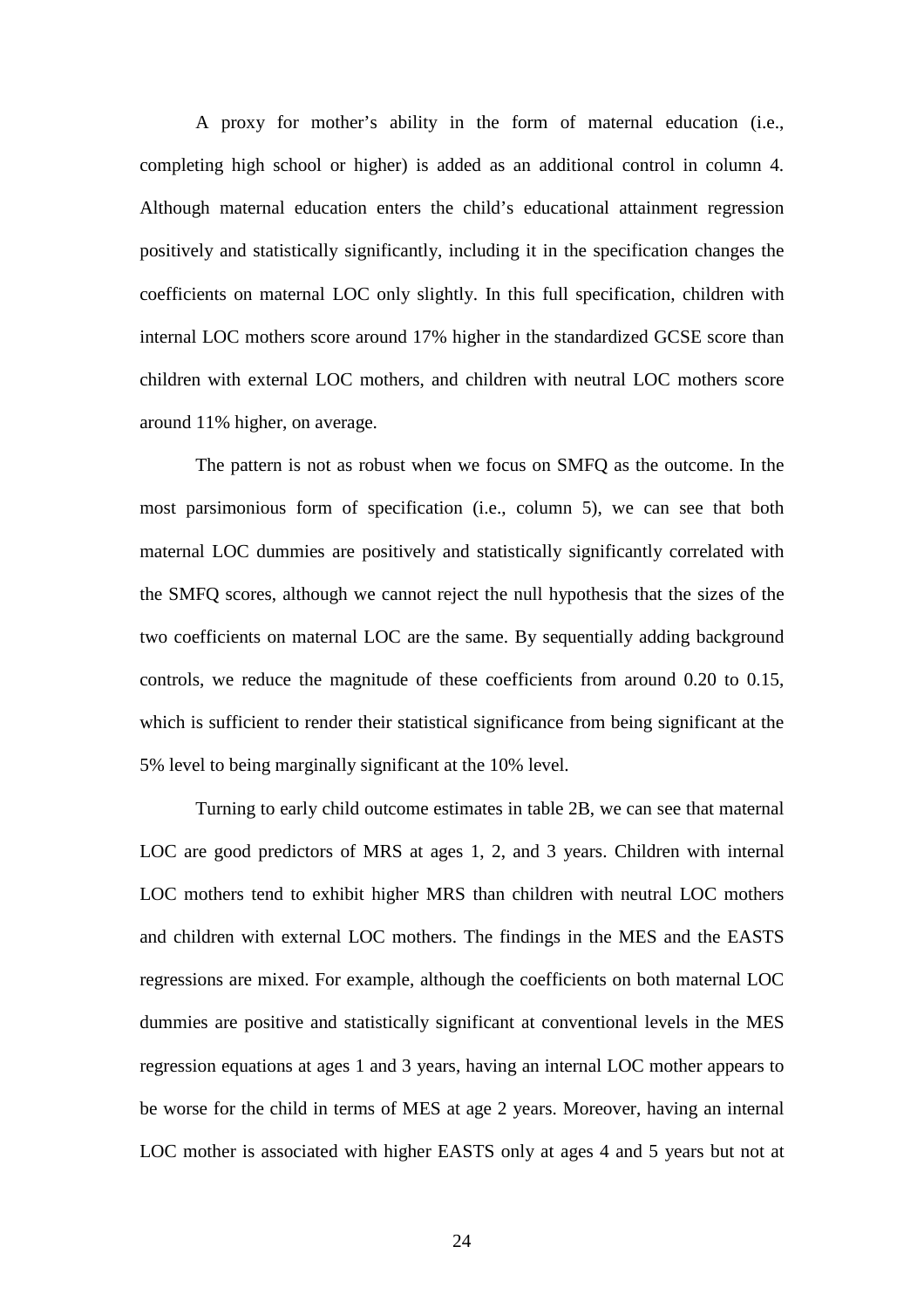A proxy for mother's ability in the form of maternal education (i.e., completing high school or higher) is added as an additional control in column 4. Although maternal education enters the child's educational attainment regression positively and statistically significantly, including it in the specification changes the coefficients on maternal LOC only slightly. In this full specification, children with internal LOC mothers score around 17% higher in the standardized GCSE score than children with external LOC mothers, and children with neutral LOC mothers score around 11% higher, on average.

The pattern is not as robust when we focus on SMFQ as the outcome. In the most parsimonious form of specification (i.e., column 5), we can see that both maternal LOC dummies are positively and statistically significantly correlated with the SMFQ scores, although we cannot reject the null hypothesis that the sizes of the two coefficients on maternal LOC are the same. By sequentially adding background controls, we reduce the magnitude of these coefficients from around 0.20 to 0.15, which is sufficient to render their statistical significance from being significant at the 5% level to being marginally significant at the 10% level.

Turning to early child outcome estimates in table 2B, we can see that maternal LOC are good predictors of MRS at ages 1, 2, and 3 years. Children with internal LOC mothers tend to exhibit higher MRS than children with neutral LOC mothers and children with external LOC mothers. The findings in the MES and the EASTS regressions are mixed. For example, although the coefficients on both maternal LOC dummies are positive and statistically significant at conventional levels in the MES regression equations at ages 1 and 3 years, having an internal LOC mother appears to be worse for the child in terms of MES at age 2 years. Moreover, having an internal LOC mother is associated with higher EASTS only at ages 4 and 5 years but not at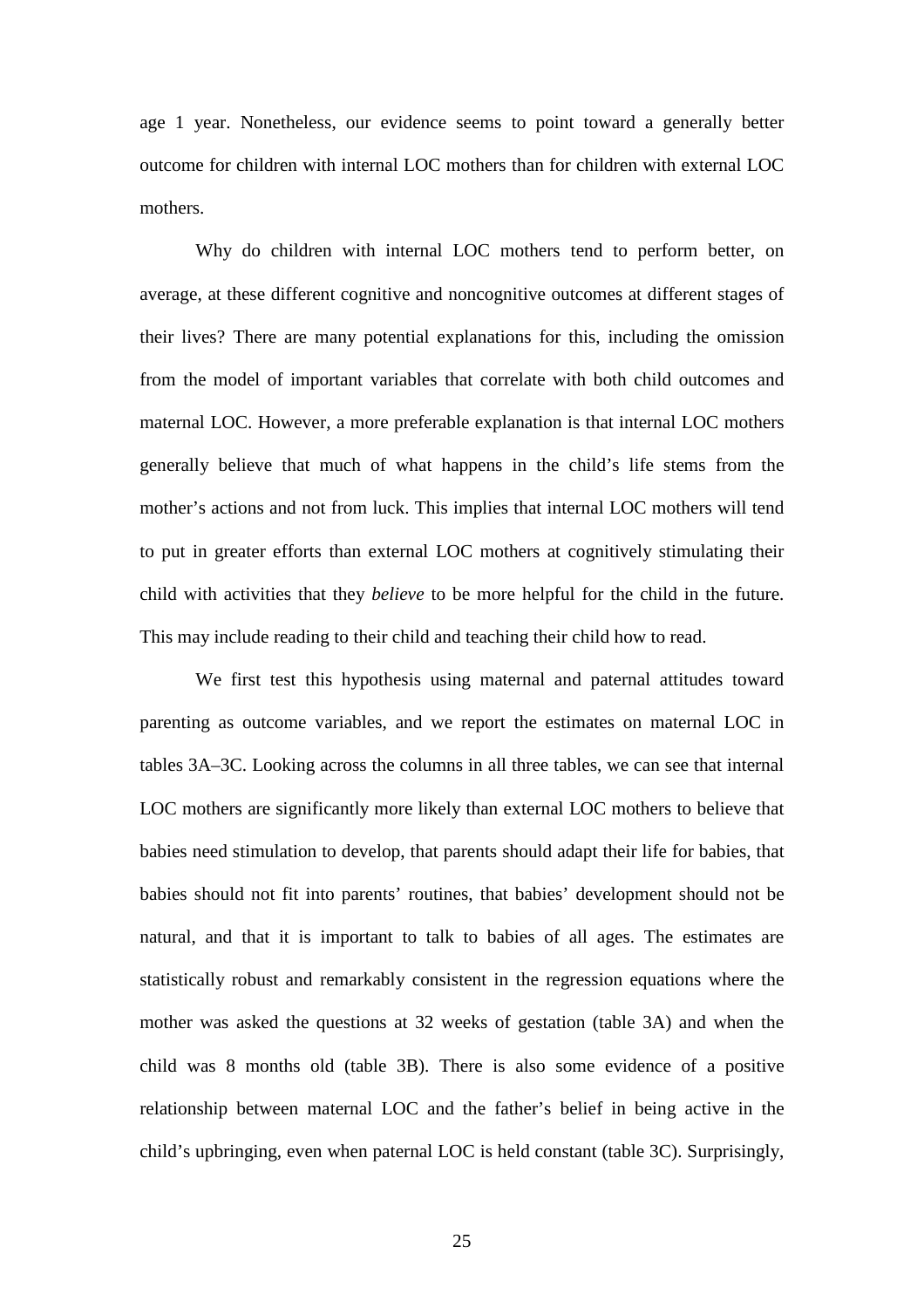age 1 year. Nonetheless, our evidence seems to point toward a generally better outcome for children with internal LOC mothers than for children with external LOC mothers.

Why do children with internal LOC mothers tend to perform better, on average, at these different cognitive and noncognitive outcomes at different stages of their lives? There are many potential explanations for this, including the omission from the model of important variables that correlate with both child outcomes and maternal LOC. However, a more preferable explanation is that internal LOC mothers generally believe that much of what happens in the child's life stems from the mother's actions and not from luck. This implies that internal LOC mothers will tend to put in greater efforts than external LOC mothers at cognitively stimulating their child with activities that they *believe* to be more helpful for the child in the future. This may include reading to their child and teaching their child how to read.

We first test this hypothesis using maternal and paternal attitudes toward parenting as outcome variables, and we report the estimates on maternal LOC in tables 3A–3C. Looking across the columns in all three tables, we can see that internal LOC mothers are significantly more likely than external LOC mothers to believe that babies need stimulation to develop, that parents should adapt their life for babies, that babies should not fit into parents' routines, that babies' development should not be natural, and that it is important to talk to babies of all ages. The estimates are statistically robust and remarkably consistent in the regression equations where the mother was asked the questions at 32 weeks of gestation (table 3A) and when the child was 8 months old (table 3B). There is also some evidence of a positive relationship between maternal LOC and the father's belief in being active in the child's upbringing, even when paternal LOC is held constant (table 3C). Surprisingly,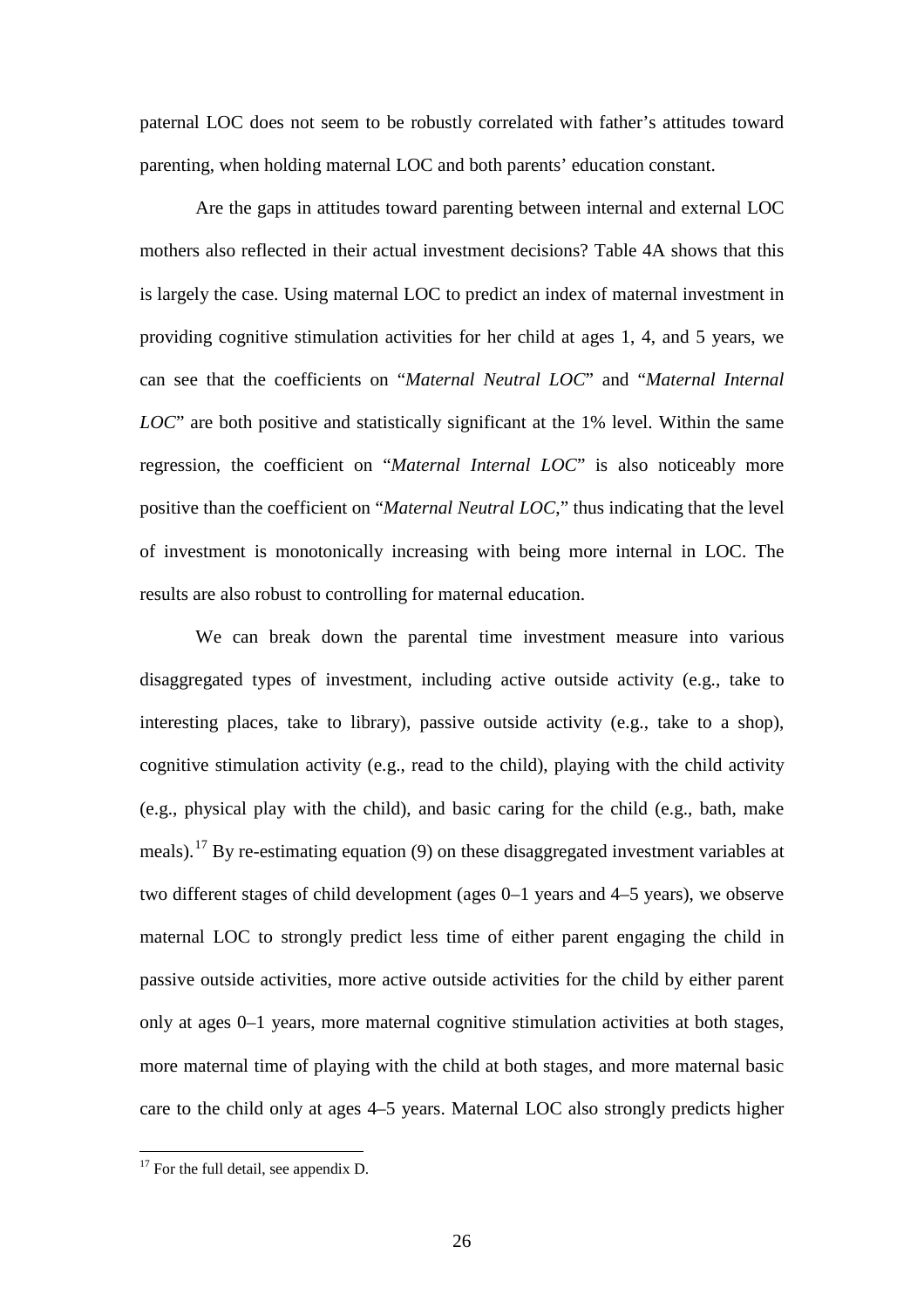paternal LOC does not seem to be robustly correlated with father's attitudes toward parenting, when holding maternal LOC and both parents' education constant.

Are the gaps in attitudes toward parenting between internal and external LOC mothers also reflected in their actual investment decisions? Table 4A shows that this is largely the case. Using maternal LOC to predict an index of maternal investment in providing cognitive stimulation activities for her child at ages 1, 4, and 5 years, we can see that the coefficients on "*Maternal Neutral LOC*" and "*Maternal Internal LOC*" are both positive and statistically significant at the 1% level. Within the same regression, the coefficient on "*Maternal Internal LOC*" is also noticeably more positive than the coefficient on "*Maternal Neutral LOC*," thus indicating that the level of investment is monotonically increasing with being more internal in LOC. The results are also robust to controlling for maternal education.

We can break down the parental time investment measure into various disaggregated types of investment, including active outside activity (e.g., take to interesting places, take to library), passive outside activity (e.g., take to a shop), cognitive stimulation activity (e.g., read to the child), playing with the child activity (e.g., physical play with the child), and basic caring for the child (e.g., bath, make meals).[17] By re-estimating equation (9) on these disaggregated investment variables at two different stages of child development (ages 0–1 years and 4–5 years), we observe maternal LOC to strongly predict less time of either parent engaging the child in passive outside activities, more active outside activities for the child by either parent only at ages 0–1 years, more maternal cognitive stimulation activities at both stages, more maternal time of playing with the child at both stages, and more maternal basic care to the child only at ages 4–5 years. Maternal LOC also strongly predicts higher

[17] For the full detail, see appendix D.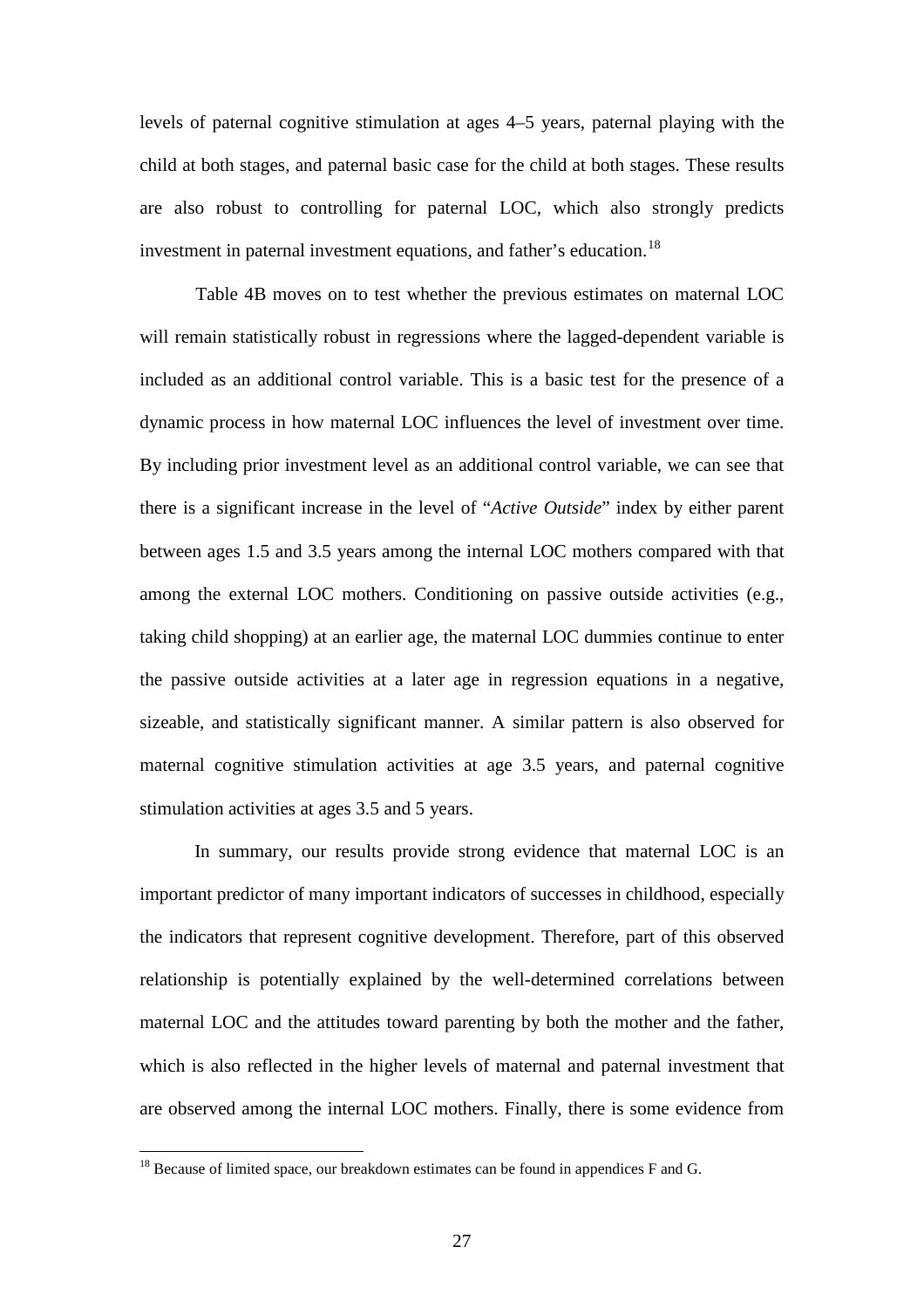levels of paternal cognitive stimulation at ages 4–5 years, paternal playing with the child at both stages, and paternal basic case for the child at both stages. These results are also robust to controlling for paternal LOC, which also strongly predicts investment in paternal investment equations, and father's education.[18]

Table 4B moves on to test whether the previous estimates on maternal LOC will remain statistically robust in regressions where the lagged-dependent variable is included as an additional control variable. This is a basic test for the presence of a dynamic process in how maternal LOC influences the level of investment over time. By including prior investment level as an additional control variable, we can see that there is a significant increase in the level of "*Active Outside*" index by either parent between ages 1.5 and 3.5 years among the internal LOC mothers compared with that among the external LOC mothers. Conditioning on passive outside activities (e.g., taking child shopping) at an earlier age, the maternal LOC dummies continue to enter the passive outside activities at a later age in regression equations in a negative, sizeable, and statistically significant manner. A similar pattern is also observed for maternal cognitive stimulation activities at age 3.5 years, and paternal cognitive stimulation activities at ages 3.5 and 5 years.

In summary, our results provide strong evidence that maternal LOC is an important predictor of many important indicators of successes in childhood, especially the indicators that represent cognitive development. Therefore, part of this observed relationship is potentially explained by the well-determined correlations between maternal LOC and the attitudes toward parenting by both the mother and the father, which is also reflected in the higher levels of maternal and paternal investment that are observed among the internal LOC mothers. Finally, there is some evidence from

[18] Because of limited space, our breakdown estimates can be found in appendices F and G.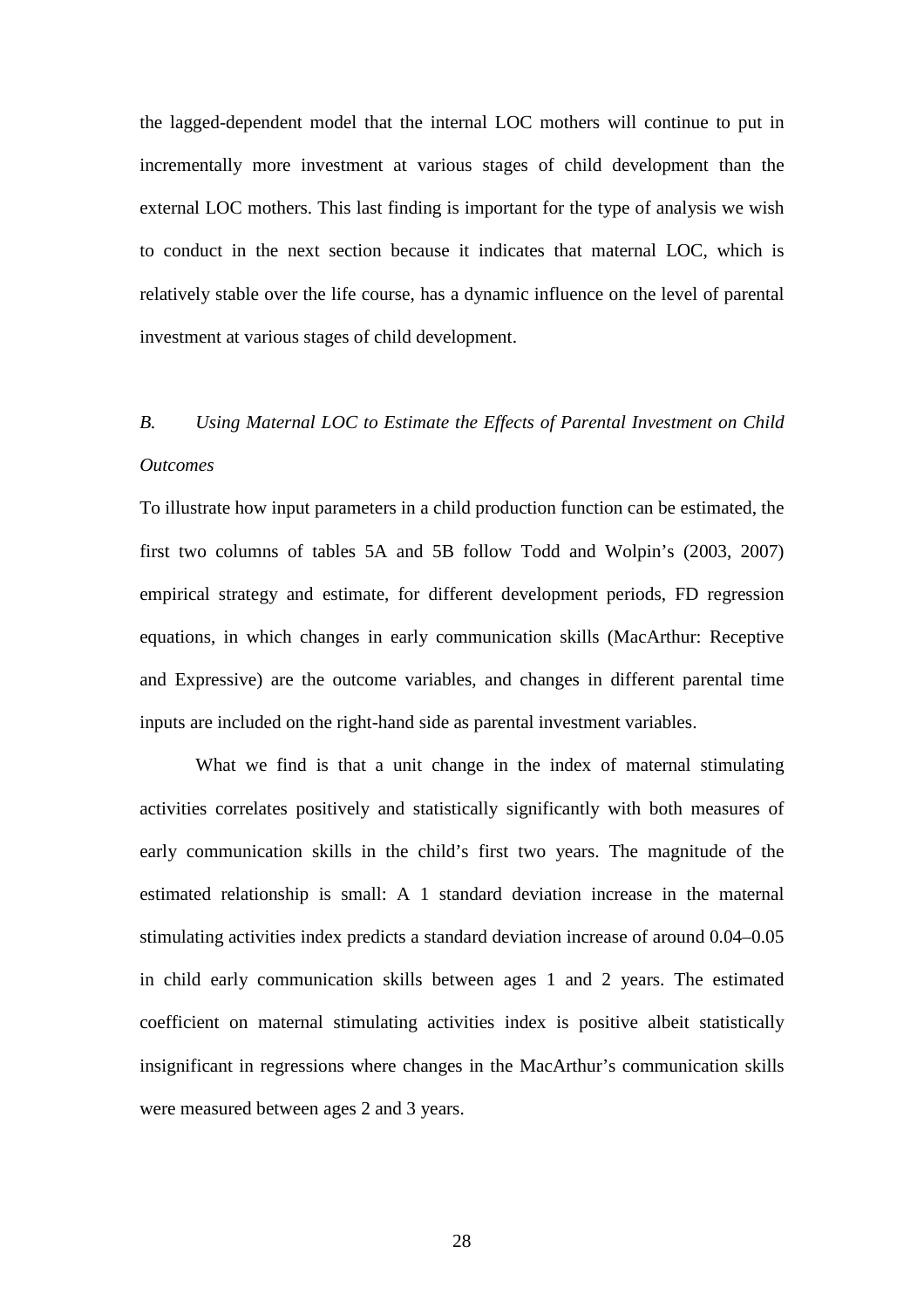the lagged-dependent model that the internal LOC mothers will continue to put in incrementally more investment at various stages of child development than the external LOC mothers. This last finding is important for the type of analysis we wish to conduct in the next section because it indicates that maternal LOC, which is relatively stable over the life course, has a dynamic influence on the level of parental investment at various stages of child development.

### *B. Using Maternal LOC to Estimate the Effects of Parental Investment on Child Outcomes*

To illustrate how input parameters in a child production function can be estimated, the first two columns of tables 5A and 5B follow Todd and Wolpin's (2003, 2007) empirical strategy and estimate, for different development periods, FD regression equations, in which changes in early communication skills (MacArthur: Receptive and Expressive) are the outcome variables, and changes in different parental time inputs are included on the right-hand side as parental investment variables.

What we find is that a unit change in the index of maternal stimulating activities correlates positively and statistically significantly with both measures of early communication skills in the child's first two years. The magnitude of the estimated relationship is small: A 1 standard deviation increase in the maternal stimulating activities index predicts a standard deviation increase of around 0.04–0.05 in child early communication skills between ages 1 and 2 years. The estimated coefficient on maternal stimulating activities index is positive albeit statistically insignificant in regressions where changes in the MacArthur's communication skills were measured between ages 2 and 3 years.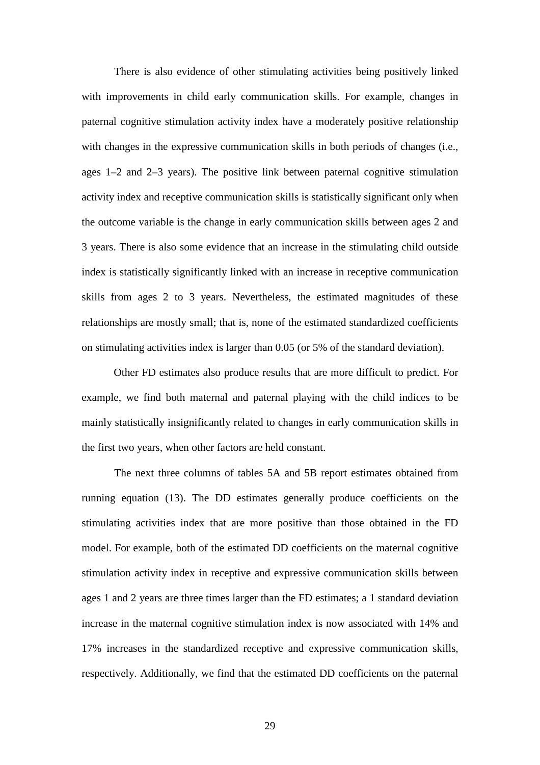There is also evidence of other stimulating activities being positively linked with improvements in child early communication skills. For example, changes in paternal cognitive stimulation activity index have a moderately positive relationship with changes in the expressive communication skills in both periods of changes (i.e., ages 1–2 and 2–3 years). The positive link between paternal cognitive stimulation activity index and receptive communication skills is statistically significant only when the outcome variable is the change in early communication skills between ages 2 and 3 years. There is also some evidence that an increase in the stimulating child outside index is statistically significantly linked with an increase in receptive communication skills from ages 2 to 3 years. Nevertheless, the estimated magnitudes of these relationships are mostly small; that is, none of the estimated standardized coefficients on stimulating activities index is larger than 0.05 (or 5% of the standard deviation).

Other FD estimates also produce results that are more difficult to predict. For example, we find both maternal and paternal playing with the child indices to be mainly statistically insignificantly related to changes in early communication skills in the first two years, when other factors are held constant.

The next three columns of tables 5A and 5B report estimates obtained from running equation (13). The DD estimates generally produce coefficients on the stimulating activities index that are more positive than those obtained in the FD model. For example, both of the estimated DD coefficients on the maternal cognitive stimulation activity index in receptive and expressive communication skills between ages 1 and 2 years are three times larger than the FD estimates; a 1 standard deviation increase in the maternal cognitive stimulation index is now associated with 14% and 17% increases in the standardized receptive and expressive communication skills, respectively. Additionally, we find that the estimated DD coefficients on the paternal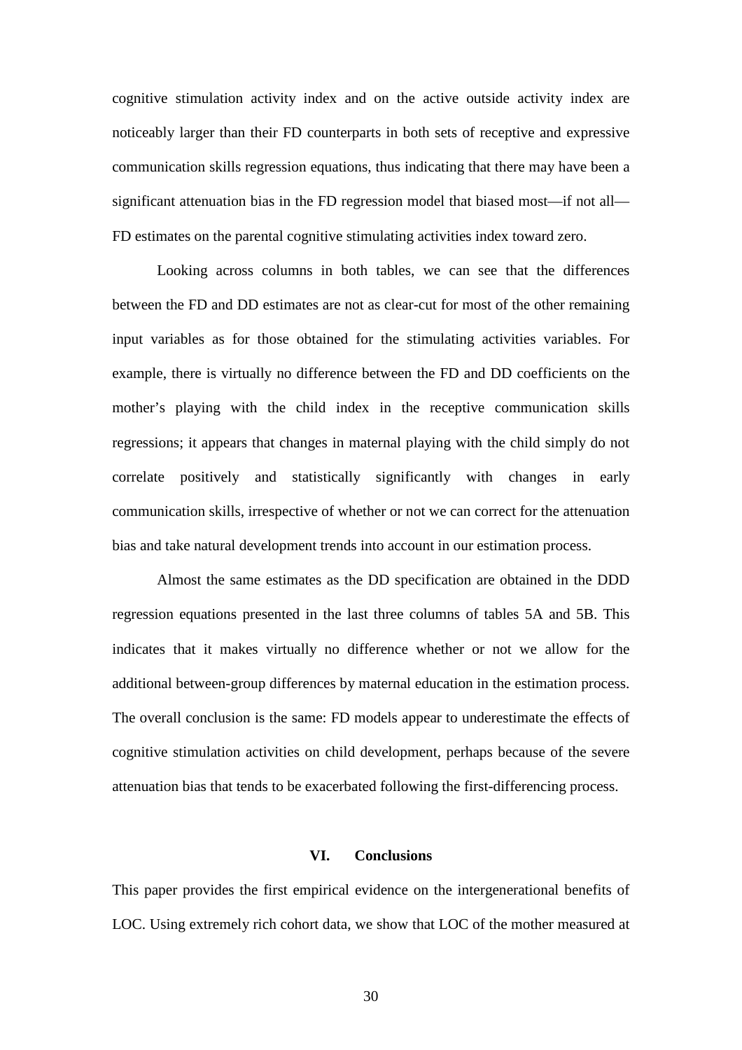cognitive stimulation activity index and on the active outside activity index are noticeably larger than their FD counterparts in both sets of receptive and expressive communication skills regression equations, thus indicating that there may have been a significant attenuation bias in the FD regression model that biased most—if not all—FD estimates on the parental cognitive stimulating activities index toward zero.

Looking across columns in both tables, we can see that the differences between the FD and DD estimates are not as clear-cut for most of the other remaining input variables as for those obtained for the stimulating activities variables. For example, there is virtually no difference between the FD and DD coefficients on the mother's playing with the child index in the receptive communication skills regressions; it appears that changes in maternal playing with the child simply do not correlate positively and statistically significantly with changes in early communication skills, irrespective of whether or not we can correct for the attenuation bias and take natural development trends into account in our estimation process.

Almost the same estimates as the DD specification are obtained in the DDD regression equations presented in the last three columns of tables 5A and 5B. This indicates that it makes virtually no difference whether or not we allow for the additional between-group differences by maternal education in the estimation process. The overall conclusion is the same: FD models appear to underestimate the effects of cognitive stimulation activities on child development, perhaps because of the severe attenuation bias that tends to be exacerbated following the first-differencing process.

## VI. Conclusions

This paper provides the first empirical evidence on the intergenerational benefits of LOC. Using extremely rich cohort data, we show that LOC of the mother measured at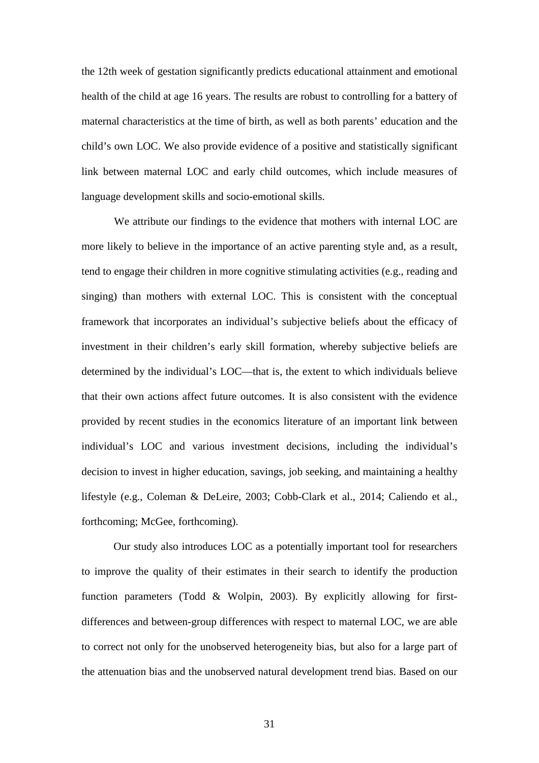the 12th week of gestation significantly predicts educational attainment and emotional health of the child at age 16 years. The results are robust to controlling for a battery of maternal characteristics at the time of birth, as well as both parents' education and the child's own LOC. We also provide evidence of a positive and statistically significant link between maternal LOC and early child outcomes, which include measures of language development skills and socio-emotional skills.

We attribute our findings to the evidence that mothers with internal LOC are more likely to believe in the importance of an active parenting style and, as a result, tend to engage their children in more cognitive stimulating activities (e.g., reading and singing) than mothers with external LOC. This is consistent with the conceptual framework that incorporates an individual's subjective beliefs about the efficacy of investment in their children's early skill formation, whereby subjective beliefs are determined by the individual's LOC—that is, the extent to which individuals believe that their own actions affect future outcomes. It is also consistent with the evidence provided by recent studies in the economics literature of an important link between individual's LOC and various investment decisions, including the individual's decision to invest in higher education, savings, job seeking, and maintaining a healthy lifestyle (e.g., Coleman & DeLeire, 2003; Cobb-Clark et al., 2014; Caliendo et al., forthcoming; McGee, forthcoming).

Our study also introduces LOC as a potentially important tool for researchers to improve the quality of their estimates in their search to identify the production function parameters (Todd & Wolpin, 2003). By explicitly allowing for first-differences and between-group differences with respect to maternal LOC, we are able to correct not only for the unobserved heterogeneity bias, but also for a large part of the attenuation bias and the unobserved natural development trend bias. Based on our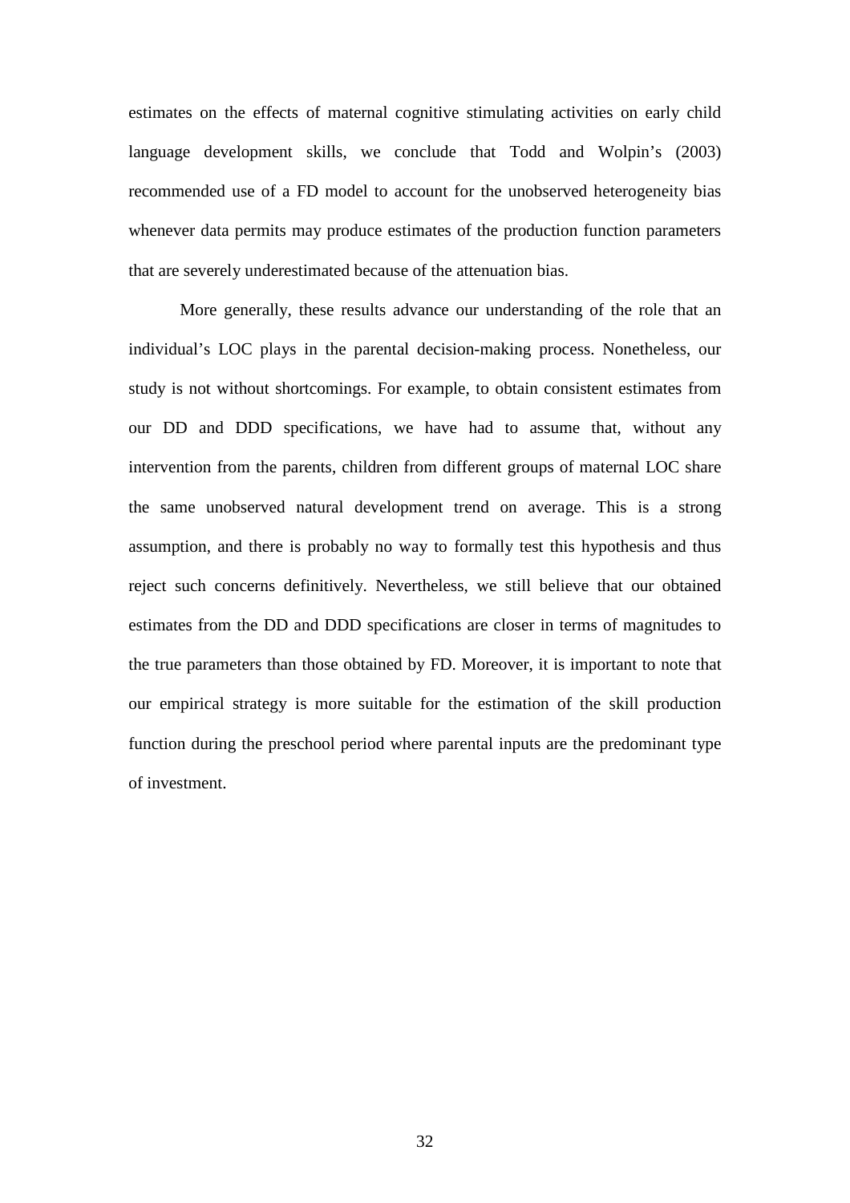estimates on the effects of maternal cognitive stimulating activities on early child language development skills, we conclude that Todd and Wolpin's (2003) recommended use of a FD model to account for the unobserved heterogeneity bias whenever data permits may produce estimates of the production function parameters that are severely underestimated because of the attenuation bias.

More generally, these results advance our understanding of the role that an individual's LOC plays in the parental decision-making process. Nonetheless, our study is not without shortcomings. For example, to obtain consistent estimates from our DD and DDD specifications, we have had to assume that, without any intervention from the parents, children from different groups of maternal LOC share the same unobserved natural development trend on average. This is a strong assumption, and there is probably no way to formally test this hypothesis and thus reject such concerns definitively. Nevertheless, we still believe that our obtained estimates from the DD and DDD specifications are closer in terms of magnitudes to the true parameters than those obtained by FD. Moreover, it is important to note that our empirical strategy is more suitable for the estimation of the skill production function during the preschool period where parental inputs are the predominant type of investment.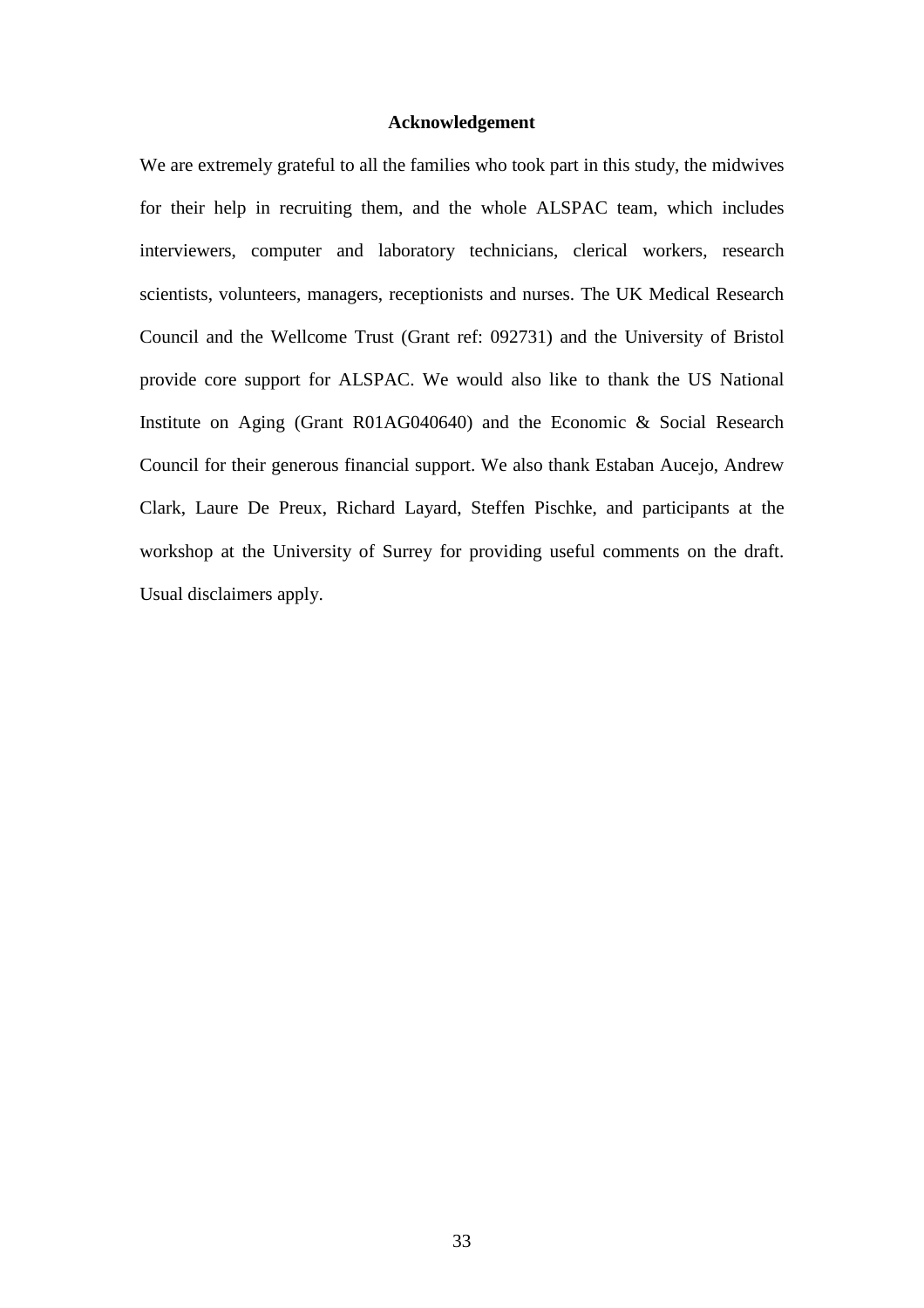# Acknowledgement

We are extremely grateful to all the families who took part in this study, the midwives for their help in recruiting them, and the whole ALSPAC team, which includes interviewers, computer and laboratory technicians, clerical workers, research scientists, volunteers, managers, receptionists and nurses. The UK Medical Research Council and the Wellcome Trust (Grant ref: 092731) and the University of Bristol provide core support for ALSPAC. We would also like to thank the US National Institute on Aging (Grant R01AG040640) and the Economic & Social Research Council for their generous financial support. We also thank Estaban Aucejo, Andrew Clark, Laure De Preux, Richard Layard, Steffen Pischke, and participants at the workshop at the University of Surrey for providing useful comments on the draft. Usual disclaimers apply.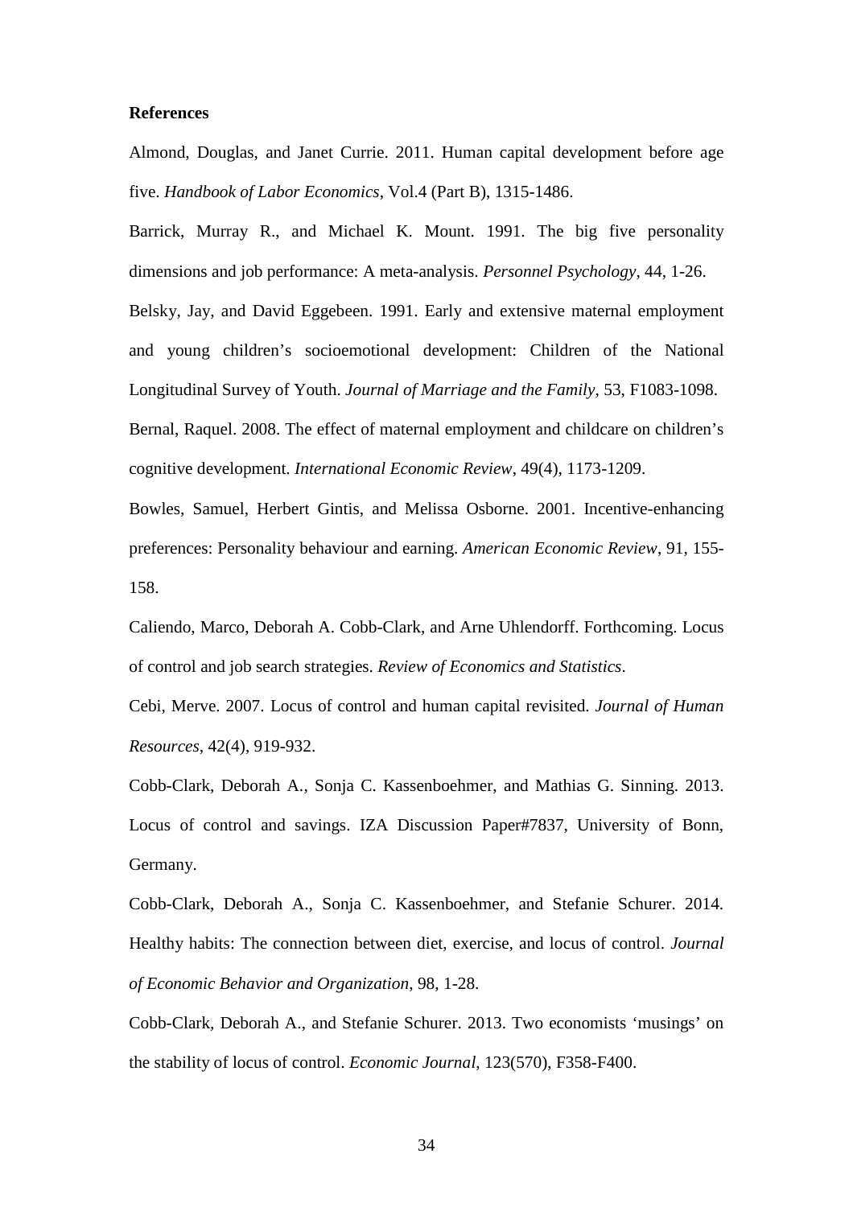**References**

Almond, Douglas, and Janet Currie. 2011. Human capital development before age five. *Handbook of Labor Economics*, Vol.4 (Part B), 1315-1486.

Barrick, Murray R., and Michael K. Mount. 1991. The big five personality dimensions and job performance: A meta-analysis. *Personnel Psychology*, 44, 1-26.

Belsky, Jay, and David Eggebeen. 1991. Early and extensive maternal employment and young children's socioemotional development: Children of the National Longitudinal Survey of Youth. *Journal of Marriage and the Family*, 53, F1083-1098.

Bernal, Raquel. 2008. The effect of maternal employment and childcare on children's cognitive development. *International Economic Review*, 49(4), 1173-1209.

Bowles, Samuel, Herbert Gintis, and Melissa Osborne. 2001. Incentive-enhancing preferences: Personality behaviour and earning. *American Economic Review*, 91, 155-158.

Caliendo, Marco, Deborah A. Cobb-Clark, and Arne Uhlendorff. Forthcoming. Locus of control and job search strategies. *Review of Economics and Statistics*.

Cebi, Merve. 2007. Locus of control and human capital revisited. *Journal of Human Resources*, 42(4), 919-932.

Cobb-Clark, Deborah A., Sonja C. Kassenboehmer, and Mathias G. Sinning. 2013. Locus of control and savings. IZA Discussion Paper#7837, University of Bonn, Germany.

Cobb-Clark, Deborah A., Sonja C. Kassenboehmer, and Stefanie Schurer. 2014. Healthy habits: The connection between diet, exercise, and locus of control. *Journal of Economic Behavior and Organization*, 98, 1-28.

Cobb-Clark, Deborah A., and Stefanie Schurer. 2013. Two economists 'musings' on the stability of locus of control. *Economic Journal*, 123(570), F358-F400.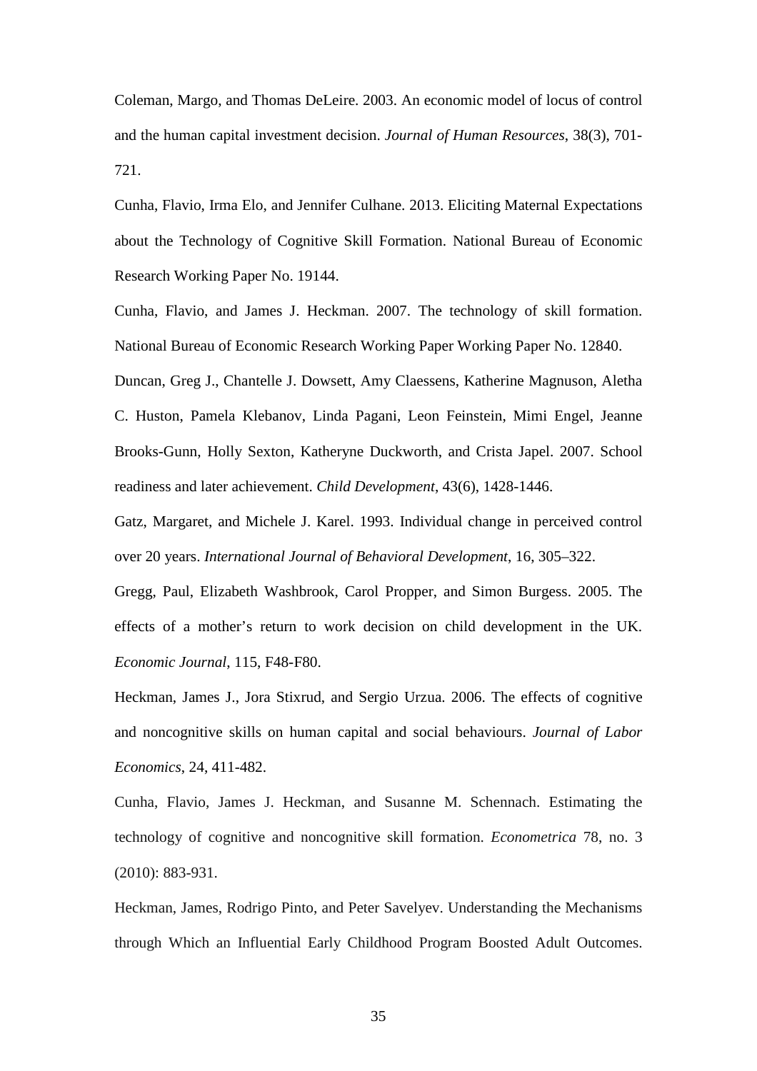Coleman, Margo, and Thomas DeLeire. 2003. An economic model of locus of control and the human capital investment decision. *Journal of Human Resources*, 38(3), 701-721.

Cunha, Flavio, Irma Elo, and Jennifer Culhane. 2013. Eliciting Maternal Expectations about the Technology of Cognitive Skill Formation. National Bureau of Economic Research Working Paper No. 19144.

Cunha, Flavio, and James J. Heckman. 2007. The technology of skill formation. National Bureau of Economic Research Working Paper Working Paper No. 12840.

Duncan, Greg J., Chantelle J. Dowsett, Amy Claessens, Katherine Magnuson, Aletha C. Huston, Pamela Klebanov, Linda Pagani, Leon Feinstein, Mimi Engel, Jeanne Brooks-Gunn, Holly Sexton, Katheryne Duckworth, and Crista Japel. 2007. School readiness and later achievement. *Child Development*, 43(6), 1428-1446.

Gatz, Margaret, and Michele J. Karel. 1993. Individual change in perceived control over 20 years. *International Journal of Behavioral Development*, 16, 305–322.

Gregg, Paul, Elizabeth Washbrook, Carol Propper, and Simon Burgess. 2005. The effects of a mother's return to work decision on child development in the UK. *Economic Journal*, 115, F48-F80.

Heckman, James J., Jora Stixrud, and Sergio Urzua. 2006. The effects of cognitive and noncognitive skills on human capital and social behaviours. *Journal of Labor Economics*, 24, 411-482.

Cunha, Flavio, James J. Heckman, and Susanne M. Schennach. Estimating the technology of cognitive and noncognitive skill formation. *Econometrica* 78, no. 3 (2010): 883-931.

Heckman, James, Rodrigo Pinto, and Peter Savelyev. Understanding the Mechanisms through Which an Influential Early Childhood Program Boosted Adult Outcomes.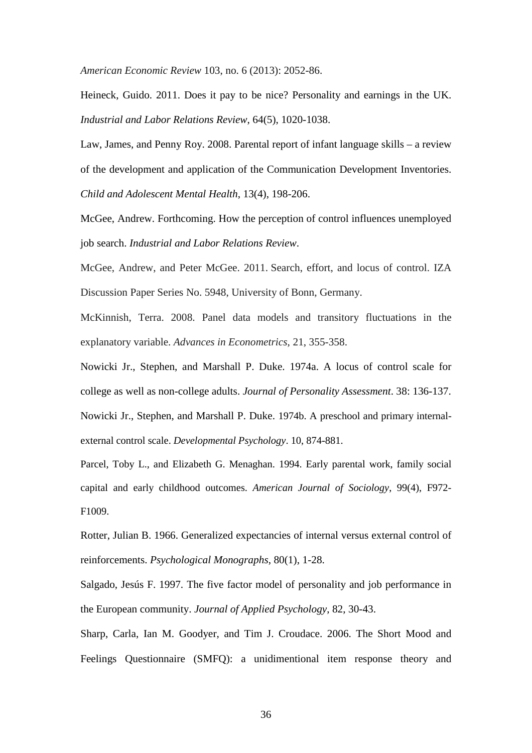*American Economic Review* 103, no. 6 (2013): 2052-86.

Heineck, Guido. 2011. Does it pay to be nice? Personality and earnings in the UK. *Industrial and Labor Relations Review*, 64(5), 1020-1038.

Law, James, and Penny Roy. 2008. Parental report of infant language skills – a review of the development and application of the Communication Development Inventories. *Child and Adolescent Mental Health*, 13(4), 198-206.

McGee, Andrew. Forthcoming. How the perception of control influences unemployed job search. *Industrial and Labor Relations Review*.

McGee, Andrew, and Peter McGee. 2011. Search, effort, and locus of control. IZA Discussion Paper Series No. 5948, University of Bonn, Germany.

McKinnish, Terra. 2008. Panel data models and transitory fluctuations in the explanatory variable. *Advances in Econometrics*, 21, 355-358.

Nowicki Jr., Stephen, and Marshall P. Duke. 1974a. A locus of control scale for college as well as non-college adults. *Journal of Personality Assessment*. 38: 136-137.

Nowicki Jr., Stephen, and Marshall P. Duke. 1974b. A preschool and primary internal-external control scale. *Developmental Psychology*. 10, 874-881.

Parcel, Toby L., and Elizabeth G. Menaghan. 1994. Early parental work, family social capital and early childhood outcomes. *American Journal of Sociology*, 99(4), F972-F1009.

Rotter, Julian B. 1966. Generalized expectancies of internal versus external control of reinforcements. *Psychological Monographs*, 80(1), 1-28.

Salgado, Jesús F. 1997. The five factor model of personality and job performance in the European community. *Journal of Applied Psychology*, 82, 30-43.

Sharp, Carla, Ian M. Goodyer, and Tim J. Croudace. 2006. The Short Mood and Feelings Questionnaire (SMFQ): a unidimentional item response theory and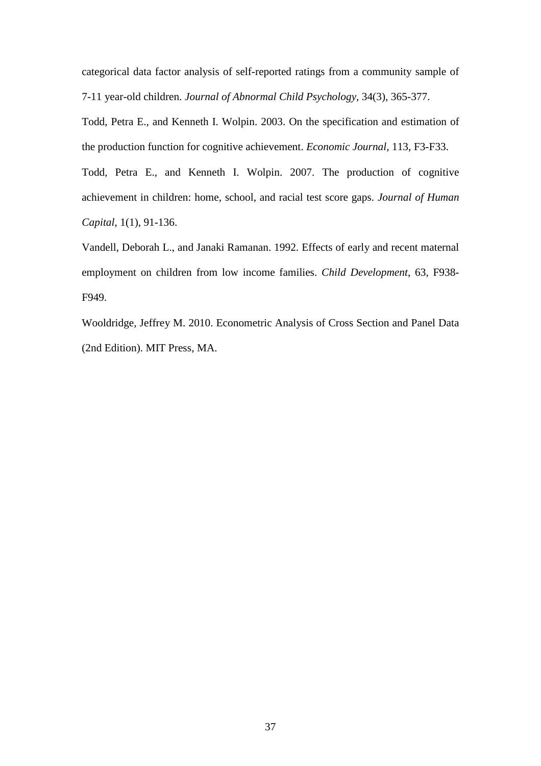categorical data factor analysis of self-reported ratings from a community sample of 7-11 year-old children. *Journal of Abnormal Child Psychology*, 34(3), 365-377.

Todd, Petra E., and Kenneth I. Wolpin. 2003. On the specification and estimation of the production function for cognitive achievement. *Economic Journal*, 113, F3-F33.

Todd, Petra E., and Kenneth I. Wolpin. 2007. The production of cognitive achievement in children: home, school, and racial test score gaps. *Journal of Human Capital*, 1(1), 91-136.

Vandell, Deborah L., and Janaki Ramanan. 1992. Effects of early and recent maternal employment on children from low income families. *Child Development*, 63, F938-F949.

Wooldridge, Jeffrey M. 2010. Econometric Analysis of Cross Section and Panel Data (2nd Edition). MIT Press, MA.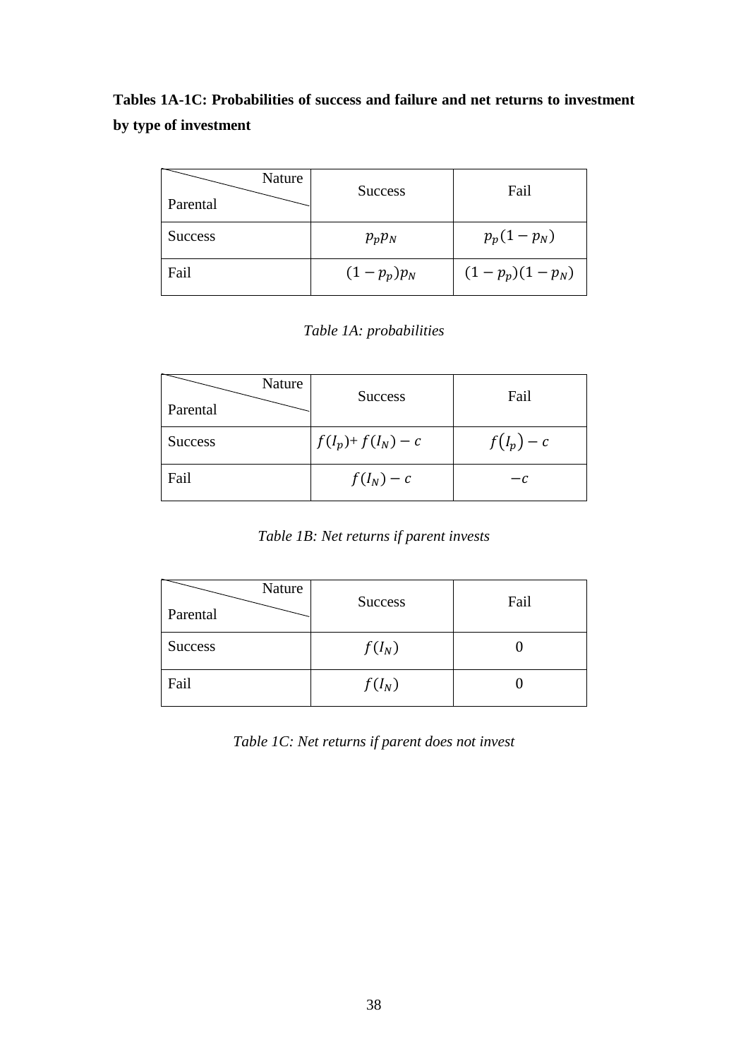**Tables 1A-1C: Probabilities of success and failure and net returns to investment by type of investment**

| Parental \ Nature | Success | Fail |
|---|---|---|
| Success | $p_p p_N$ | $p_p(1-p_N)$ |
| Fail | $(1-p_p)p_N$ | $(1-p_p)(1-p_N)$ |

*Table 1A: probabilities*

| Parental \ Nature | Success | Fail |
|---|---|---|
| Success | $f(I_p)+f(I_N)-c$ | $f(I_p)-c$ |
| Fail | $f(I_N)-c$ | $-c$ |

*Table 1B: Net returns if parent invests*

| Parental \ Nature | Success | Fail |
|---|---|---|
| Success | $f(I_N)$ | 0 |
| Fail | $f(I_N)$ | 0 |

*Table 1C: Net returns if parent does not invest*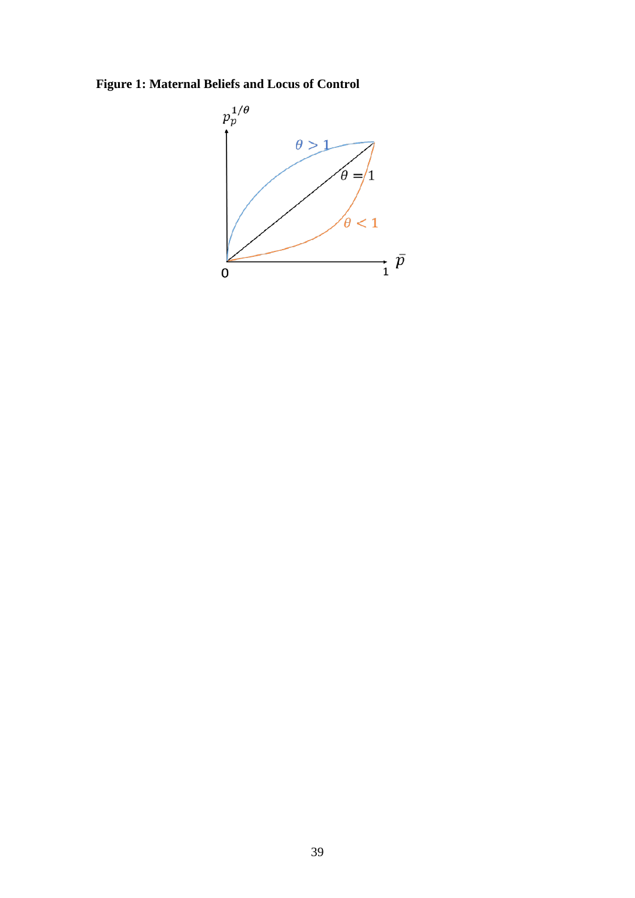**Figure 1: Maternal Beliefs and Locus of Control**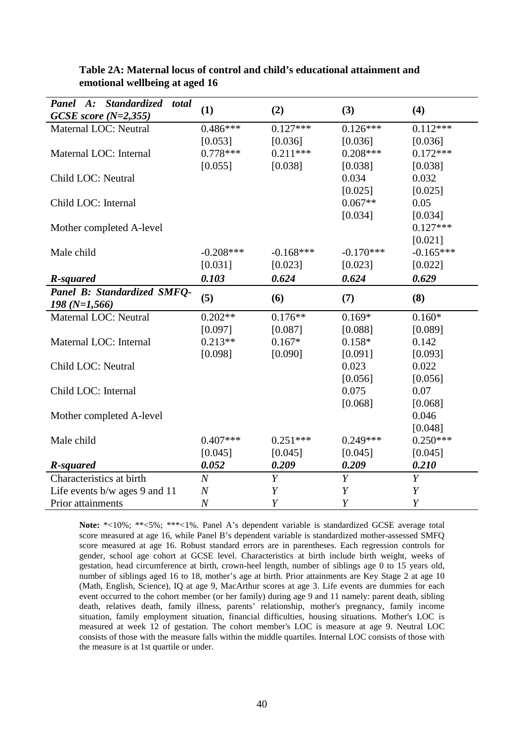**Table 2A: Maternal locus of control and child's educational attainment and emotional wellbeing at aged 16**

| ***Panel A: Standardized total GCSE score (N=2,355)*** | **(1)** | **(2)** | **(3)** | **(4)** |
|---|---|---|---|---|
| Maternal LOC: Neutral | 0.486*** | 0.127*** | 0.126*** | 0.112*** |
| | [0.053] | [0.036] | [0.036] | [0.036] |
| Maternal LOC: Internal | 0.778*** | 0.211*** | 0.208*** | 0.172*** |
| | [0.055] | [0.038] | [0.038] | [0.038] |
| Child LOC: Neutral | | | 0.034 | 0.032 |
| | | | [0.025] | [0.025] |
| Child LOC: Internal | | | 0.067** | 0.05 |
| | | | [0.034] | [0.034] |
| Mother completed A-level | | | | 0.127*** |
| | | | | [0.021] |
| Male child | -0.208*** | -0.168*** | -0.170*** | -0.165*** |
| | [0.031] | [0.023] | [0.023] | [0.022] |
| ***R-squared*** | ***0.103*** | ***0.624*** | ***0.624*** | ***0.629*** |
| ***Panel B: Standardized SMFQ-198 (N=1,566)*** | **(5)** | **(6)** | **(7)** | **(8)** |
| Maternal LOC: Neutral | 0.202** | 0.176** | 0.169* | 0.160* |
| | [0.097] | [0.087] | [0.088] | [0.089] |
| Maternal LOC: Internal | 0.213** | 0.167* | 0.158* | 0.142 |
| | [0.098] | [0.090] | [0.091] | [0.093] |
| Child LOC: Neutral | | | 0.023 | 0.022 |
| | | | [0.056] | [0.056] |
| Child LOC: Internal | | | 0.075 | 0.07 |
| | | | [0.068] | [0.068] |
| Mother completed A-level | | | | 0.046 |
| | | | | [0.048] |
| Male child | 0.407*** | 0.251*** | 0.249*** | 0.250*** |
| | [0.045] | [0.045] | [0.045] | [0.045] |
| ***R-squared*** | ***0.052*** | ***0.209*** | ***0.209*** | ***0.210*** |
| Characteristics at birth | *N* | *Y* | *Y* | *Y* |
| Life events b/w ages 9 and 11 | *N* | *Y* | *Y* | *Y* |
| Prior attainments | *N* | *Y* | *Y* | *Y* |

**Note:** *<10%; **<5%; ***<1%. Panel A's dependent variable is standardized GCSE average total score measured at age 16, while Panel B's dependent variable is standardized mother-assessed SMFQ score measured at age 16. Robust standard errors are in parentheses. Each regression controls for gender, school age cohort at GCSE level. Characteristics at birth include birth weight, weeks of gestation, head circumference at birth, crown-heel length, number of siblings age 0 to 15 years old, number of siblings aged 16 to 18, mother's age at birth. Prior attainments are Key Stage 2 at age 10 (Math, English, Science), IQ at age 9, MacArthur scores at age 3. Life events are dummies for each event occurred to the cohort member (or her family) during age 9 and 11 namely: parent death, sibling death, relatives death, family illness, parents' relationship, mother's pregnancy, family income situation, family employment situation, financial difficulties, housing situations. Mother's LOC is measured at week 12 of gestation. The cohort member's LOC is measure at age 9. Neutral LOC consists of those with the measure falls within the middle quartiles. Internal LOC consists of those with the measure is at 1st quartile or under.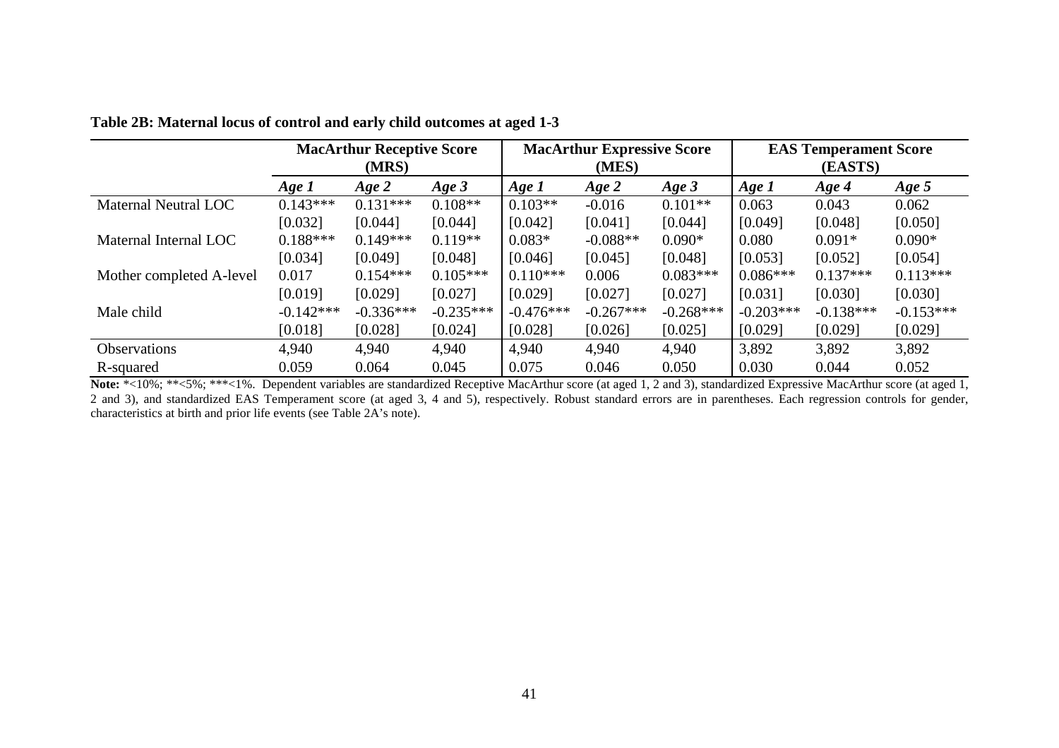**Table 2B: Maternal locus of control and early child outcomes at aged 1-3**

| | MacArthur Receptive Score (MRS) | | | MacArthur Expressive Score (MES) | | | EAS Temperament Score (EASTS) | | |
|---|---|---|---|---|---|---|---|---|---|
| | *Age 1* | *Age 2* | *Age 3* | *Age 1* | *Age 2* | *Age 3* | *Age 1* | *Age 4* | *Age 5* |
| Maternal Neutral LOC | 0.143*** | 0.131*** | 0.108** | 0.103** | -0.016 | 0.101** | 0.063 | 0.043 | 0.062 |
| | [0.032] | [0.044] | [0.044] | [0.042] | [0.041] | [0.044] | [0.049] | [0.048] | [0.050] |
| Maternal Internal LOC | 0.188*** | 0.149*** | 0.119** | 0.083* | -0.088** | 0.090* | 0.080 | 0.091* | 0.090* |
| | [0.034] | [0.049] | [0.048] | [0.046] | [0.045] | [0.048] | [0.053] | [0.052] | [0.054] |
| Mother completed A-level | 0.017 | 0.154*** | 0.105*** | 0.110*** | 0.006 | 0.083*** | 0.086*** | 0.137*** | 0.113*** |
| | [0.019] | [0.029] | [0.027] | [0.029] | [0.027] | [0.027] | [0.031] | [0.030] | [0.030] |
| Male child | -0.142*** | -0.336*** | -0.235*** | -0.476*** | -0.267*** | -0.268*** | -0.203*** | -0.138*** | -0.153*** |
| | [0.018] | [0.028] | [0.024] | [0.028] | [0.026] | [0.025] | [0.029] | [0.029] | [0.029] |
| Observations | 4,940 | 4,940 | 4,940 | 4,940 | 4,940 | 4,940 | 3,892 | 3,892 | 3,892 |
| R-squared | 0.059 | 0.064 | 0.045 | 0.075 | 0.046 | 0.050 | 0.030 | 0.044 | 0.052 |

**Note:** *<10%; **<5%; ***<1%. Dependent variables are standardized Receptive MacArthur score (at aged 1, 2 and 3), standardized Expressive MacArthur score (at aged 1, 2 and 3), and standardized EAS Temperament score (at aged 3, 4 and 5), respectively. Robust standard errors are in parentheses. Each regression controls for gender, characteristics at birth and prior life events (see Table 2A's note).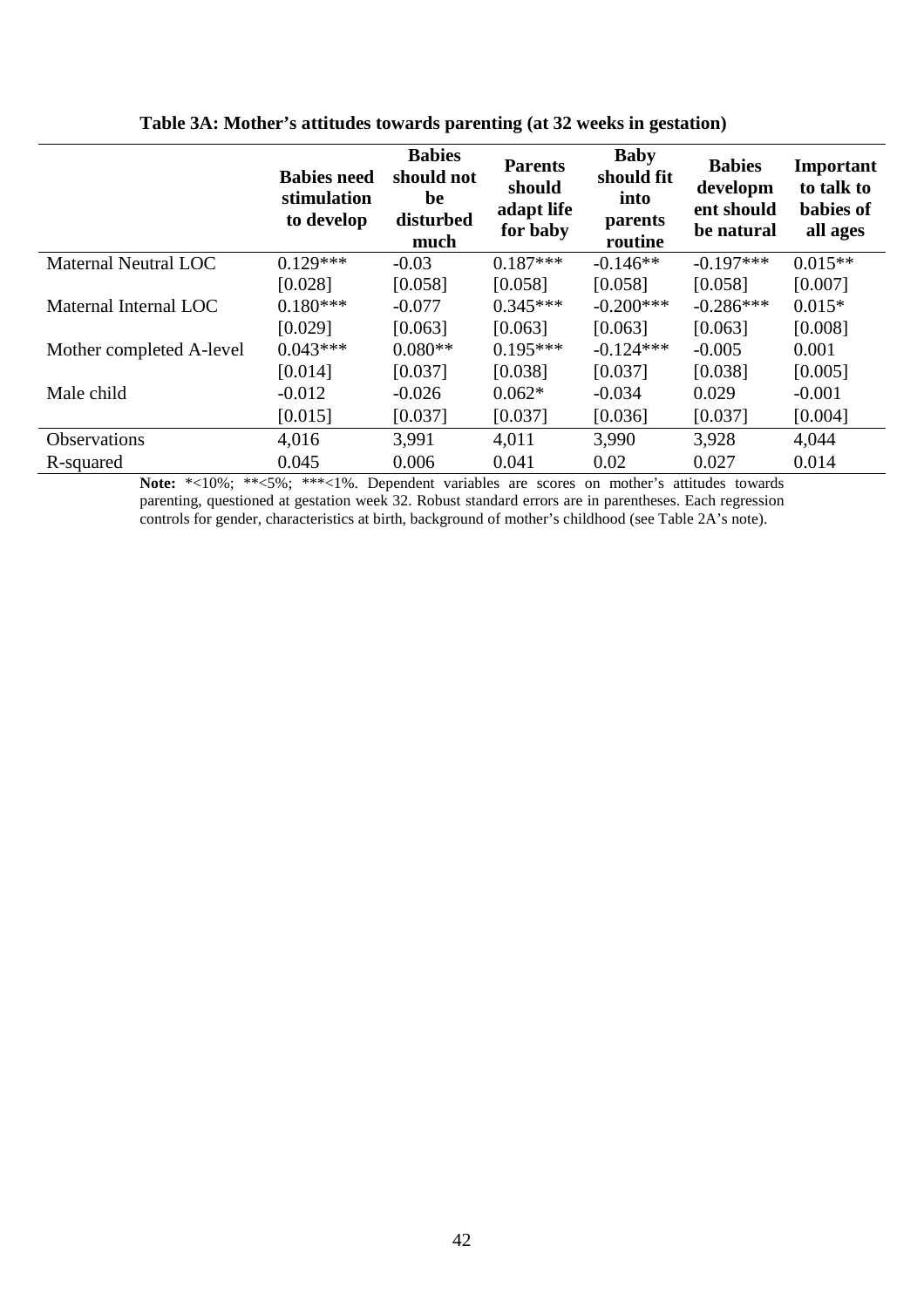**Table 3A: Mother's attitudes towards parenting (at 32 weeks in gestation)**

| | Babies need stimulation to develop | Babies should not be disturbed much | Parents should adapt life for baby | Baby should fit into parents routine | Babies development should be natural | Important to talk to babies of all ages |
|---|---|---|---|---|---|---|
| Maternal Neutral LOC | 0.129*** | -0.03 | 0.187*** | -0.146** | -0.197*** | 0.015** |
| | [0.028] | [0.058] | [0.058] | [0.058] | [0.058] | [0.007] |
| Maternal Internal LOC | 0.180*** | -0.077 | 0.345*** | -0.200*** | -0.286*** | 0.015* |
| | [0.029] | [0.063] | [0.063] | [0.063] | [0.063] | [0.008] |
| Mother completed A-level | 0.043*** | 0.080** | 0.195*** | -0.124*** | -0.005 | 0.001 |
| | [0.014] | [0.037] | [0.038] | [0.037] | [0.038] | [0.005] |
| Male child | -0.012 | -0.026 | 0.062* | -0.034 | 0.029 | -0.001 |
| | [0.015] | [0.037] | [0.037] | [0.036] | [0.037] | [0.004] |
| Observations | 4,016 | 3,991 | 4,011 | 3,990 | 3,928 | 4,044 |
| R-squared | 0.045 | 0.006 | 0.041 | 0.02 | 0.027 | 0.014 |

**Note:** *<10%; **<5%; ***<1%. Dependent variables are scores on mother's attitudes towards parenting, questioned at gestation week 32. Robust standard errors are in parentheses. Each regression controls for gender, characteristics at birth, background of mother's childhood (see Table 2A's note).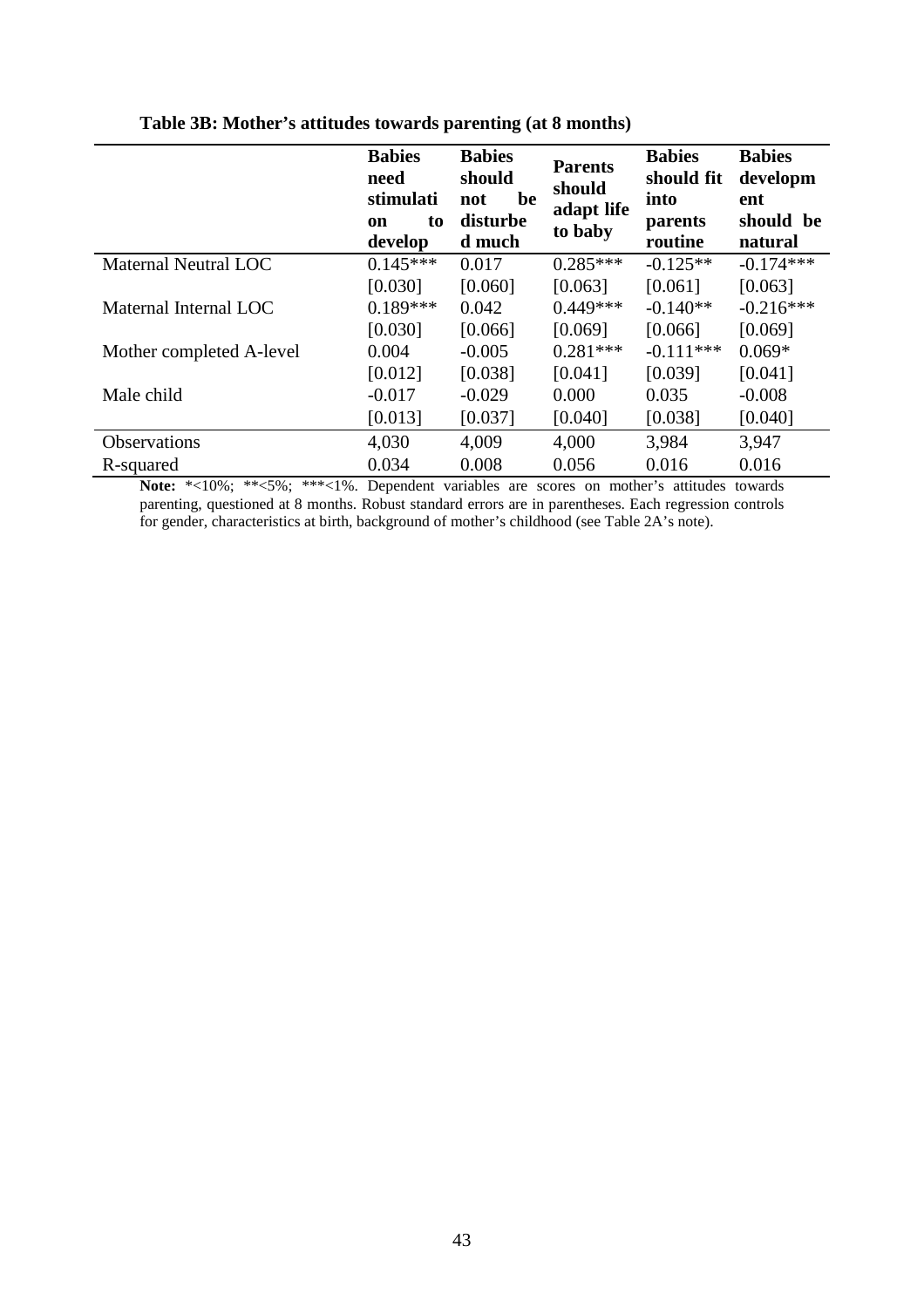**Table 3B: Mother's attitudes towards parenting (at 8 months)**

| | Babies need stimulation to develop | Babies should not be disturbed much | Parents should adapt life to baby | Babies should fit into parents routine | Babies development should be natural |
|---|---|---|---|---|---|
| Maternal Neutral LOC | 0.145*** | 0.017 | 0.285*** | -0.125** | -0.174*** |
| | [0.030] | [0.060] | [0.063] | [0.061] | [0.063] |
| Maternal Internal LOC | 0.189*** | 0.042 | 0.449*** | -0.140** | -0.216*** |
| | [0.030] | [0.066] | [0.069] | [0.066] | [0.069] |
| Mother completed A-level | 0.004 | -0.005 | 0.281*** | -0.111*** | 0.069* |
| | [0.012] | [0.038] | [0.041] | [0.039] | [0.041] |
| Male child | -0.017 | -0.029 | 0.000 | 0.035 | -0.008 |
| | [0.013] | [0.037] | [0.040] | [0.038] | [0.040] |
| Observations | 4,030 | 4,009 | 4,000 | 3,984 | 3,947 |
| R-squared | 0.034 | 0.008 | 0.056 | 0.016 | 0.016 |

**Note:** *<10%; **<5%; ***<1%. Dependent variables are scores on mother's attitudes towards parenting, questioned at 8 months. Robust standard errors are in parentheses. Each regression controls for gender, characteristics at birth, background of mother's childhood (see Table 2A's note).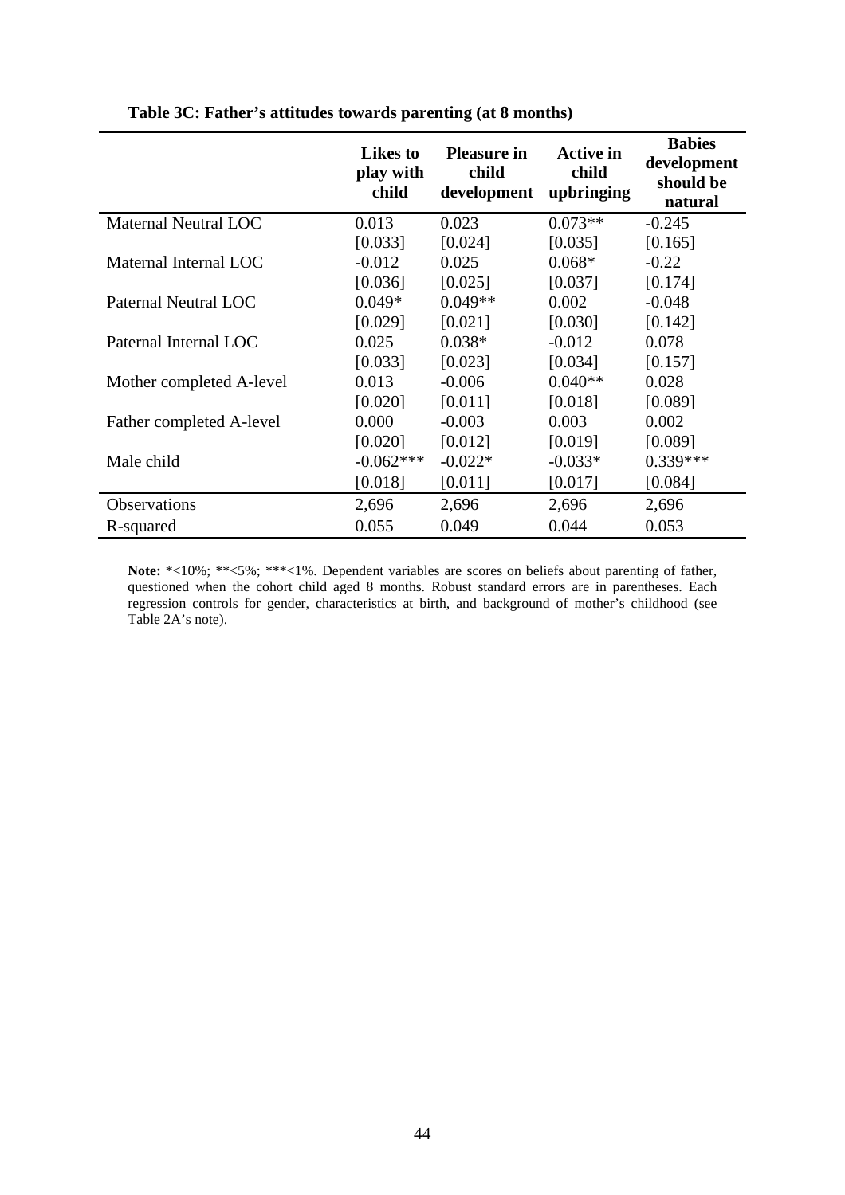**Table 3C: Father's attitudes towards parenting (at 8 months)**

| | Likes to play with child | Pleasure in child development | Active in child upbringing | Babies development should be natural |
|---|---|---|---|---|
| Maternal Neutral LOC | 0.013 | 0.023 | 0.073** | -0.245 |
| | [0.033] | [0.024] | [0.035] | [0.165] |
| Maternal Internal LOC | -0.012 | 0.025 | 0.068* | -0.22 |
| | [0.036] | [0.025] | [0.037] | [0.174] |
| Paternal Neutral LOC | 0.049* | 0.049** | 0.002 | -0.048 |
| | [0.029] | [0.021] | [0.030] | [0.142] |
| Paternal Internal LOC | 0.025 | 0.038* | -0.012 | 0.078 |
| | [0.033] | [0.023] | [0.034] | [0.157] |
| Mother completed A-level | 0.013 | -0.006 | 0.040** | 0.028 |
| | [0.020] | [0.011] | [0.018] | [0.089] |
| Father completed A-level | 0.000 | -0.003 | 0.003 | 0.002 |
| | [0.020] | [0.012] | [0.019] | [0.089] |
| Male child | -0.062*** | -0.022* | -0.033* | 0.339*** |
| | [0.018] | [0.011] | [0.017] | [0.084] |
| Observations | 2,696 | 2,696 | 2,696 | 2,696 |
| R-squared | 0.055 | 0.049 | 0.044 | 0.053 |

**Note:** *<10%; **<5%; ***<1%. Dependent variables are scores on beliefs about parenting of father, questioned when the cohort child aged 8 months. Robust standard errors are in parentheses. Each regression controls for gender, characteristics at birth, and background of mother's childhood (see Table 2A's note).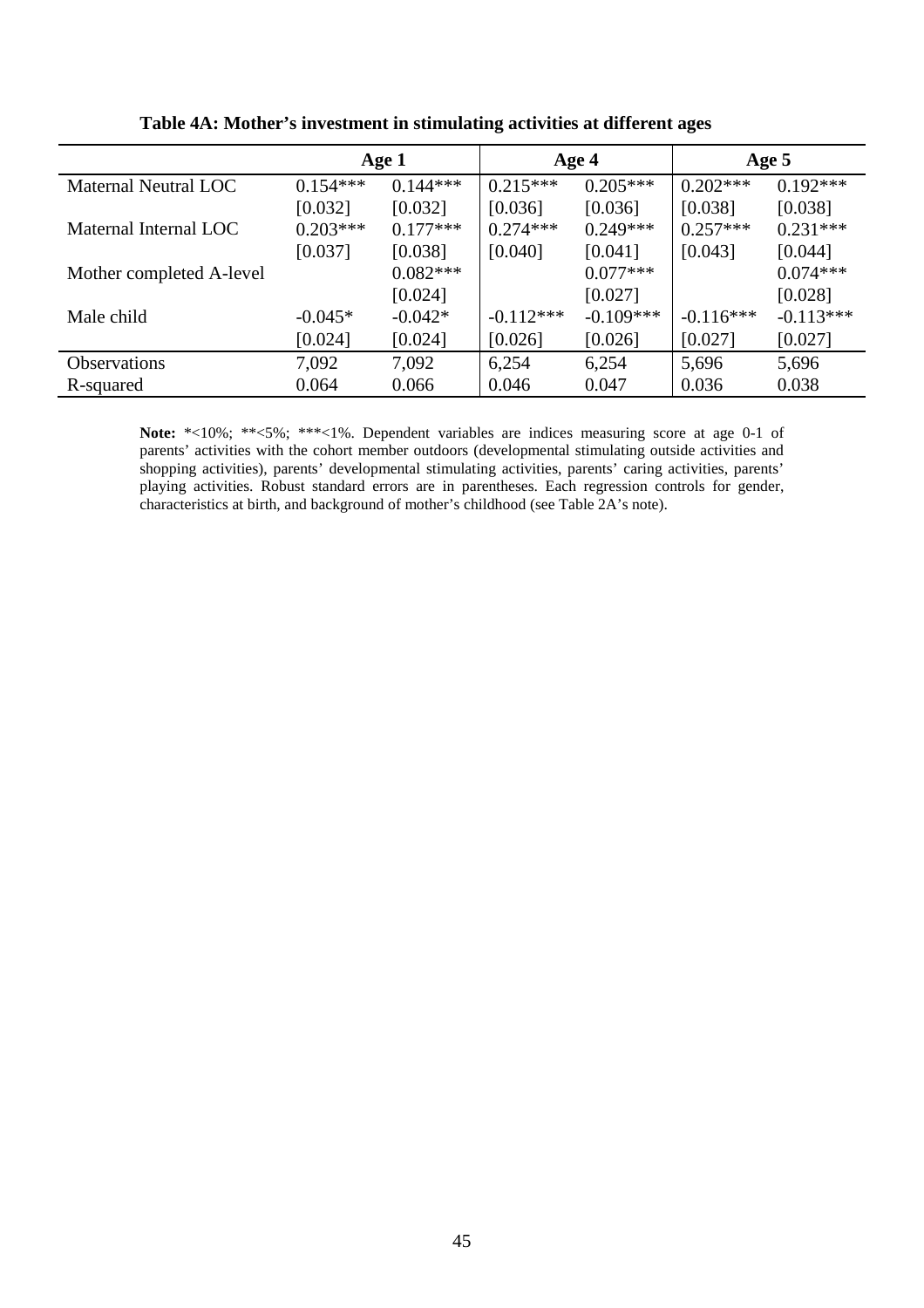**Table 4A: Mother's investment in stimulating activities at different ages**

| | Age 1 | | Age 4 | | Age 5 | |
|---|---|---|---|---|---|---|
| Maternal Neutral LOC | 0.154*** | 0.144*** | 0.215*** | 0.205*** | 0.202*** | 0.192*** |
| | [0.032] | [0.032] | [0.036] | [0.036] | [0.038] | [0.038] |
| Maternal Internal LOC | 0.203*** | 0.177*** | 0.274*** | 0.249*** | 0.257*** | 0.231*** |
| | [0.037] | [0.038] | [0.040] | [0.041] | [0.043] | [0.044] |
| Mother completed A-level | | 0.082*** | | 0.077*** | | 0.074*** |
| | | [0.024] | | [0.027] | | [0.028] |
| Male child | -0.045* | -0.042* | -0.112*** | -0.109*** | -0.116*** | -0.113*** |
| | [0.024] | [0.024] | [0.026] | [0.026] | [0.027] | [0.027] |
| Observations | 7,092 | 7,092 | 6,254 | 6,254 | 5,696 | 5,696 |
| R-squared | 0.064 | 0.066 | 0.046 | 0.047 | 0.036 | 0.038 |

**Note:** *<10%; **<5%; ***<1%. Dependent variables are indices measuring score at age 0-1 of parents' activities with the cohort member outdoors (developmental stimulating outside activities and shopping activities), parents' developmental stimulating activities, parents' caring activities, parents' playing activities. Robust standard errors are in parentheses. Each regression controls for gender, characteristics at birth, and background of mother's childhood (see Table 2A's note).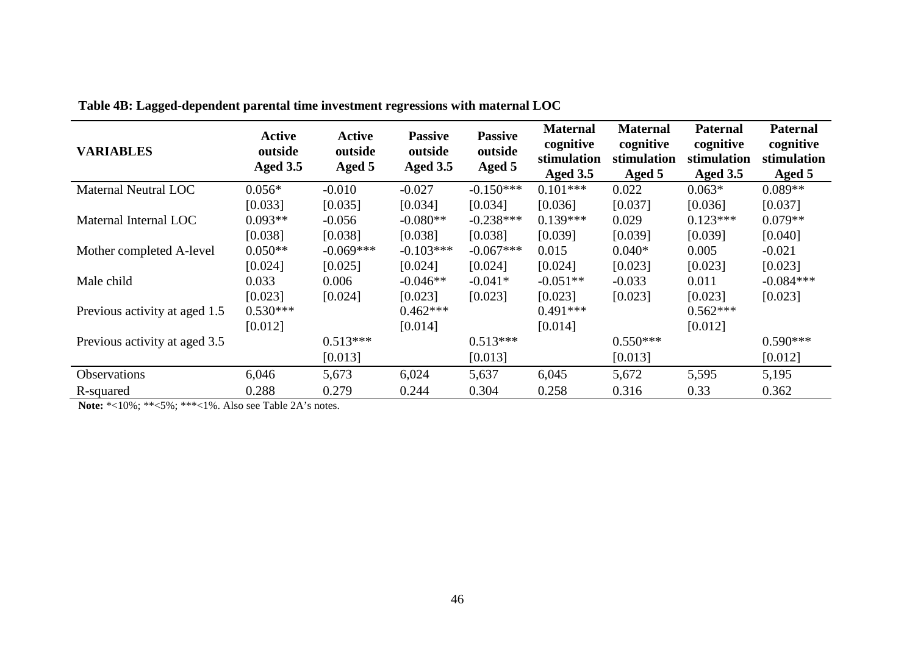**Table 4B: Lagged-dependent parental time investment regressions with maternal LOC**

| VARIABLES | Active outside Aged 3.5 | Active outside Aged 5 | Passive outside Aged 3.5 | Passive outside Aged 5 | Maternal cognitive stimulation Aged 3.5 | Maternal cognitive stimulation Aged 5 | Paternal cognitive stimulation Aged 3.5 | Paternal cognitive stimulation Aged 5 |
|---|---|---|---|---|---|---|---|---|
| Maternal Neutral LOC | 0.056* | -0.010 | -0.027 | -0.150*** | 0.101*** | 0.022 | 0.063* | 0.089** |
| | [0.033] | [0.035] | [0.034] | [0.034] | [0.036] | [0.037] | [0.036] | [0.037] |
| Maternal Internal LOC | 0.093** | -0.056 | -0.080** | -0.238*** | 0.139*** | 0.029 | 0.123*** | 0.079** |
| | [0.038] | [0.038] | [0.038] | [0.038] | [0.039] | [0.039] | [0.039] | [0.040] |
| Mother completed A-level | 0.050** | -0.069*** | -0.103*** | -0.067*** | 0.015 | 0.040* | 0.005 | -0.021 |
| | [0.024] | [0.025] | [0.024] | [0.024] | [0.024] | [0.023] | [0.023] | [0.023] |
| Male child | 0.033 | 0.006 | -0.046** | -0.041* | -0.051** | -0.033 | 0.011 | -0.084*** |
| | [0.023] | [0.024] | [0.023] | [0.023] | [0.023] | [0.023] | [0.023] | [0.023] |
| Previous activity at aged 1.5 | 0.530*** | | 0.462*** | | 0.491*** | | 0.562*** | |
| | [0.012] | | [0.014] | | [0.014] | | [0.012] | |
| Previous activity at aged 3.5 | | 0.513*** | | 0.513*** | | 0.550*** | | 0.590*** |
| | | [0.013] | | [0.013] | | [0.013] | | [0.012] |
| Observations | 6,046 | 5,673 | 6,024 | 5,637 | 6,045 | 5,672 | 5,595 | 5,195 |
| R-squared | 0.288 | 0.279 | 0.244 | 0.304 | 0.258 | 0.316 | 0.33 | 0.362 |

**Note:** *<10%; **<5%; ***<1%. Also see Table 2A's notes.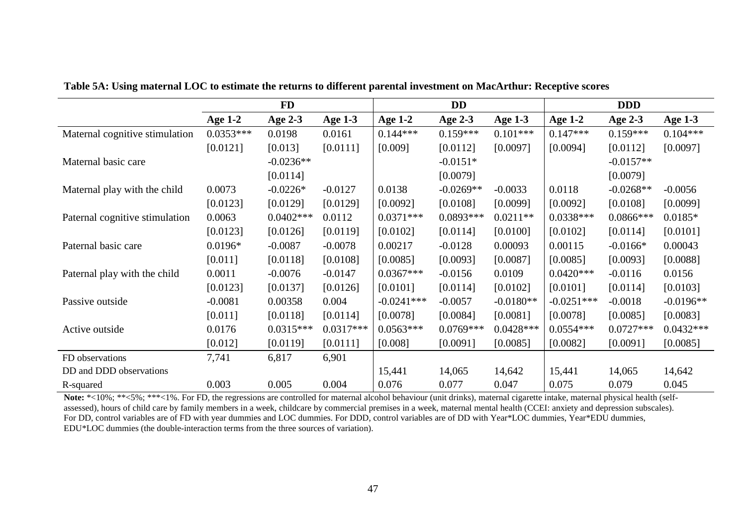**Table 5A: Using maternal LOC to estimate the returns to different parental investment on MacArthur: Receptive scores**

| | FD | | | DD | | | DDD | | |
|---|---|---|---|---|---|---|---|---|---|
| | **Age 1-2** | **Age 2-3** | **Age 1-3** | **Age 1-2** | **Age 2-3** | **Age 1-3** | **Age 1-2** | **Age 2-3** | **Age 1-3** |
| Maternal cognitive stimulation | 0.0353*** | 0.0198 | 0.0161 | 0.144*** | 0.159*** | 0.101*** | 0.147*** | 0.159*** | 0.104*** |
| | [0.0121] | [0.013] | [0.0111] | [0.009] | [0.0112] | [0.0097] | [0.0094] | [0.0112] | [0.0097] |
| Maternal basic care | | -0.0236** | | | -0.0151* | | | -0.0157** | |
| | | [0.0114] | | | [0.0079] | | | [0.0079] | |
| Maternal play with the child | 0.0073 | -0.0226* | -0.0127 | 0.0138 | -0.0269** | -0.0033 | 0.0118 | -0.0268** | -0.0056 |
| | [0.0123] | [0.0129] | [0.0129] | [0.0092] | [0.0108] | [0.0099] | [0.0092] | [0.0108] | [0.0099] |
| Paternal cognitive stimulation | 0.0063 | 0.0402*** | 0.0112 | 0.0371*** | 0.0893*** | 0.0211** | 0.0338*** | 0.0866*** | 0.0185* |
| | [0.0123] | [0.0126] | [0.0119] | [0.0102] | [0.0114] | [0.0100] | [0.0102] | [0.0114] | [0.0101] |
| Paternal basic care | 0.0196* | -0.0087 | -0.0078 | 0.00217 | -0.0128 | 0.00093 | 0.00115 | -0.0166* | 0.00043 |
| | [0.011] | [0.0118] | [0.0108] | [0.0085] | [0.0093] | [0.0087] | [0.0085] | [0.0093] | [0.0088] |
| Paternal play with the child | 0.0011 | -0.0076 | -0.0147 | 0.0367*** | -0.0156 | 0.0109 | 0.0420*** | -0.0116 | 0.0156 |
| | [0.0123] | [0.0137] | [0.0126] | [0.0101] | [0.0114] | [0.0102] | [0.0101] | [0.0114] | [0.0103] |
| Passive outside | -0.0081 | 0.00358 | 0.004 | -0.0241*** | -0.0057 | -0.0180** | -0.0251*** | -0.0018 | -0.0196** |
| | [0.011] | [0.0118] | [0.0114] | [0.0078] | [0.0084] | [0.0081] | [0.0078] | [0.0085] | [0.0083] |
| Active outside | 0.0176 | 0.0315*** | 0.0317*** | 0.0563*** | 0.0769*** | 0.0428*** | 0.0554*** | 0.0727*** | 0.0432*** |
| | [0.012] | [0.0119] | [0.0111] | [0.008] | [0.0091] | [0.0085] | [0.0082] | [0.0091] | [0.0085] |
| FD observations | 7,741 | 6,817 | 6,901 | | | | | | |
| DD and DDD observations | | | | 15,441 | 14,065 | 14,642 | 15,441 | 14,065 | 14,642 |
| R-squared | 0.003 | 0.005 | 0.004 | 0.076 | 0.077 | 0.047 | 0.075 | 0.079 | 0.045 |

**Note:** *<10%; **<5%; ***<1%. For FD, the regressions are controlled for maternal alcohol behaviour (unit drinks), maternal cigarette intake, maternal physical health (self-assessed), hours of child care by family members in a week, childcare by commercial premises in a week, maternal mental health (CCEI: anxiety and depression subscales). For DD, control variables are of FD with year dummies and LOC dummies. For DDD, control variables are of DD with Year*LOC dummies, Year*EDU dummies, EDU*LOC dummies (the double-interaction terms from the three sources of variation).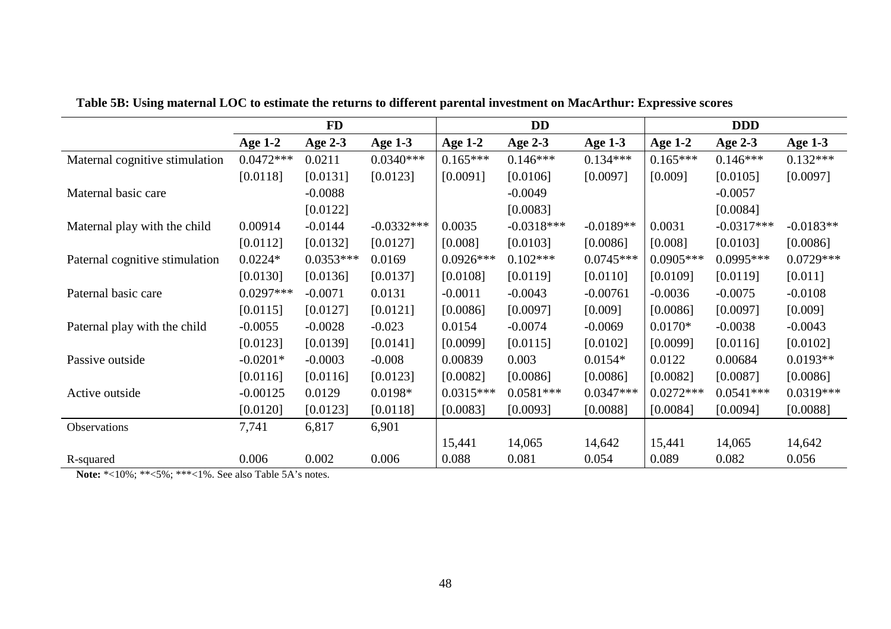**Table 5B: Using maternal LOC to estimate the returns to different parental investment on MacArthur: Expressive scores**

| | FD | | | DD | | | DDD | | |
|---|---|---|---|---|---|---|---|---|---|
| | **Age 1-2** | **Age 2-3** | **Age 1-3** | **Age 1-2** | **Age 2-3** | **Age 1-3** | **Age 1-2** | **Age 2-3** | **Age 1-3** |
| Maternal cognitive stimulation | 0.0472*** | 0.0211 | 0.0340*** | 0.165*** | 0.146*** | 0.134*** | 0.165*** | 0.146*** | 0.132*** |
| | [0.0118] | [0.0131] | [0.0123] | [0.0091] | [0.0106] | [0.0097] | [0.009] | [0.0105] | [0.0097] |
| Maternal basic care | | -0.0088 | | | -0.0049 | | | -0.0057 | |
| | | [0.0122] | | | [0.0083] | | | [0.0084] | |
| Maternal play with the child | 0.00914 | -0.0144 | -0.0332*** | 0.0035 | -0.0318*** | -0.0189** | 0.0031 | -0.0317*** | -0.0183** |
| | [0.0112] | [0.0132] | [0.0127] | [0.008] | [0.0103] | [0.0086] | [0.008] | [0.0103] | [0.0086] |
| Paternal cognitive stimulation | 0.0224* | 0.0353*** | 0.0169 | 0.0926*** | 0.102*** | 0.0745*** | 0.0905*** | 0.0995*** | 0.0729*** |
| | [0.0130] | [0.0136] | [0.0137] | [0.0108] | [0.0119] | [0.0110] | [0.0109] | [0.0119] | [0.011] |
| Paternal basic care | 0.0297*** | -0.0071 | 0.0131 | -0.0011 | -0.0043 | -0.00761 | -0.0036 | -0.0075 | -0.0108 |
| | [0.0115] | [0.0127] | [0.0121] | [0.0086] | [0.0097] | [0.009] | [0.0086] | [0.0097] | [0.009] |
| Paternal play with the child | -0.0055 | -0.0028 | -0.023 | 0.0154 | -0.0074 | -0.0069 | 0.0170* | -0.0038 | -0.0043 |
| | [0.0123] | [0.0139] | [0.0141] | [0.0099] | [0.0115] | [0.0102] | [0.0099] | [0.0116] | [0.0102] |
| Passive outside | -0.0201* | -0.0003 | -0.008 | 0.00839 | 0.003 | 0.0154* | 0.0122 | 0.00684 | 0.0193** |
| | [0.0116] | [0.0116] | [0.0123] | [0.0082] | [0.0086] | [0.0086] | [0.0082] | [0.0087] | [0.0086] |
| Active outside | -0.00125 | 0.0129 | 0.0198* | 0.0315*** | 0.0581*** | 0.0347*** | 0.0272*** | 0.0541*** | 0.0319*** |
| | [0.0120] | [0.0123] | [0.0118] | [0.0083] | [0.0093] | [0.0088] | [0.0084] | [0.0094] | [0.0088] |
| Observations | 7,741 | 6,817 | 6,901 | 15,441 | 14,065 | 14,642 | 15,441 | 14,065 | 14,642 |
| R-squared | 0.006 | 0.002 | 0.006 | 0.088 | 0.081 | 0.054 | 0.089 | 0.082 | 0.056 |

**Note:** *<10%; **<5%; ***<1%. See also Table 5A's notes.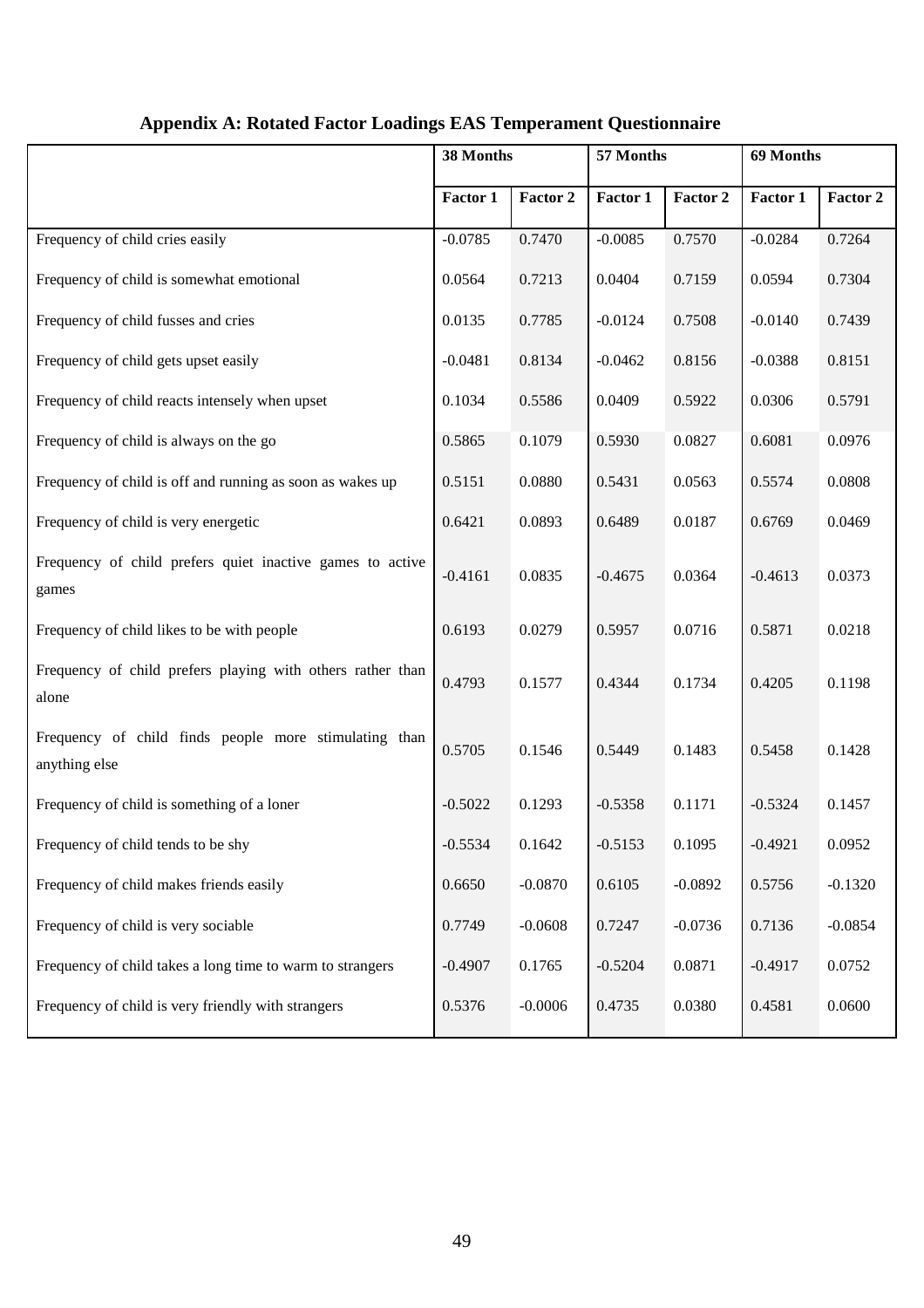## Appendix A: Rotated Factor Loadings EAS Temperament Questionnaire

| | 38 Months | | 57 Months | | 69 Months | |
|---|---|---|---|---|---|---|
| | Factor 1 | Factor 2 | Factor 1 | Factor 2 | Factor 1 | Factor 2 |
| Frequency of child cries easily | -0.0785 | 0.7470 | -0.0085 | 0.7570 | -0.0284 | 0.7264 |
| Frequency of child is somewhat emotional | 0.0564 | 0.7213 | 0.0404 | 0.7159 | 0.0594 | 0.7304 |
| Frequency of child fusses and cries | 0.0135 | 0.7785 | -0.0124 | 0.7508 | -0.0140 | 0.7439 |
| Frequency of child gets upset easily | -0.0481 | 0.8134 | -0.0462 | 0.8156 | -0.0388 | 0.8151 |
| Frequency of child reacts intensely when upset | 0.1034 | 0.5586 | 0.0409 | 0.5922 | 0.0306 | 0.5791 |
| Frequency of child is always on the go | 0.5865 | 0.1079 | 0.5930 | 0.0827 | 0.6081 | 0.0976 |
| Frequency of child is off and running as soon as wakes up | 0.5151 | 0.0880 | 0.5431 | 0.0563 | 0.5574 | 0.0808 |
| Frequency of child is very energetic | 0.6421 | 0.0893 | 0.6489 | 0.0187 | 0.6769 | 0.0469 |
| Frequency of child prefers quiet inactive games to active games | -0.4161 | 0.0835 | -0.4675 | 0.0364 | -0.4613 | 0.0373 |
| Frequency of child likes to be with people | 0.6193 | 0.0279 | 0.5957 | 0.0716 | 0.5871 | 0.0218 |
| Frequency of child prefers playing with others rather than alone | 0.4793 | 0.1577 | 0.4344 | 0.1734 | 0.4205 | 0.1198 |
| Frequency of child finds people more stimulating than anything else | 0.5705 | 0.1546 | 0.5449 | 0.1483 | 0.5458 | 0.1428 |
| Frequency of child is something of a loner | -0.5022 | 0.1293 | -0.5358 | 0.1171 | -0.5324 | 0.1457 |
| Frequency of child tends to be shy | -0.5534 | 0.1642 | -0.5153 | 0.1095 | -0.4921 | 0.0952 |
| Frequency of child makes friends easily | 0.6650 | -0.0870 | 0.6105 | -0.0892 | 0.5756 | -0.1320 |
| Frequency of child is very sociable | 0.7749 | -0.0608 | 0.7247 | -0.0736 | 0.7136 | -0.0854 |
| Frequency of child takes a long time to warm to strangers | -0.4907 | 0.1765 | -0.5204 | 0.0871 | -0.4917 | 0.0752 |
| Frequency of child is very friendly with strangers | 0.5376 | -0.0006 | 0.4735 | 0.0380 | 0.4581 | 0.0600 |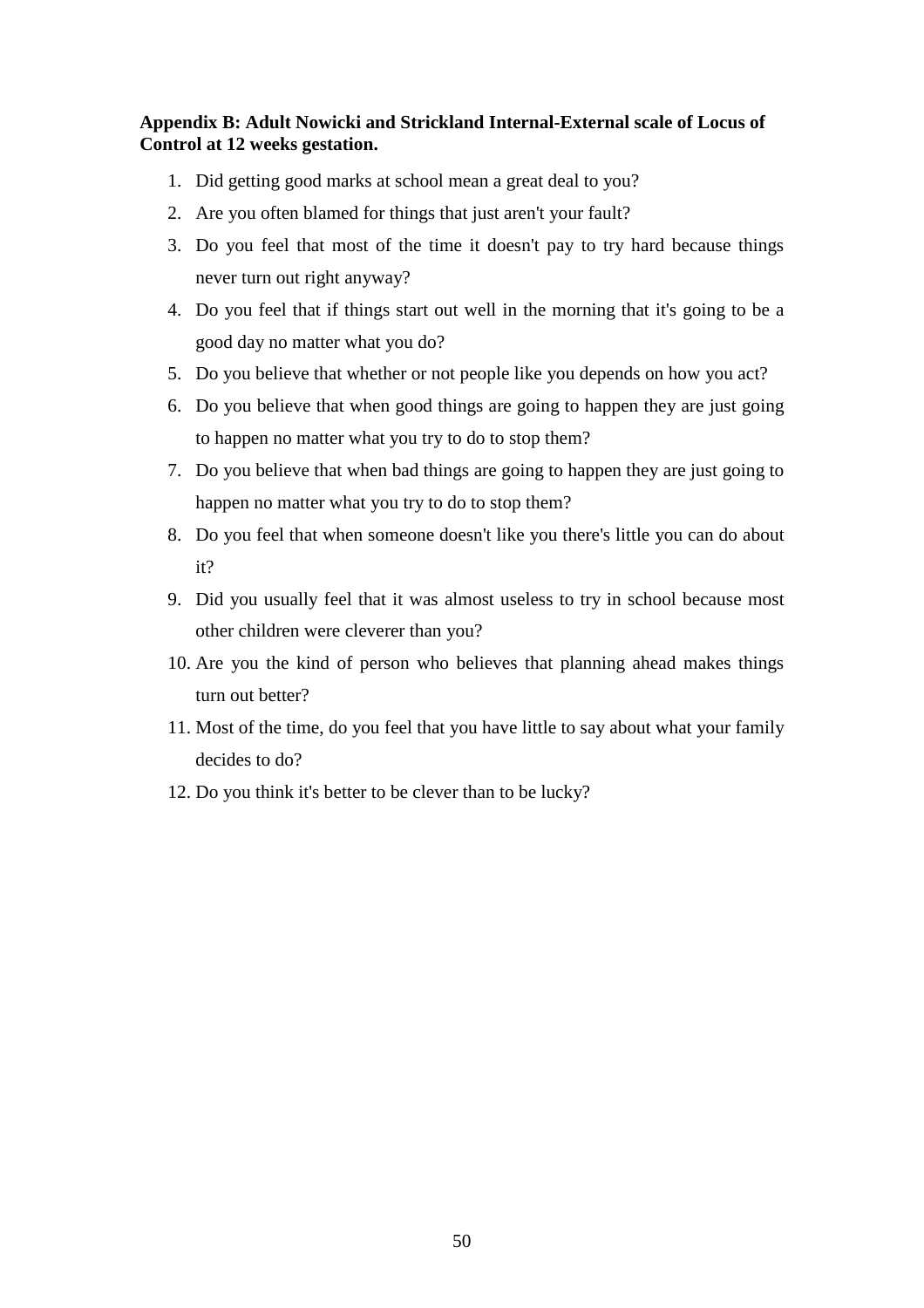**Appendix B: Adult Nowicki and Strickland Internal-External scale of Locus of Control at 12 weeks gestation.**

1. Did getting good marks at school mean a great deal to you?
2. Are you often blamed for things that just aren't your fault?
3. Do you feel that most of the time it doesn't pay to try hard because things never turn out right anyway?
4. Do you feel that if things start out well in the morning that it's going to be a good day no matter what you do?
5. Do you believe that whether or not people like you depends on how you act?
6. Do you believe that when good things are going to happen they are just going to happen no matter what you try to do to stop them?
7. Do you believe that when bad things are going to happen they are just going to happen no matter what you try to do to stop them?
8. Do you feel that when someone doesn't like you there's little you can do about it?
9. Did you usually feel that it was almost useless to try in school because most other children were cleverer than you?
10. Are you the kind of person who believes that planning ahead makes things turn out better?
11. Most of the time, do you feel that you have little to say about what your family decides to do?
12. Do you think it's better to be clever than to be lucky?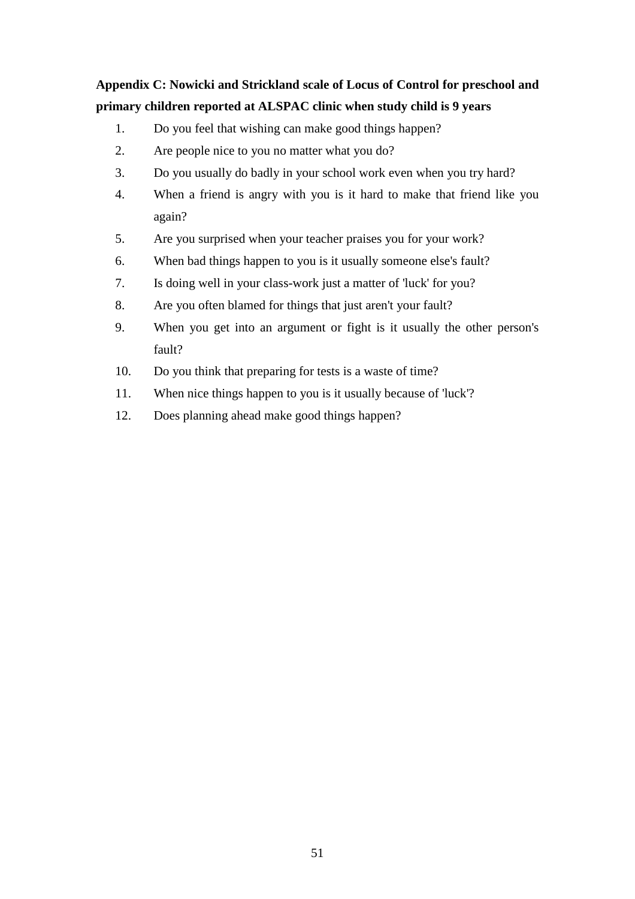**Appendix C: Nowicki and Strickland scale of Locus of Control for preschool and primary children reported at ALSPAC clinic when study child is 9 years**

1. Do you feel that wishing can make good things happen?
2. Are people nice to you no matter what you do?
3. Do you usually do badly in your school work even when you try hard?
4. When a friend is angry with you is it hard to make that friend like you again?
5. Are you surprised when your teacher praises you for your work?
6. When bad things happen to you is it usually someone else's fault?
7. Is doing well in your class-work just a matter of 'luck' for you?
8. Are you often blamed for things that just aren't your fault?
9. When you get into an argument or fight is it usually the other person's fault?
10. Do you think that preparing for tests is a waste of time?
11. When nice things happen to you is it usually because of 'luck'?
12. Does planning ahead make good things happen?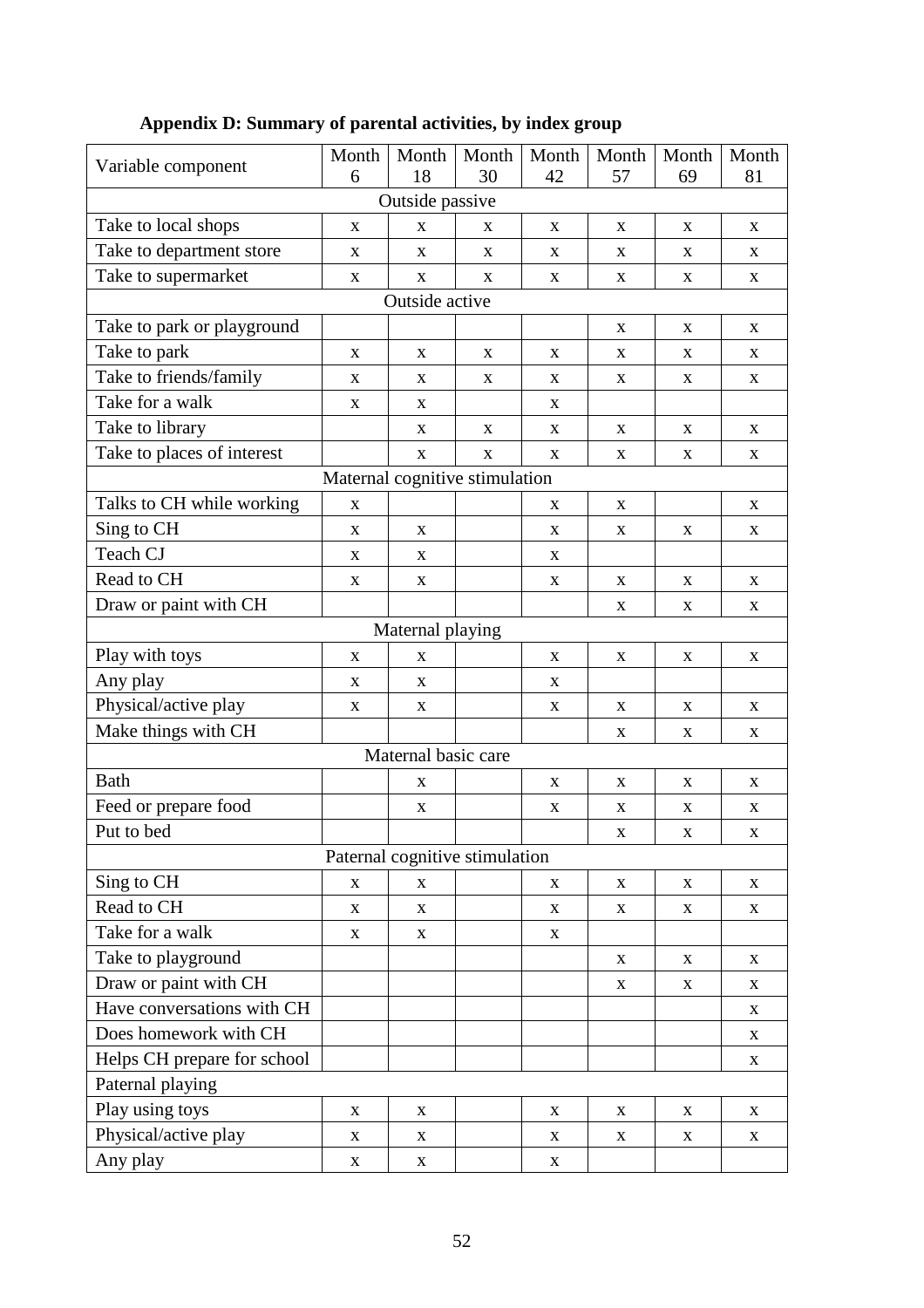**Appendix D: Summary of parental activities, by index group**

| Variable component | Month 6 | Month 18 | Month 30 | Month 42 | Month 57 | Month 69 | Month 81 |
|---|---|---|---|---|---|---|---|
| Outside passive | | | | | | | |
| Take to local shops | x | x | x | x | x | x | x |
| Take to department store | x | x | x | x | x | x | x |
| Take to supermarket | x | x | x | x | x | x | x |
| Outside active | | | | | | | |
| Take to park or playground | | | | | x | x | x |
| Take to park | x | x | x | x | x | x | x |
| Take to friends/family | x | x | x | x | x | x | x |
| Take for a walk | x | x | | x | | | |
| Take to library | | x | x | x | x | x | x |
| Take to places of interest | | x | x | x | x | x | x |
| Maternal cognitive stimulation | | | | | | | |
| Talks to CH while working | x | | | x | x | | x |
| Sing to CH | x | x | | x | x | x | x |
| Teach CJ | x | x | | x | | | |
| Read to CH | x | x | | x | x | x | x |
| Draw or paint with CH | | | | | x | x | x |
| Maternal playing | | | | | | | |
| Play with toys | x | x | | x | x | x | x |
| Any play | x | x | | x | | | |
| Physical/active play | x | x | | x | x | x | x |
| Make things with CH | | | | | x | x | x |
| Maternal basic care | | | | | | | |
| Bath | | x | | x | x | x | x |
| Feed or prepare food | | x | | x | x | x | x |
| Put to bed | | | | | x | x | x |
| Paternal cognitive stimulation | | | | | | | |
| Sing to CH | x | x | | x | x | x | x |
| Read to CH | x | x | | x | x | x | x |
| Take for a walk | x | x | | x | | | |
| Take to playground | | | | | x | x | x |
| Draw or paint with CH | | | | | x | x | x |
| Have conversations with CH | | | | | | | x |
| Does homework with CH | | | | | | | x |
| Helps CH prepare for school | | | | | | | x |
| Paternal playing | | | | | | | |
| Play using toys | x | x | | x | x | x | x |
| Physical/active play | x | x | | x | x | x | x |
| Any play | x | x | | x | | | |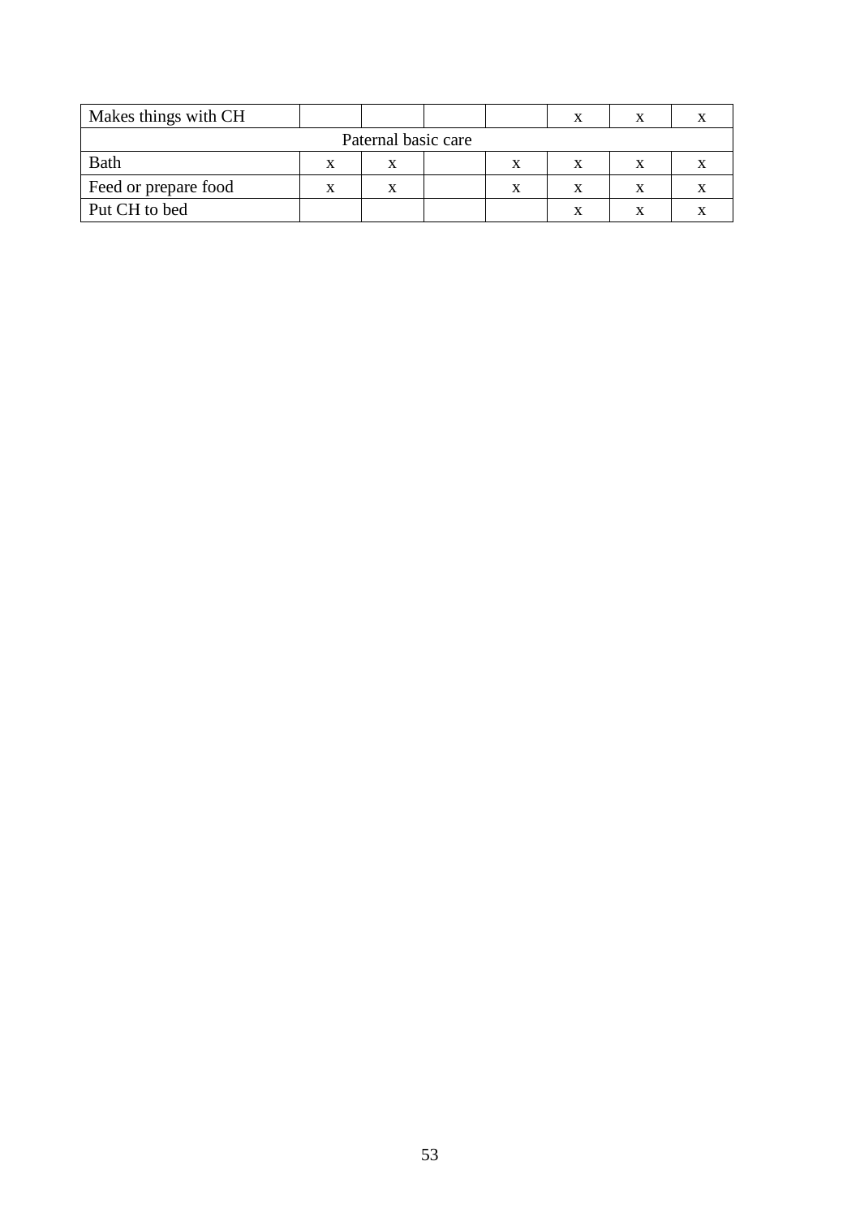| | | | | | | | |
|---|---|---|---|---|---|---|---|
| Makes things with CH | | | | | x | x | x |
| Paternal basic care | | | | | | | |
| Bath | x | x | | x | x | x | x |
| Feed or prepare food | x | x | | x | x | x | x |
| Put CH to bed | | | | | x | x | x |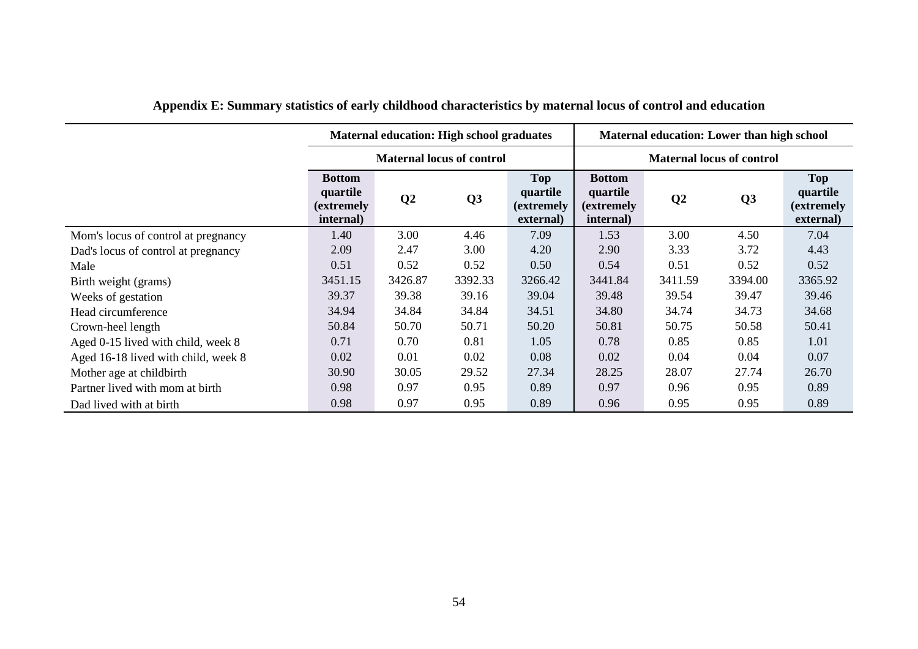**Appendix E: Summary statistics of early childhood characteristics by maternal locus of control and education**

| | Maternal education: High school graduates | | | | Maternal education: Lower than high school | | | |
|---|---|---|---|---|---|---|---|---|
| | Maternal locus of control | | | | Maternal locus of control | | | |
| | Bottom quartile (extremely internal) | Q2 | Q3 | Top quartile (extremely external) | Bottom quartile (extremely internal) | Q2 | Q3 | Top quartile (extremely external) |
| Mom's locus of control at pregnancy | 1.40 | 3.00 | 4.46 | 7.09 | 1.53 | 3.00 | 4.50 | 7.04 |
| Dad's locus of control at pregnancy | 2.09 | 2.47 | 3.00 | 4.20 | 2.90 | 3.33 | 3.72 | 4.43 |
| Male | 0.51 | 0.52 | 0.52 | 0.50 | 0.54 | 0.51 | 0.52 | 0.52 |
| Birth weight (grams) | 3451.15 | 3426.87 | 3392.33 | 3266.42 | 3441.84 | 3411.59 | 3394.00 | 3365.92 |
| Weeks of gestation | 39.37 | 39.38 | 39.16 | 39.04 | 39.48 | 39.54 | 39.47 | 39.46 |
| Head circumference | 34.94 | 34.84 | 34.84 | 34.51 | 34.80 | 34.74 | 34.73 | 34.68 |
| Crown-heel length | 50.84 | 50.70 | 50.71 | 50.20 | 50.81 | 50.75 | 50.58 | 50.41 |
| Aged 0-15 lived with child, week 8 | 0.71 | 0.70 | 0.81 | 1.05 | 0.78 | 0.85 | 0.85 | 1.01 |
| Aged 16-18 lived with child, week 8 | 0.02 | 0.01 | 0.02 | 0.08 | 0.02 | 0.04 | 0.04 | 0.07 |
| Mother age at childbirth | 30.90 | 30.05 | 29.52 | 27.34 | 28.25 | 28.07 | 27.74 | 26.70 |
| Partner lived with mom at birth | 0.98 | 0.97 | 0.95 | 0.89 | 0.97 | 0.96 | 0.95 | 0.89 |
| Dad lived with at birth | 0.98 | 0.97 | 0.95 | 0.89 | 0.96 | 0.95 | 0.95 | 0.89 |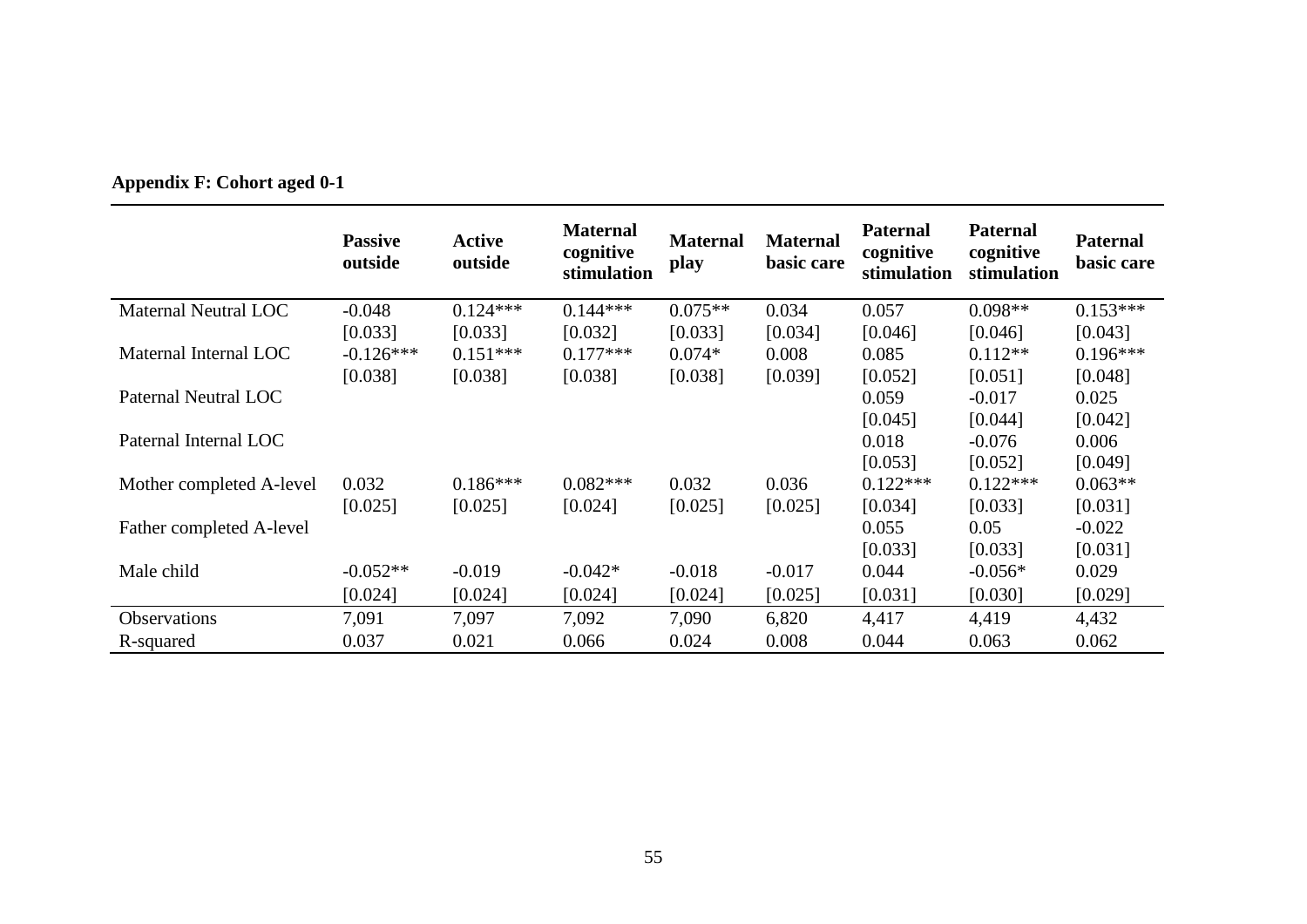**Appendix F: Cohort aged 0-1**

| | Passive outside | Active outside | Maternal cognitive stimulation | Maternal play | Maternal basic care | Paternal cognitive stimulation | Paternal cognitive stimulation | Paternal basic care |
|---|---|---|---|---|---|---|---|---|
| Maternal Neutral LOC | -0.048 | 0.124*** | 0.144*** | 0.075** | 0.034 | 0.057 | 0.098** | 0.153*** |
| | [0.033] | [0.033] | [0.032] | [0.033] | [0.034] | [0.046] | [0.046] | [0.043] |
| Maternal Internal LOC | -0.126*** | 0.151*** | 0.177*** | 0.074* | 0.008 | 0.085 | 0.112** | 0.196*** |
| | [0.038] | [0.038] | [0.038] | [0.038] | [0.039] | [0.052] | [0.051] | [0.048] |
| Paternal Neutral LOC | | | | | | 0.059 | -0.017 | 0.025 |
| | | | | | | [0.045] | [0.044] | [0.042] |
| Paternal Internal LOC | | | | | | 0.018 | -0.076 | 0.006 |
| | | | | | | [0.053] | [0.052] | [0.049] |
| Mother completed A-level | 0.032 | 0.186*** | 0.082*** | 0.032 | 0.036 | 0.122*** | 0.122*** | 0.063** |
| | [0.025] | [0.025] | [0.024] | [0.025] | [0.025] | [0.034] | [0.033] | [0.031] |
| Father completed A-level | | | | | | 0.055 | 0.05 | -0.022 |
| | | | | | | [0.033] | [0.033] | [0.031] |
| Male child | -0.052** | -0.019 | -0.042* | -0.018 | -0.017 | 0.044 | -0.056* | 0.029 |
| | [0.024] | [0.024] | [0.024] | [0.024] | [0.025] | [0.031] | [0.030] | [0.029] |
| Observations | 7,091 | 7,097 | 7,092 | 7,090 | 6,820 | 4,417 | 4,419 | 4,432 |
| R-squared | 0.037 | 0.021 | 0.066 | 0.024 | 0.008 | 0.044 | 0.063 | 0.062 |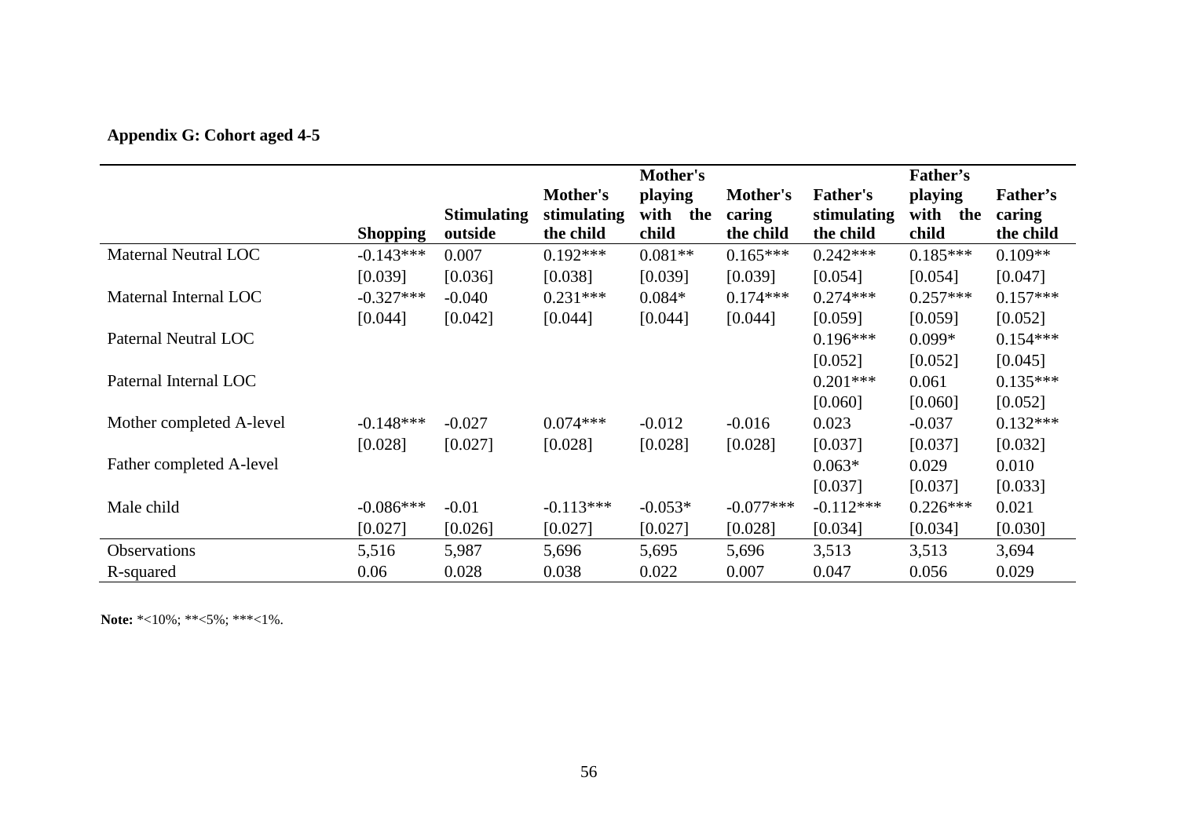**Appendix G: Cohort aged 4-5**

| | Shopping | Stimulating outside | Mother's stimulating the child | Mother's playing with the child | Mother's caring the child | Father's stimulating the child | Father's playing with the child | Father's caring the child |
|---|---|---|---|---|---|---|---|---|
| Maternal Neutral LOC | -0.143*** | 0.007 | 0.192*** | 0.081** | 0.165*** | 0.242*** | 0.185*** | 0.109** |
| | [0.039] | [0.036] | [0.038] | [0.039] | [0.039] | [0.054] | [0.054] | [0.047] |
| Maternal Internal LOC | -0.327*** | -0.040 | 0.231*** | 0.084* | 0.174*** | 0.274*** | 0.257*** | 0.157*** |
| | [0.044] | [0.042] | [0.044] | [0.044] | [0.044] | [0.059] | [0.059] | [0.052] |
| Paternal Neutral LOC | | | | | | 0.196*** | 0.099* | 0.154*** |
| | | | | | | [0.052] | [0.052] | [0.045] |
| Paternal Internal LOC | | | | | | 0.201*** | 0.061 | 0.135*** |
| | | | | | | [0.060] | [0.060] | [0.052] |
| Mother completed A-level | -0.148*** | -0.027 | 0.074*** | -0.012 | -0.016 | 0.023 | -0.037 | 0.132*** |
| | [0.028] | [0.027] | [0.028] | [0.028] | [0.028] | [0.037] | [0.037] | [0.032] |
| Father completed A-level | | | | | | 0.063* | 0.029 | 0.010 |
| | | | | | | [0.037] | [0.037] | [0.033] |
| Male child | -0.086*** | -0.01 | -0.113*** | -0.053* | -0.077*** | -0.112*** | 0.226*** | 0.021 |
| | [0.027] | [0.026] | [0.027] | [0.027] | [0.028] | [0.034] | [0.034] | [0.030] |
| Observations | 5,516 | 5,987 | 5,696 | 5,695 | 5,696 | 3,513 | 3,513 | 3,694 |
| R-squared | 0.06 | 0.028 | 0.038 | 0.022 | 0.007 | 0.047 | 0.056 | 0.029 |

**Note:** *<10%; **<5%; ***<1%.